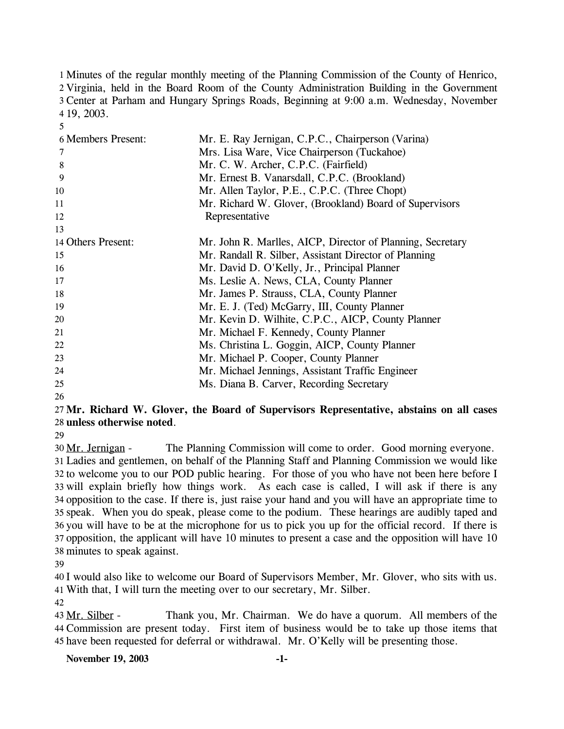Minutes of the regular monthly meeting of the Planning Commission of the County of Henrico, Virginia, held in the Board Room of the County Administration Building in the Government Center at Parham and Hungary Springs Roads, Beginning at 9:00 a.m. Wednesday, November 19, 2003.

| | |
|---|---|
| Members Present: | Mr. E. Ray Jernigan, C.P.C., Chairperson (Varina) |
| | Mrs. Lisa Ware, Vice Chairperson (Tuckahoe) |
| | Mr. C. W. Archer, C.P.C. (Fairfield) |
| | Mr. Ernest B. Vanarsdall, C.P.C. (Brookland) |
| | Mr. Allen Taylor, P.E., C.P.C. (Three Chopt) |
| | Mr. Richard W. Glover, (Brookland) Board of Supervisors Representative |
| Others Present: | Mr. John R. Marlles, AICP, Director of Planning, Secretary |
| | Mr. Randall R. Silber, Assistant Director of Planning |
| | Mr. David D. O'Kelly, Jr., Principal Planner |
| | Ms. Leslie A. News, CLA, County Planner |
| | Mr. James P. Strauss, CLA, County Planner |
| | Mr. E. J. (Ted) McGarry, III, County Planner |
| | Mr. Kevin D. Wilhite, C.P.C., AICP, County Planner |
| | Mr. Michael F. Kennedy, County Planner |
| | Ms. Christina L. Goggin, AICP, County Planner |
| | Mr. Michael P. Cooper, County Planner |
| | Mr. Michael Jennings, Assistant Traffic Engineer |
| | Ms. Diana B. Carver, Recording Secretary |

**Mr. Richard W. Glover, the Board of Supervisors Representative, abstains on all cases unless otherwise noted**.

Mr. Jernigan - The Planning Commission will come to order. Good morning everyone. Ladies and gentlemen, on behalf of the Planning Staff and Planning Commission we would like to welcome you to our POD public hearing. For those of you who have not been here before I will explain briefly how things work. As each case is called, I will ask if there is any opposition to the case. If there is, just raise your hand and you will have an appropriate time to speak. When you do speak, please come to the podium. These hearings are audibly taped and you will have to be at the microphone for us to pick you up for the official record. If there is opposition, the applicant will have 10 minutes to present a case and the opposition will have 10 minutes to speak against.

I would also like to welcome our Board of Supervisors Member, Mr. Glover, who sits with us. With that, I will turn the meeting over to our secretary, Mr. Silber.

Mr. Silber - Thank you, Mr. Chairman. We do have a quorum. All members of the Commission are present today. First item of business would be to take up those items that have been requested for deferral or withdrawal. Mr. O'Kelly will be presenting those.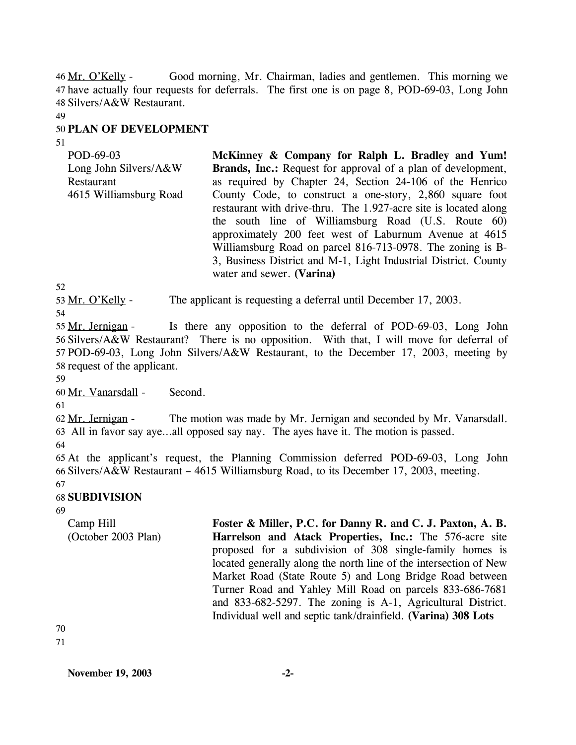Mr. O'Kelly - Good morning, Mr. Chairman, ladies and gentlemen. This morning we have actually four requests for deferrals. The first one is on page 8, POD-69-03, Long John Silvers/A&W Restaurant.

## PLAN OF DEVELOPMENT

| | |
|---|---|
| POD-69-03<br>Long John Silvers/A&W Restaurant<br>4615 Williamsburg Road | **McKinney & Company for Ralph L. Bradley and Yum! Brands, Inc.:** Request for approval of a plan of development, as required by Chapter 24, Section 24-106 of the Henrico County Code, to construct a one-story, 2,860 square foot restaurant with drive-thru. The 1.927-acre site is located along the south line of Williamsburg Road (U.S. Route 60) approximately 200 feet west of Laburnum Avenue at 4615 Williamsburg Road on parcel 816-713-0978. The zoning is B-3, Business District and M-1, Light Industrial District. County water and sewer. **(Varina)** |

Mr. O'Kelly - The applicant is requesting a deferral until December 17, 2003.

Mr. Jernigan - Is there any opposition to the deferral of POD-69-03, Long John Silvers/A&W Restaurant? There is no opposition. With that, I will move for deferral of POD-69-03, Long John Silvers/A&W Restaurant, to the December 17, 2003, meeting by request of the applicant.

Mr. Vanarsdall - Second.

Mr. Jernigan - The motion was made by Mr. Jernigan and seconded by Mr. Vanarsdall. All in favor say aye…all opposed say nay. The ayes have it. The motion is passed.

At the applicant's request, the Planning Commission deferred POD-69-03, Long John Silvers/A&W Restaurant – 4615 Williamsburg Road, to its December 17, 2003, meeting.

## SUBDIVISION

| | |
|---|---|
| Camp Hill<br>(October 2003 Plan) | **Foster & Miller, P.C. for Danny R. and C. J. Paxton, A. B. Harrelson and Atack Properties, Inc.:** The 576-acre site proposed for a subdivision of 308 single-family homes is located generally along the north line of the intersection of New Market Road (State Route 5) and Long Bridge Road between Turner Road and Yahley Mill Road on parcels 833-686-7681 and 833-682-5297. The zoning is A-1, Agricultural District. Individual well and septic tank/drainfield. **(Varina) 308 Lots** |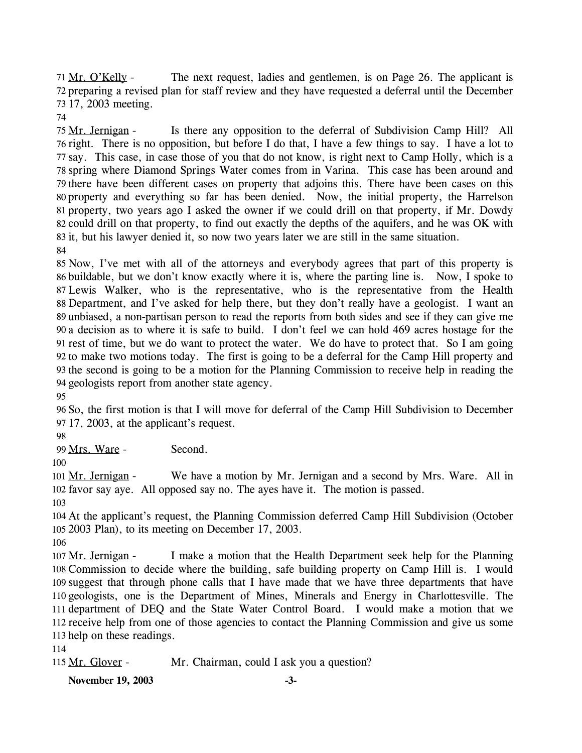Mr. O'Kelly - The next request, ladies and gentlemen, is on Page 26. The applicant is preparing a revised plan for staff review and they have requested a deferral until the December 17, 2003 meeting.

Mr. Jernigan - Is there any opposition to the deferral of Subdivision Camp Hill? All right. There is no opposition, but before I do that, I have a few things to say. I have a lot to say. This case, in case those of you that do not know, is right next to Camp Holly, which is a spring where Diamond Springs Water comes from in Varina. This case has been around and there have been different cases on property that adjoins this. There have been cases on this property and everything so far has been denied. Now, the initial property, the Harrelson property, two years ago I asked the owner if we could drill on that property, if Mr. Dowdy could drill on that property, to find out exactly the depths of the aquifers, and he was OK with it, but his lawyer denied it, so now two years later we are still in the same situation.

Now, I've met with all of the attorneys and everybody agrees that part of this property is buildable, but we don't know exactly where it is, where the parting line is. Now, I spoke to Lewis Walker, who is the representative, who is the representative from the Health Department, and I've asked for help there, but they don't really have a geologist. I want an unbiased, a non-partisan person to read the reports from both sides and see if they can give me a decision as to where it is safe to build. I don't feel we can hold 469 acres hostage for the rest of time, but we do want to protect the water. We do have to protect that. So I am going to make two motions today. The first is going to be a deferral for the Camp Hill property and the second is going to be a motion for the Planning Commission to receive help in reading the geologists report from another state agency.

So, the first motion is that I will move for deferral of the Camp Hill Subdivision to December 17, 2003, at the applicant's request.

Mrs. Ware - Second.

Mr. Jernigan - We have a motion by Mr. Jernigan and a second by Mrs. Ware. All in favor say aye. All opposed say no. The ayes have it. The motion is passed.

At the applicant's request, the Planning Commission deferred Camp Hill Subdivision (October 2003 Plan), to its meeting on December 17, 2003.

Mr. Jernigan - I make a motion that the Health Department seek help for the Planning Commission to decide where the building, safe building property on Camp Hill is. I would suggest that through phone calls that I have made that we have three departments that have geologists, one is the Department of Mines, Minerals and Energy in Charlottesville. The department of DEQ and the State Water Control Board. I would make a motion that we receive help from one of those agencies to contact the Planning Commission and give us some help on these readings.

Mr. Glover - Mr. Chairman, could I ask you a question?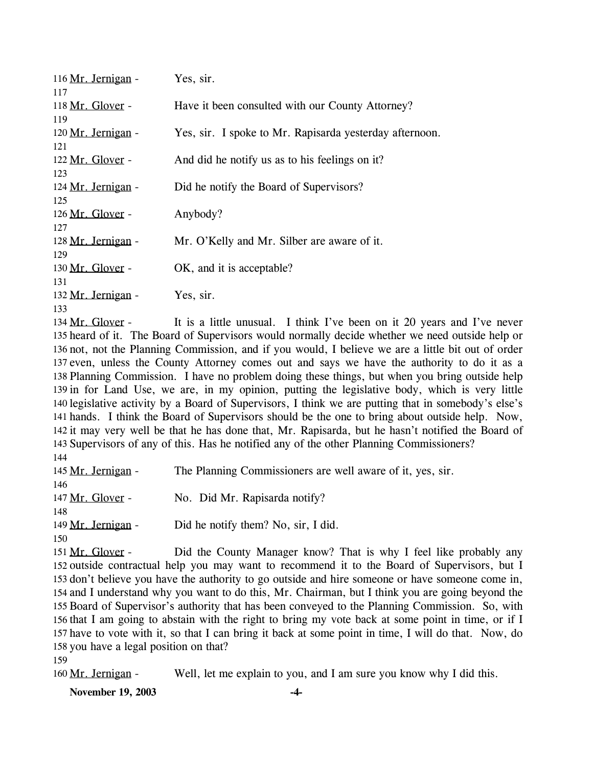116 Mr. Jernigan - Yes, sir.

118 Mr. Glover - Have it been consulted with our County Attorney?

120 Mr. Jernigan - Yes, sir. I spoke to Mr. Rapisarda yesterday afternoon.

122 Mr. Glover - And did he notify us as to his feelings on it?

124 Mr. Jernigan - Did he notify the Board of Supervisors?

126 Mr. Glover - Anybody?

128 Mr. Jernigan - Mr. O'Kelly and Mr. Silber are aware of it.

130 Mr. Glover - OK, and it is acceptable?

132 Mr. Jernigan - Yes, sir.

134 Mr. Glover - It is a little unusual. I think I've been on it 20 years and I've never heard of it. The Board of Supervisors would normally decide whether we need outside help or not, not the Planning Commission, and if you would, I believe we are a little bit out of order even, unless the County Attorney comes out and says we have the authority to do it as a Planning Commission. I have no problem doing these things, but when you bring outside help in for Land Use, we are, in my opinion, putting the legislative body, which is very little legislative activity by a Board of Supervisors, I think we are putting that in somebody's else's hands. I think the Board of Supervisors should be the one to bring about outside help. Now, it may very well be that he has done that, Mr. Rapisarda, but he hasn't notified the Board of Supervisors of any of this. Has he notified any of the other Planning Commissioners?

145 Mr. Jernigan - The Planning Commissioners are well aware of it, yes, sir.

147 Mr. Glover - No. Did Mr. Rapisarda notify?

149 Mr. Jernigan - Did he notify them? No, sir, I did.

151 Mr. Glover - Did the County Manager know? That is why I feel like probably any outside contractual help you may want to recommend it to the Board of Supervisors, but I don't believe you have the authority to go outside and hire someone or have someone come in, and I understand why you want to do this, Mr. Chairman, but I think you are going beyond the Board of Supervisor's authority that has been conveyed to the Planning Commission. So, with that I am going to abstain with the right to bring my vote back at some point in time, or if I have to vote with it, so that I can bring it back at some point in time, I will do that. Now, do you have a legal position on that?

160 Mr. Jernigan - Well, let me explain to you, and I am sure you know why I did this.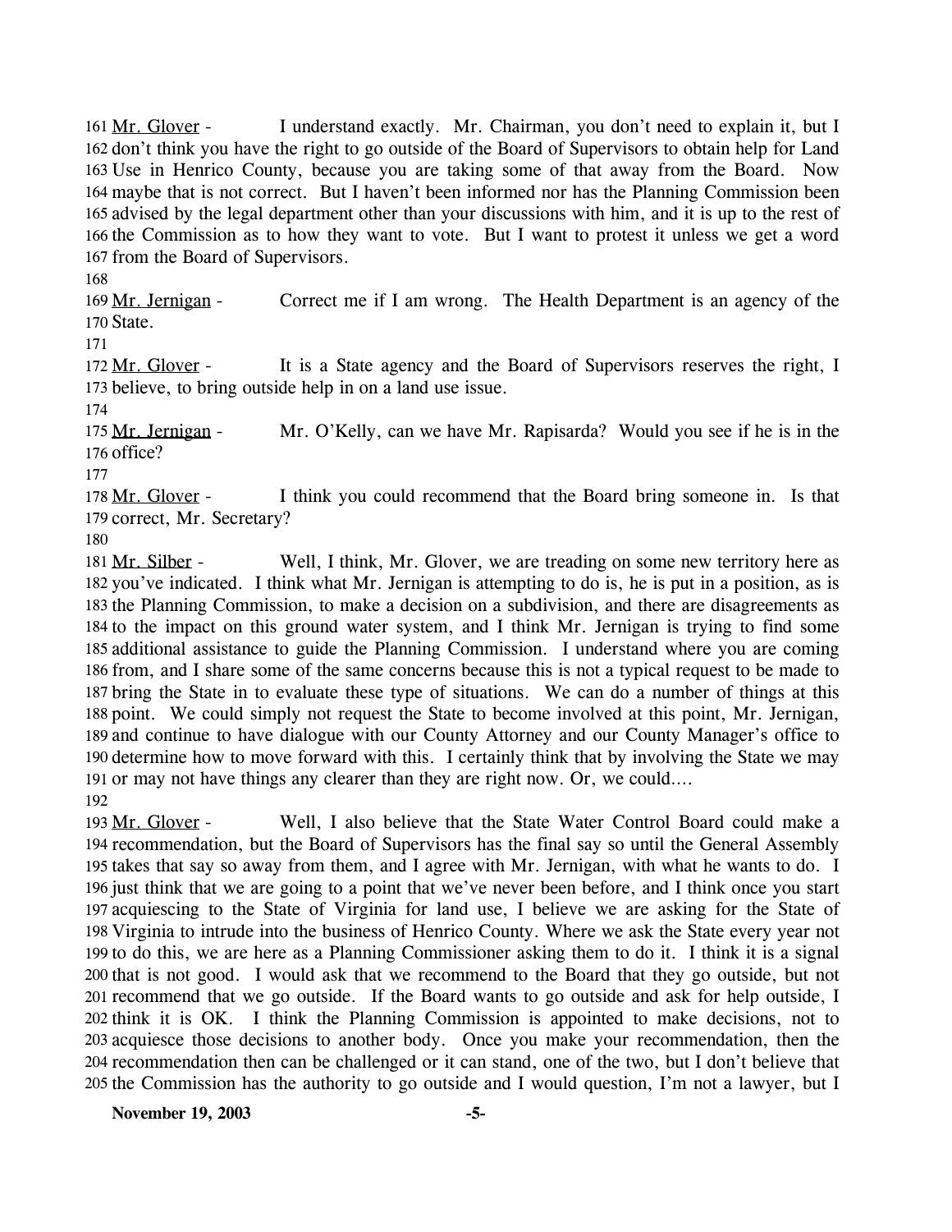Mr. Glover - I understand exactly. Mr. Chairman, you don't need to explain it, but I don't think you have the right to go outside of the Board of Supervisors to obtain help for Land Use in Henrico County, because you are taking some of that away from the Board. Now maybe that is not correct. But I haven't been informed nor has the Planning Commission been advised by the legal department other than your discussions with him, and it is up to the rest of the Commission as to how they want to vote. But I want to protest it unless we get a word from the Board of Supervisors.

Mr. Jernigan - Correct me if I am wrong. The Health Department is an agency of the State.

Mr. Glover - It is a State agency and the Board of Supervisors reserves the right, I believe, to bring outside help in on a land use issue.

Mr. Jernigan - Mr. O'Kelly, can we have Mr. Rapisarda? Would you see if he is in the office?

Mr. Glover - I think you could recommend that the Board bring someone in. Is that correct, Mr. Secretary?

Mr. Silber - Well, I think, Mr. Glover, we are treading on some new territory here as you've indicated. I think what Mr. Jernigan is attempting to do is, he is put in a position, as is the Planning Commission, to make a decision on a subdivision, and there are disagreements as to the impact on this ground water system, and I think Mr. Jernigan is trying to find some additional assistance to guide the Planning Commission. I understand where you are coming from, and I share some of the same concerns because this is not a typical request to be made to bring the State in to evaluate these type of situations. We can do a number of things at this point. We could simply not request the State to become involved at this point, Mr. Jernigan, and continue to have dialogue with our County Attorney and our County Manager's office to determine how to move forward with this. I certainly think that by involving the State we may or may not have things any clearer than they are right now. Or, we could….

Mr. Glover - Well, I also believe that the State Water Control Board could make a recommendation, but the Board of Supervisors has the final say so until the General Assembly takes that say so away from them, and I agree with Mr. Jernigan, with what he wants to do. I just think that we are going to a point that we've never been before, and I think once you start acquiescing to the State of Virginia for land use, I believe we are asking for the State of Virginia to intrude into the business of Henrico County. Where we ask the State every year not to do this, we are here as a Planning Commissioner asking them to do it. I think it is a signal that is not good. I would ask that we recommend to the Board that they go outside, but not recommend that we go outside. If the Board wants to go outside and ask for help outside, I think it is OK. I think the Planning Commission is appointed to make decisions, not to acquiesce those decisions to another body. Once you make your recommendation, then the recommendation then can be challenged or it can stand, one of the two, but I don't believe that the Commission has the authority to go outside and I would question, I'm not a lawyer, but I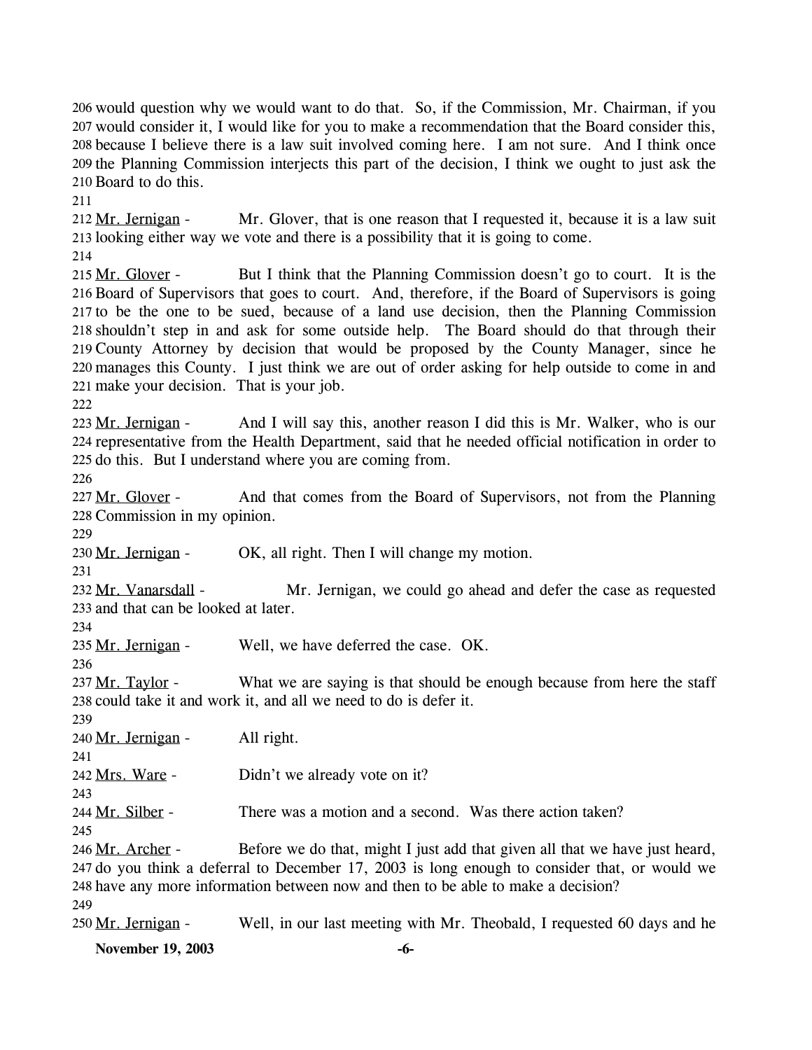would question why we would want to do that. So, if the Commission, Mr. Chairman, if you would consider it, I would like for you to make a recommendation that the Board consider this, because I believe there is a law suit involved coming here. I am not sure. And I think once the Planning Commission interjects this part of the decision, I think we ought to just ask the Board to do this.

Mr. Jernigan - Mr. Glover, that is one reason that I requested it, because it is a law suit looking either way we vote and there is a possibility that it is going to come.

Mr. Glover - But I think that the Planning Commission doesn't go to court. It is the Board of Supervisors that goes to court. And, therefore, if the Board of Supervisors is going to be the one to be sued, because of a land use decision, then the Planning Commission shouldn't step in and ask for some outside help. The Board should do that through their County Attorney by decision that would be proposed by the County Manager, since he manages this County. I just think we are out of order asking for help outside to come in and make your decision. That is your job.

Mr. Jernigan - And I will say this, another reason I did this is Mr. Walker, who is our representative from the Health Department, said that he needed official notification in order to do this. But I understand where you are coming from.

Mr. Glover - And that comes from the Board of Supervisors, not from the Planning Commission in my opinion.

Mr. Jernigan - OK, all right. Then I will change my motion.

Mr. Vanarsdall - Mr. Jernigan, we could go ahead and defer the case as requested and that can be looked at later.

Mr. Jernigan - Well, we have deferred the case. OK.

Mr. Taylor - What we are saying is that should be enough because from here the staff could take it and work it, and all we need to do is defer it.

Mr. Jernigan - All right.

Mrs. Ware - Didn't we already vote on it?

Mr. Silber - There was a motion and a second. Was there action taken?

Mr. Archer - Before we do that, might I just add that given all that we have just heard, do you think a deferral to December 17, 2003 is long enough to consider that, or would we have any more information between now and then to be able to make a decision?

Mr. Jernigan - Well, in our last meeting with Mr. Theobald, I requested 60 days and he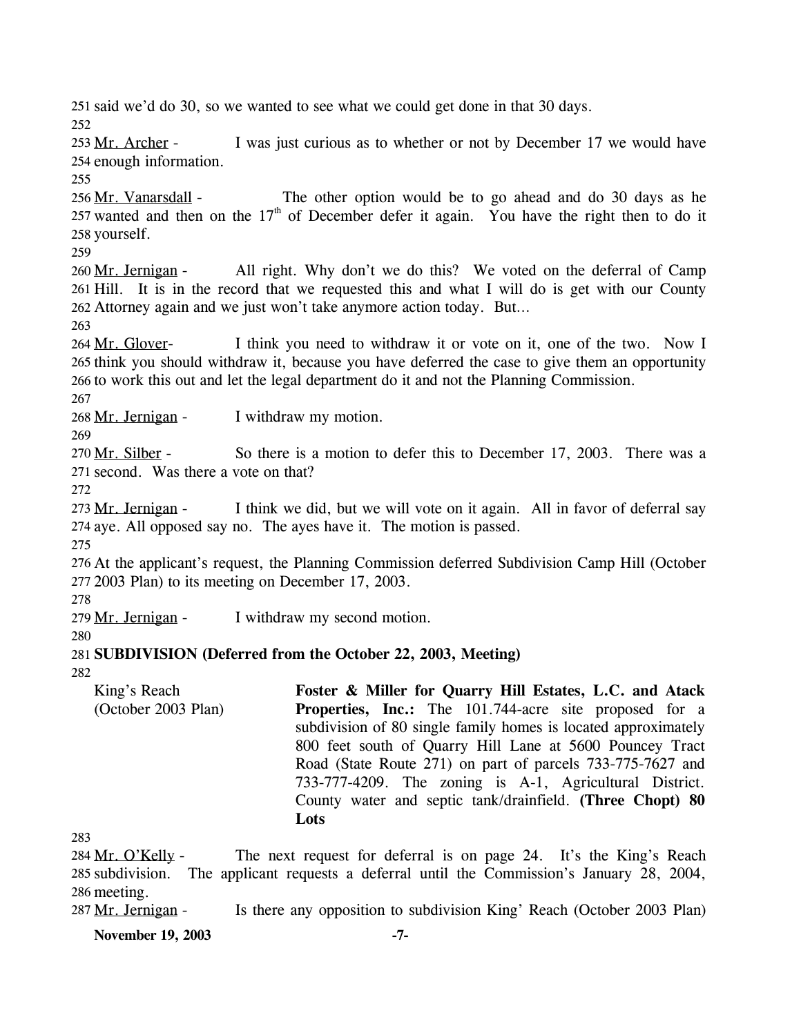251 said we'd do 30, so we wanted to see what we could get done in that 30 days.

252

253 Mr. Archer - I was just curious as to whether or not by December 17 we would have 254 enough information.

255

256 Mr. Vanarsdall - The other option would be to go ahead and do 30 days as he 257 wanted and then on the 17th of December defer it again. You have the right then to do it 258 yourself.

259

260 Mr. Jernigan - All right. Why don't we do this? We voted on the deferral of Camp 261 Hill. It is in the record that we requested this and what I will do is get with our County 262 Attorney again and we just won't take anymore action today. But…

263

264 Mr. Glover- I think you need to withdraw it or vote on it, one of the two. Now I 265 think you should withdraw it, because you have deferred the case to give them an opportunity 266 to work this out and let the legal department do it and not the Planning Commission.

267

268 Mr. Jernigan - I withdraw my motion.

269

270 Mr. Silber - So there is a motion to defer this to December 17, 2003. There was a 271 second. Was there a vote on that?

272

273 Mr. Jernigan - I think we did, but we will vote on it again. All in favor of deferral say 274 aye. All opposed say no. The ayes have it. The motion is passed.

275

276 At the applicant's request, the Planning Commission deferred Subdivision Camp Hill (October 277 2003 Plan) to its meeting on December 17, 2003.

278

279 Mr. Jernigan - I withdraw my second motion.

280

281 **SUBDIVISION (Deferred from the October 22, 2003, Meeting)**

282

King's Reach (October 2003 Plan)

**Foster & Miller for Quarry Hill Estates, L.C. and Atack Properties, Inc.:** The 101.744-acre site proposed for a subdivision of 80 single family homes is located approximately 800 feet south of Quarry Hill Lane at 5600 Pouncey Tract Road (State Route 271) on part of parcels 733-775-7627 and 733-777-4209. The zoning is A-1, Agricultural District. County water and septic tank/drainfield. **(Three Chopt) 80 Lots**

283

284 Mr. O'Kelly - The next request for deferral is on page 24. It's the King's Reach 285 subdivision. The applicant requests a deferral until the Commission's January 28, 2004, 286 meeting.

287 Mr. Jernigan - Is there any opposition to subdivision King' Reach (October 2003 Plan)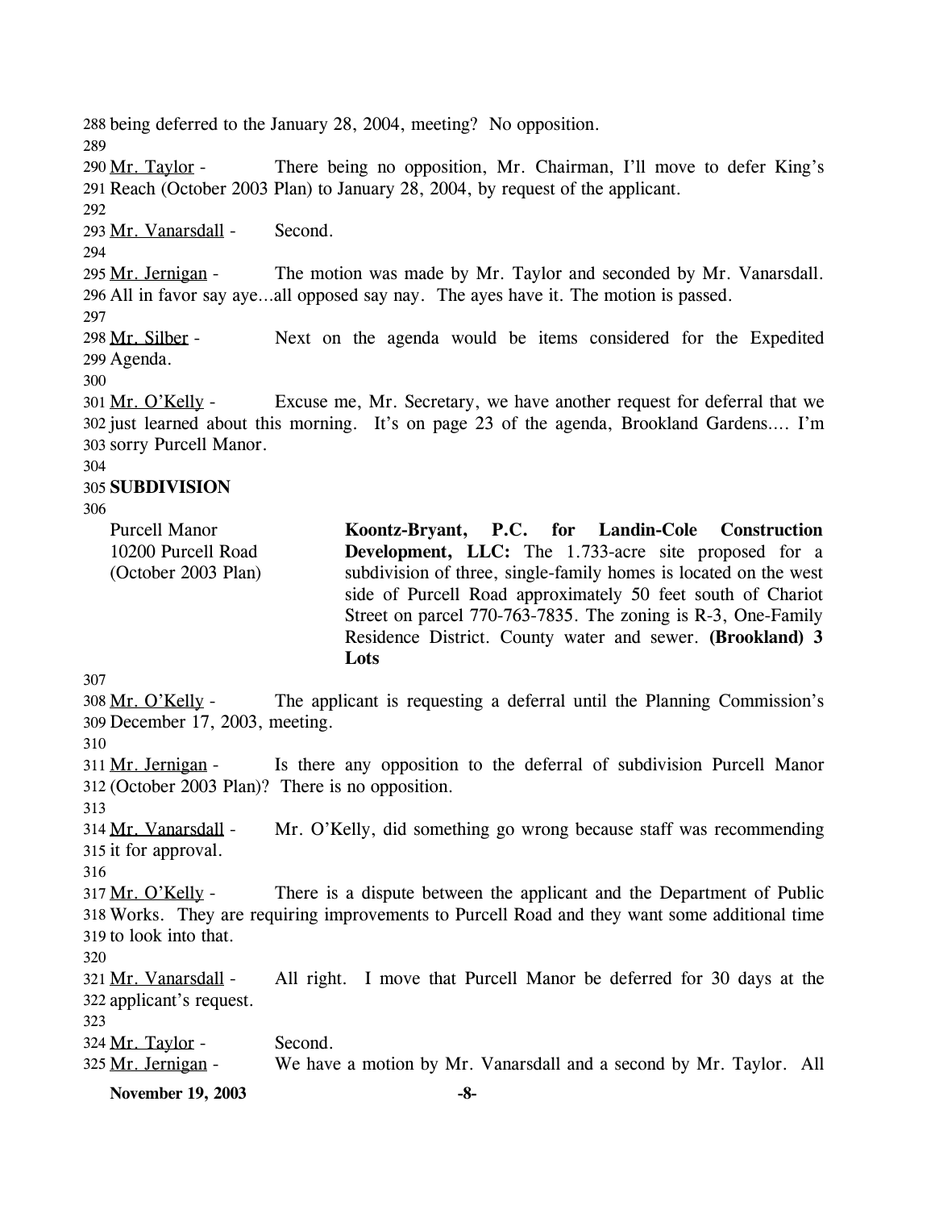being deferred to the January 28, 2004, meeting? No opposition.

Mr. Taylor - There being no opposition, Mr. Chairman, I'll move to defer King's Reach (October 2003 Plan) to January 28, 2004, by request of the applicant.

Mr. Vanarsdall - Second.

Mr. Jernigan - The motion was made by Mr. Taylor and seconded by Mr. Vanarsdall. All in favor say aye…all opposed say nay. The ayes have it. The motion is passed.

Mr. Silber - Next on the agenda would be items considered for the Expedited Agenda.

Mr. O'Kelly - Excuse me, Mr. Secretary, we have another request for deferral that we just learned about this morning. It's on page 23 of the agenda, Brookland Gardens.… I'm sorry Purcell Manor.

**SUBDIVISION**

| | |
|---|---|
| Purcell Manor<br>10200 Purcell Road<br>(October 2003 Plan) | **Koontz-Bryant, P.C. for Landin-Cole Construction Development, LLC:** The 1.733-acre site proposed for a subdivision of three, single-family homes is located on the west side of Purcell Road approximately 50 feet south of Chariot Street on parcel 770-763-7835. The zoning is R-3, One-Family Residence District. County water and sewer. **(Brookland) 3 Lots** |

Mr. O'Kelly - The applicant is requesting a deferral until the Planning Commission's December 17, 2003, meeting.

Mr. Jernigan - Is there any opposition to the deferral of subdivision Purcell Manor (October 2003 Plan)? There is no opposition.

Mr. Vanarsdall - Mr. O'Kelly, did something go wrong because staff was recommending it for approval.

Mr. O'Kelly - There is a dispute between the applicant and the Department of Public Works. They are requiring improvements to Purcell Road and they want some additional time to look into that.

Mr. Vanarsdall - All right. I move that Purcell Manor be deferred for 30 days at the applicant's request.

Mr. Taylor - Second.

Mr. Jernigan - We have a motion by Mr. Vanarsdall and a second by Mr. Taylor. All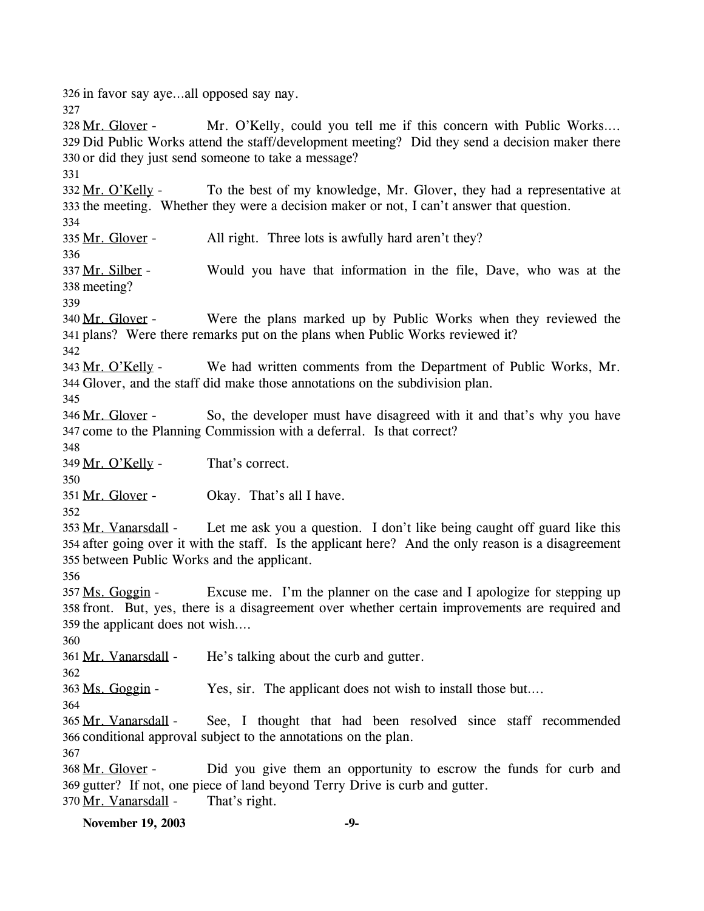326 in favor say aye…all opposed say nay.

327

328 Mr. Glover - Mr. O'Kelly, could you tell me if this concern with Public Works…. 329 Did Public Works attend the staff/development meeting? Did they send a decision maker there 330 or did they just send someone to take a message?

331

332 Mr. O'Kelly - To the best of my knowledge, Mr. Glover, they had a representative at 333 the meeting. Whether they were a decision maker or not, I can't answer that question.

334

335 Mr. Glover - All right. Three lots is awfully hard aren't they?

336

337 Mr. Silber - Would you have that information in the file, Dave, who was at the 338 meeting?

339

340 Mr. Glover - Were the plans marked up by Public Works when they reviewed the 341 plans? Were there remarks put on the plans when Public Works reviewed it?

342

343 Mr. O'Kelly - We had written comments from the Department of Public Works, Mr. 344 Glover, and the staff did make those annotations on the subdivision plan.

345

346 Mr. Glover - So, the developer must have disagreed with it and that's why you have 347 come to the Planning Commission with a deferral. Is that correct?

348

349 Mr. O'Kelly - That's correct.

350

351 Mr. Glover - Okay. That's all I have.

352

353 Mr. Vanarsdall - Let me ask you a question. I don't like being caught off guard like this 354 after going over it with the staff. Is the applicant here? And the only reason is a disagreement 355 between Public Works and the applicant.

356

357 Ms. Goggin - Excuse me. I'm the planner on the case and I apologize for stepping up 358 front. But, yes, there is a disagreement over whether certain improvements are required and 359 the applicant does not wish….

360

361 Mr. Vanarsdall - He's talking about the curb and gutter.

362

363 Ms. Goggin - Yes, sir. The applicant does not wish to install those but….

364

365 Mr. Vanarsdall - See, I thought that had been resolved since staff recommended 366 conditional approval subject to the annotations on the plan.

367

368 Mr. Glover - Did you give them an opportunity to escrow the funds for curb and 369 gutter? If not, one piece of land beyond Terry Drive is curb and gutter.

370 Mr. Vanarsdall - That's right.

**November 19, 2003**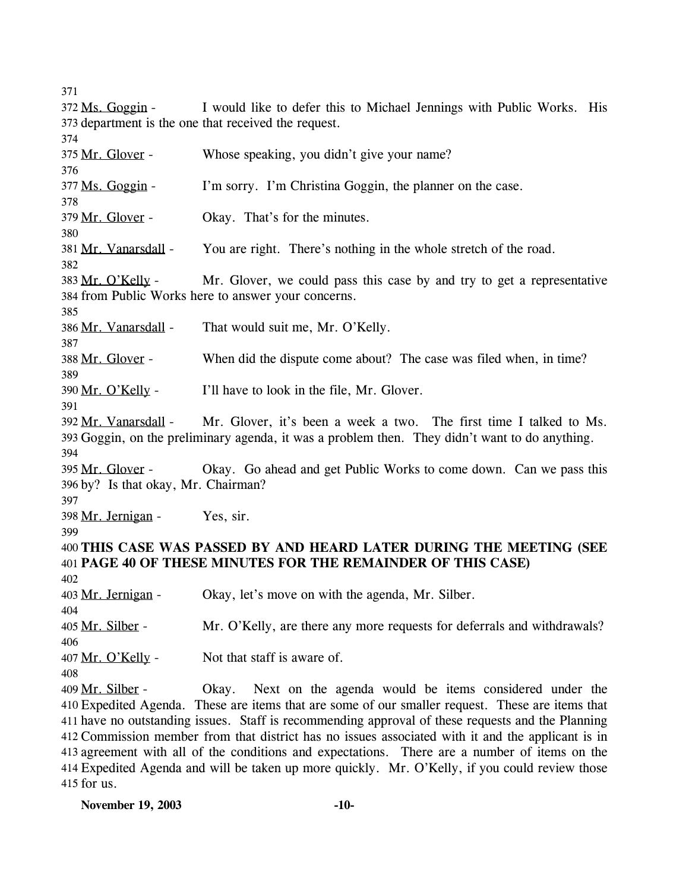Ms. Goggin - I would like to defer this to Michael Jennings with Public Works. His department is the one that received the request.

Mr. Glover - Whose speaking, you didn't give your name?

Ms. Goggin - I'm sorry. I'm Christina Goggin, the planner on the case.

Mr. Glover - Okay. That's for the minutes.

Mr. Vanarsdall - You are right. There's nothing in the whole stretch of the road.

Mr. O'Kelly - Mr. Glover, we could pass this case by and try to get a representative from Public Works here to answer your concerns.

Mr. Vanarsdall - That would suit me, Mr. O'Kelly.

Mr. Glover - When did the dispute come about? The case was filed when, in time?

Mr. O'Kelly - I'll have to look in the file, Mr. Glover.

Mr. Vanarsdall - Mr. Glover, it's been a week a two. The first time I talked to Ms. Goggin, on the preliminary agenda, it was a problem then. They didn't want to do anything.

Mr. Glover - Okay. Go ahead and get Public Works to come down. Can we pass this by? Is that okay, Mr. Chairman?

Mr. Jernigan - Yes, sir.

**THIS CASE WAS PASSED BY AND HEARD LATER DURING THE MEETING (SEE PAGE 40 OF THESE MINUTES FOR THE REMAINDER OF THIS CASE)**

Mr. Jernigan - Okay, let's move on with the agenda, Mr. Silber.

Mr. Silber - Mr. O'Kelly, are there any more requests for deferrals and withdrawals?

Mr. O'Kelly - Not that staff is aware of.

Mr. Silber - Okay. Next on the agenda would be items considered under the Expedited Agenda. These are items that are some of our smaller request. These are items that have no outstanding issues. Staff is recommending approval of these requests and the Planning Commission member from that district has no issues associated with it and the applicant is in agreement with all of the conditions and expectations. There are a number of items on the Expedited Agenda and will be taken up more quickly. Mr. O'Kelly, if you could review those for us.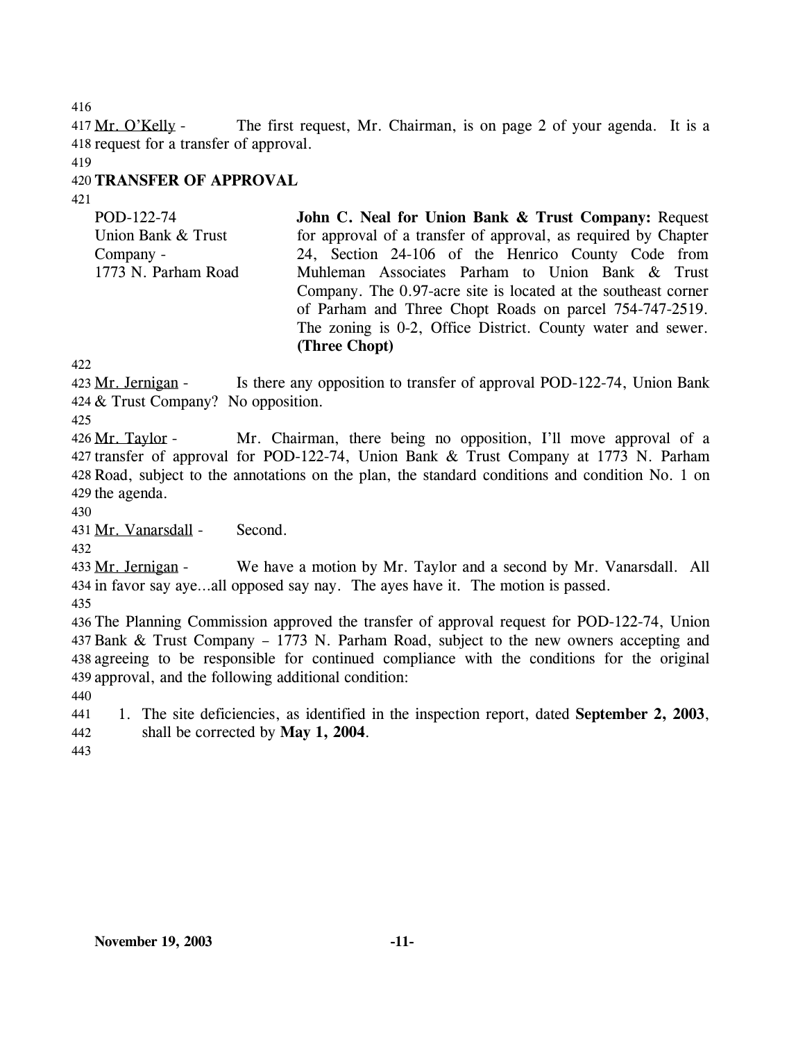Mr. O'Kelly - The first request, Mr. Chairman, is on page 2 of your agenda. It is a request for a transfer of approval.

## TRANSFER OF APPROVAL

| | |
|---|---|
| POD-122-74<br>Union Bank & Trust Company -<br>1773 N. Parham Road | **John C. Neal for Union Bank & Trust Company:** Request for approval of a transfer of approval, as required by Chapter 24, Section 24-106 of the Henrico County Code from Muhleman Associates Parham to Union Bank & Trust Company. The 0.97-acre site is located at the southeast corner of Parham and Three Chopt Roads on parcel 754-747-2519. The zoning is 0-2, Office District. County water and sewer. **(Three Chopt)** |

Mr. Jernigan - Is there any opposition to transfer of approval POD-122-74, Union Bank & Trust Company? No opposition.

Mr. Taylor - Mr. Chairman, there being no opposition, I'll move approval of a transfer of approval for POD-122-74, Union Bank & Trust Company at 1773 N. Parham Road, subject to the annotations on the plan, the standard conditions and condition No. 1 on the agenda.

Mr. Vanarsdall - Second.

Mr. Jernigan - We have a motion by Mr. Taylor and a second by Mr. Vanarsdall. All in favor say aye…all opposed say nay. The ayes have it. The motion is passed.

The Planning Commission approved the transfer of approval request for POD-122-74, Union Bank & Trust Company – 1773 N. Parham Road, subject to the new owners accepting and agreeing to be responsible for continued compliance with the conditions for the original approval, and the following additional condition:

1. The site deficiencies, as identified in the inspection report, dated **September 2, 2003**, shall be corrected by **May 1, 2004**.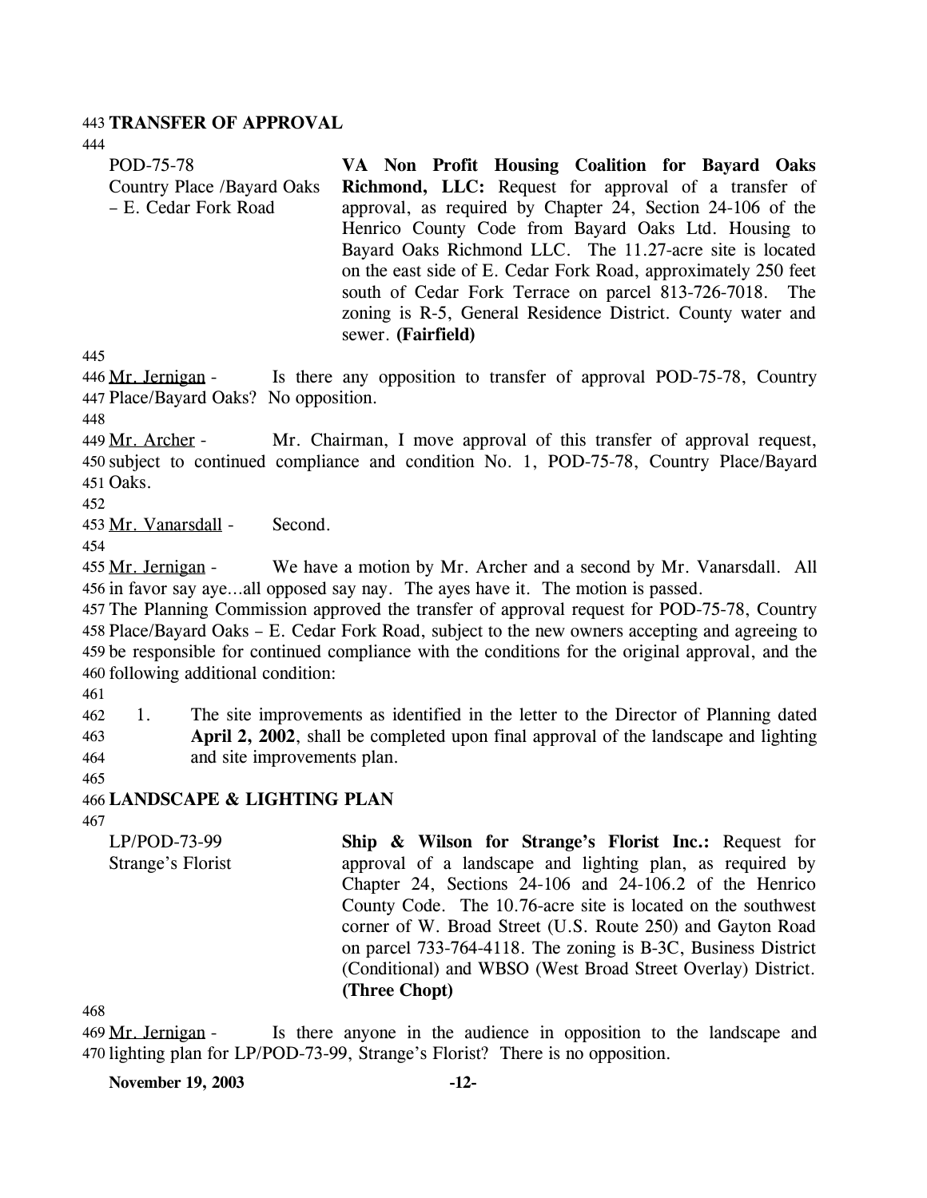## TRANSFER OF APPROVAL

POD-75-78
Country Place /Bayard Oaks – E. Cedar Fork Road

**VA Non Profit Housing Coalition for Bayard Oaks Richmond, LLC:** Request for approval of a transfer of approval, as required by Chapter 24, Section 24-106 of the Henrico County Code from Bayard Oaks Ltd. Housing to Bayard Oaks Richmond LLC. The 11.27-acre site is located on the east side of E. Cedar Fork Road, approximately 250 feet south of Cedar Fork Terrace on parcel 813-726-7018. The zoning is R-5, General Residence District. County water and sewer. **(Fairfield)**

Mr. Jernigan - Is there any opposition to transfer of approval POD-75-78, Country Place/Bayard Oaks? No opposition.

Mr. Archer - Mr. Chairman, I move approval of this transfer of approval request, subject to continued compliance and condition No. 1, POD-75-78, Country Place/Bayard Oaks.

Mr. Vanarsdall - Second.

Mr. Jernigan - We have a motion by Mr. Archer and a second by Mr. Vanarsdall. All in favor say aye…all opposed say nay. The ayes have it. The motion is passed.

The Planning Commission approved the transfer of approval request for POD-75-78, Country Place/Bayard Oaks – E. Cedar Fork Road, subject to the new owners accepting and agreeing to be responsible for continued compliance with the conditions for the original approval, and the following additional condition:

1. The site improvements as identified in the letter to the Director of Planning dated **April 2, 2002**, shall be completed upon final approval of the landscape and lighting and site improvements plan.

## LANDSCAPE & LIGHTING PLAN

LP/POD-73-99
Strange's Florist

**Ship & Wilson for Strange's Florist Inc.:** Request for approval of a landscape and lighting plan, as required by Chapter 24, Sections 24-106 and 24-106.2 of the Henrico County Code. The 10.76-acre site is located on the southwest corner of W. Broad Street (U.S. Route 250) and Gayton Road on parcel 733-764-4118. The zoning is B-3C, Business District (Conditional) and WBSO (West Broad Street Overlay) District. **(Three Chopt)**

Mr. Jernigan - Is there anyone in the audience in opposition to the landscape and lighting plan for LP/POD-73-99, Strange's Florist? There is no opposition.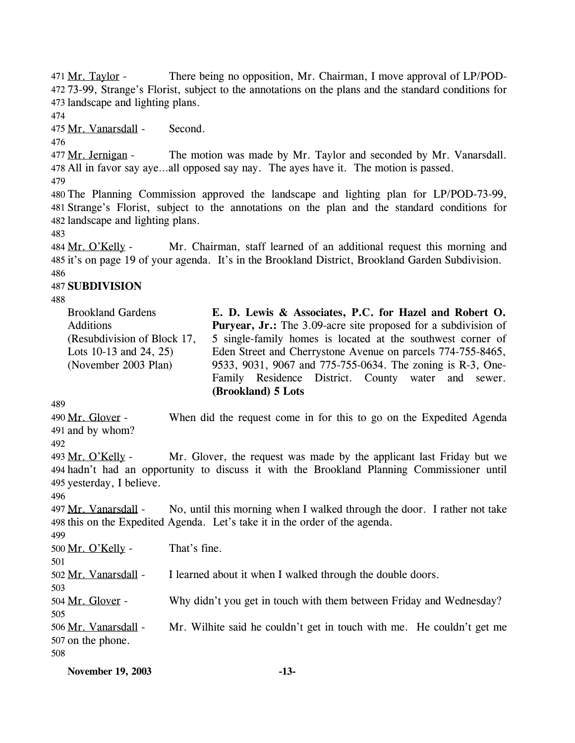Mr. Taylor - There being no opposition, Mr. Chairman, I move approval of LP/POD-73-99, Strange's Florist, subject to the annotations on the plans and the standard conditions for landscape and lighting plans.

Mr. Vanarsdall - Second.

Mr. Jernigan - The motion was made by Mr. Taylor and seconded by Mr. Vanarsdall. All in favor say aye…all opposed say nay. The ayes have it. The motion is passed.

The Planning Commission approved the landscape and lighting plan for LP/POD-73-99, Strange's Florist, subject to the annotations on the plan and the standard conditions for landscape and lighting plans.

Mr. O'Kelly - Mr. Chairman, staff learned of an additional request this morning and it's on page 19 of your agenda. It's in the Brookland District, Brookland Garden Subdivision.

**SUBDIVISION**

| | |
|---|---|
| Brookland Gardens Additions (Resubdivision of Block 17, Lots 10-13 and 24, 25) (November 2003 Plan) | **E. D. Lewis & Associates, P.C. for Hazel and Robert O. Puryear, Jr.:** The 3.09-acre site proposed for a subdivision of 5 single-family homes is located at the southwest corner of Eden Street and Cherrystone Avenue on parcels 774-755-8465, 9533, 9031, 9067 and 775-755-0634. The zoning is R-3, One-Family Residence District. County water and sewer. **(Brookland) 5 Lots** |

Mr. Glover - When did the request come in for this to go on the Expedited Agenda and by whom?

Mr. O'Kelly - Mr. Glover, the request was made by the applicant last Friday but we hadn't had an opportunity to discuss it with the Brookland Planning Commissioner until yesterday, I believe.

Mr. Vanarsdall - No, until this morning when I walked through the door. I rather not take this on the Expedited Agenda. Let's take it in the order of the agenda.

Mr. O'Kelly - That's fine.

Mr. Vanarsdall - I learned about it when I walked through the double doors.

Mr. Glover - Why didn't you get in touch with them between Friday and Wednesday?

Mr. Vanarsdall - Mr. Wilhite said he couldn't get in touch with me. He couldn't get me on the phone.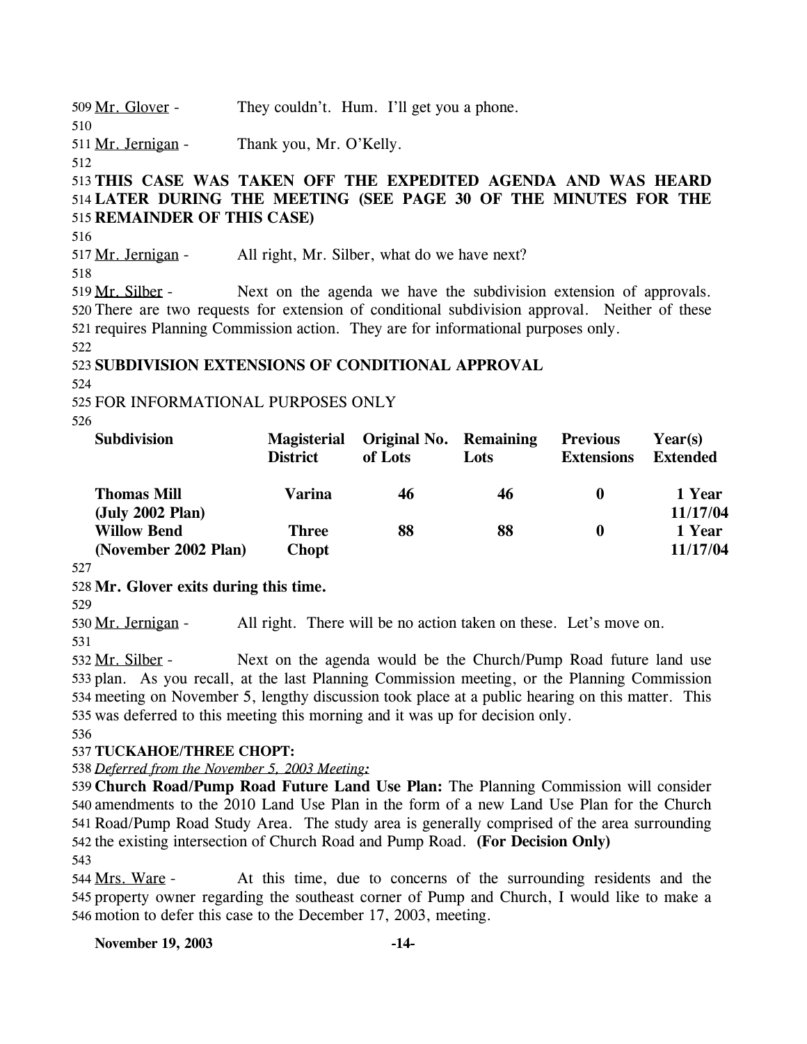Mr. Glover - They couldn't. Hum. I'll get you a phone.

Mr. Jernigan - Thank you, Mr. O'Kelly.

**THIS CASE WAS TAKEN OFF THE EXPEDITED AGENDA AND WAS HEARD LATER DURING THE MEETING (SEE PAGE 30 OF THE MINUTES FOR THE REMAINDER OF THIS CASE)**

Mr. Jernigan - All right, Mr. Silber, what do we have next?

Mr. Silber - Next on the agenda we have the subdivision extension of approvals. There are two requests for extension of conditional subdivision approval. Neither of these requires Planning Commission action. They are for informational purposes only.

**SUBDIVISION EXTENSIONS OF CONDITIONAL APPROVAL**

FOR INFORMATIONAL PURPOSES ONLY

| Subdivision | Magisterial District | Original No. of Lots | Remaining Lots | Previous Extensions | Year(s) Extended |
|---|---|---|---|---|---|
| **Thomas Mill (July 2002 Plan)** | **Varina** | **46** | **46** | **0** | **1 Year 11/17/04** |
| **Willow Bend (November 2002 Plan)** | **Three Chopt** | **88** | **88** | **0** | **1 Year 11/17/04** |

**Mr. Glover exits during this time.**

Mr. Jernigan - All right. There will be no action taken on these. Let's move on.

Mr. Silber - Next on the agenda would be the Church/Pump Road future land use plan. As you recall, at the last Planning Commission meeting, or the Planning Commission meeting on November 5, lengthy discussion took place at a public hearing on this matter. This was deferred to this meeting this morning and it was up for decision only.

**TUCKAHOE/THREE CHOPT:**

*Deferred from the November 5, 2003 Meeting:*

**Church Road/Pump Road Future Land Use Plan:** The Planning Commission will consider amendments to the 2010 Land Use Plan in the form of a new Land Use Plan for the Church Road/Pump Road Study Area. The study area is generally comprised of the area surrounding the existing intersection of Church Road and Pump Road. **(For Decision Only)**

Mrs. Ware - At this time, due to concerns of the surrounding residents and the property owner regarding the southeast corner of Pump and Church, I would like to make a motion to defer this case to the December 17, 2003, meeting.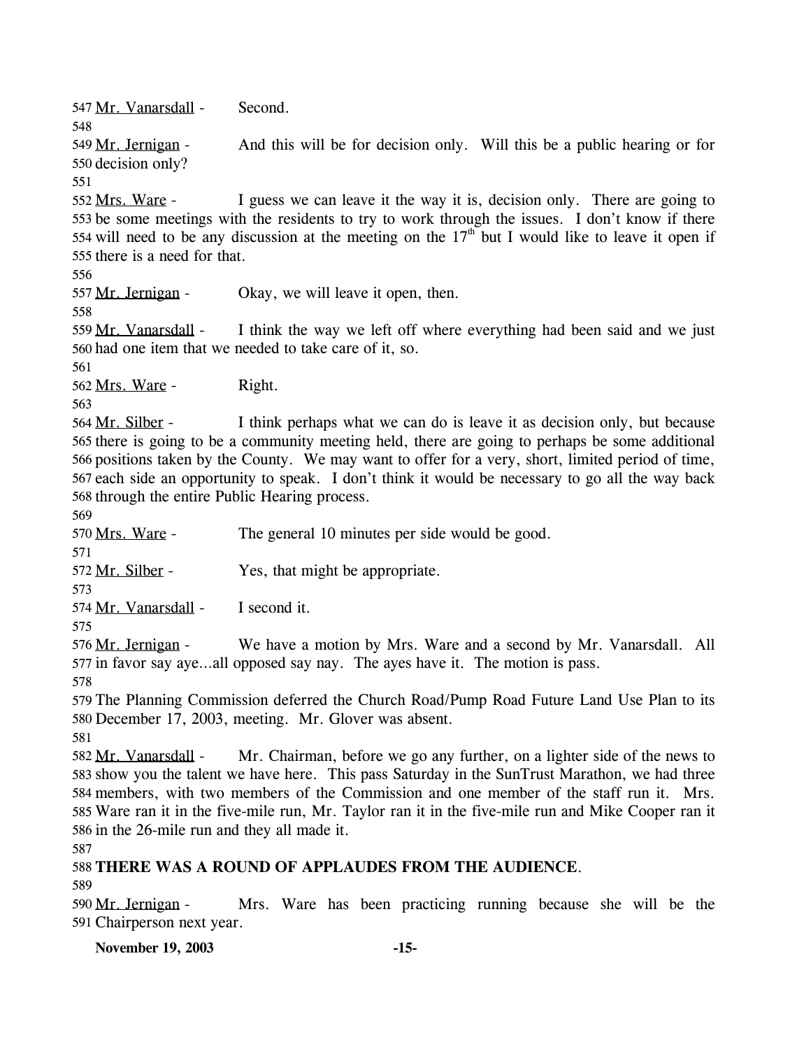547 Mr. Vanarsdall - Second.

548

549 Mr. Jernigan - And this will be for decision only. Will this be a public hearing or for 550 decision only?

551

552 Mrs. Ware - I guess we can leave it the way it is, decision only. There are going to 553 be some meetings with the residents to try to work through the issues. I don't know if there 554 will need to be any discussion at the meeting on the 17th but I would like to leave it open if 555 there is a need for that.

556

557 Mr. Jernigan - Okay, we will leave it open, then.

558

559 Mr. Vanarsdall - I think the way we left off where everything had been said and we just 560 had one item that we needed to take care of it, so.

561

562 Mrs. Ware - Right.

563

564 Mr. Silber - I think perhaps what we can do is leave it as decision only, but because 565 there is going to be a community meeting held, there are going to perhaps be some additional 566 positions taken by the County. We may want to offer for a very, short, limited period of time, 567 each side an opportunity to speak. I don't think it would be necessary to go all the way back 568 through the entire Public Hearing process.

569

570 Mrs. Ware - The general 10 minutes per side would be good.

571

572 Mr. Silber - Yes, that might be appropriate.

573

574 Mr. Vanarsdall - I second it.

575

576 Mr. Jernigan - We have a motion by Mrs. Ware and a second by Mr. Vanarsdall. All 577 in favor say aye…all opposed say nay. The ayes have it. The motion is pass.

578

579 The Planning Commission deferred the Church Road/Pump Road Future Land Use Plan to its 580 December 17, 2003, meeting. Mr. Glover was absent.

581

582 Mr. Vanarsdall - Mr. Chairman, before we go any further, on a lighter side of the news to 583 show you the talent we have here. This pass Saturday in the SunTrust Marathon, we had three 584 members, with two members of the Commission and one member of the staff run it. Mrs. 585 Ware ran it in the five-mile run, Mr. Taylor ran it in the five-mile run and Mike Cooper ran it 586 in the 26-mile run and they all made it.

587

588 **THERE WAS A ROUND OF APPLAUDES FROM THE AUDIENCE**.

589

590 Mr. Jernigan - Mrs. Ware has been practicing running because she will be the 591 Chairperson next year.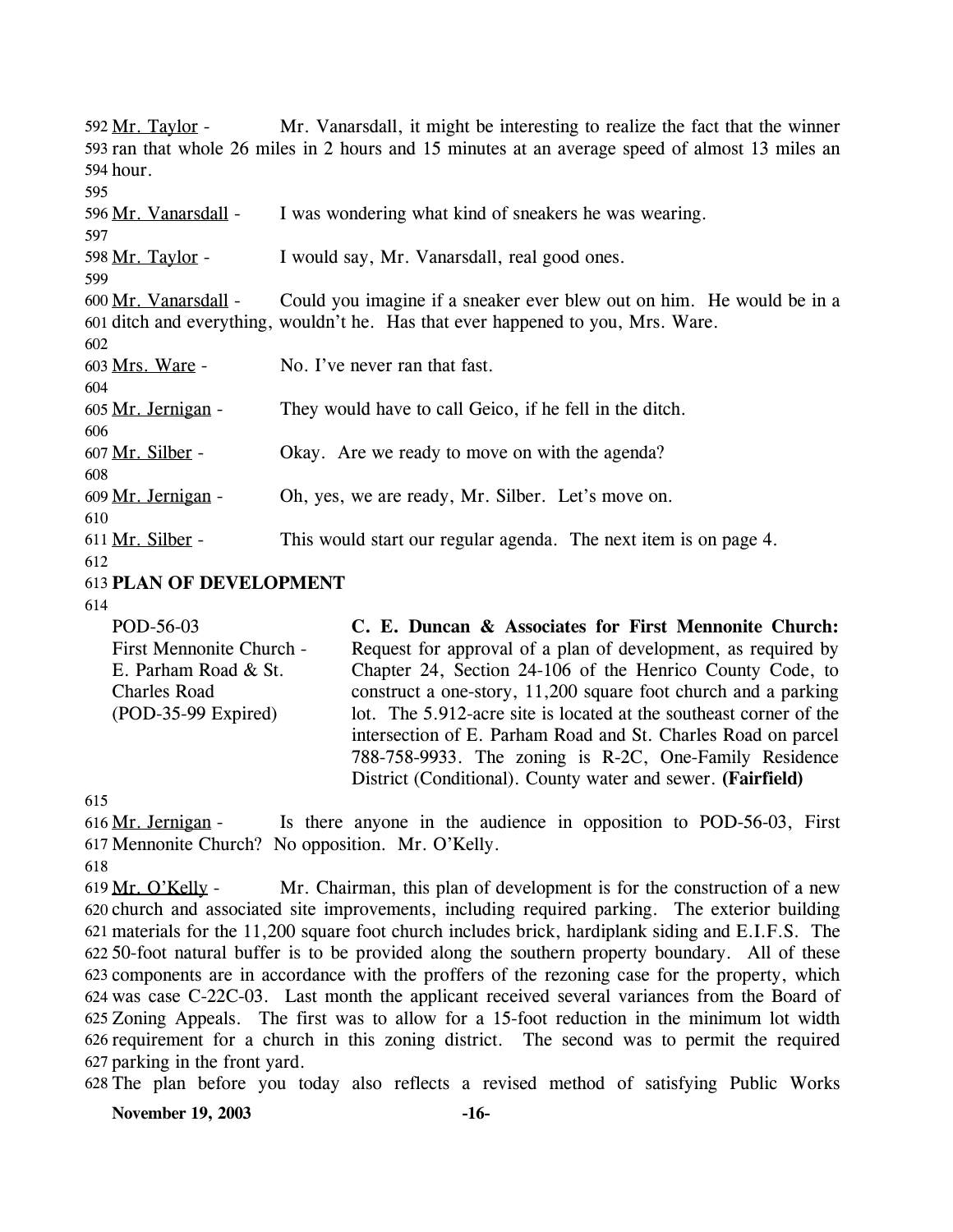Mr. Taylor - Mr. Vanarsdall, it might be interesting to realize the fact that the winner ran that whole 26 miles in 2 hours and 15 minutes at an average speed of almost 13 miles an hour.

Mr. Vanarsdall - I was wondering what kind of sneakers he was wearing.

Mr. Taylor - I would say, Mr. Vanarsdall, real good ones.

Mr. Vanarsdall - Could you imagine if a sneaker ever blew out on him. He would be in a ditch and everything, wouldn't he. Has that ever happened to you, Mrs. Ware.

Mrs. Ware - No. I've never ran that fast.

Mr. Jernigan - They would have to call Geico, if he fell in the ditch.

Mr. Silber - Okay. Are we ready to move on with the agenda?

Mr. Jernigan - Oh, yes, we are ready, Mr. Silber. Let's move on.

Mr. Silber - This would start our regular agenda. The next item is on page 4.

**PLAN OF DEVELOPMENT**

POD-56-03
First Mennonite Church - E. Parham Road & St. Charles Road
(POD-35-99 Expired)

**C. E. Duncan & Associates for First Mennonite Church:** Request for approval of a plan of development, as required by Chapter 24, Section 24-106 of the Henrico County Code, to construct a one-story, 11,200 square foot church and a parking lot. The 5.912-acre site is located at the southeast corner of the intersection of E. Parham Road and St. Charles Road on parcel 788-758-9933. The zoning is R-2C, One-Family Residence District (Conditional). County water and sewer. **(Fairfield)**

Mr. Jernigan - Is there anyone in the audience in opposition to POD-56-03, First Mennonite Church? No opposition. Mr. O'Kelly.

Mr. O'Kelly - Mr. Chairman, this plan of development is for the construction of a new church and associated site improvements, including required parking. The exterior building materials for the 11,200 square foot church includes brick, hardiplank siding and E.I.F.S. The 50-foot natural buffer is to be provided along the southern property boundary. All of these components are in accordance with the proffers of the rezoning case for the property, which was case C-22C-03. Last month the applicant received several variances from the Board of Zoning Appeals. The first was to allow for a 15-foot reduction in the minimum lot width requirement for a church in this zoning district. The second was to permit the required parking in the front yard.
The plan before you today also reflects a revised method of satisfying Public Works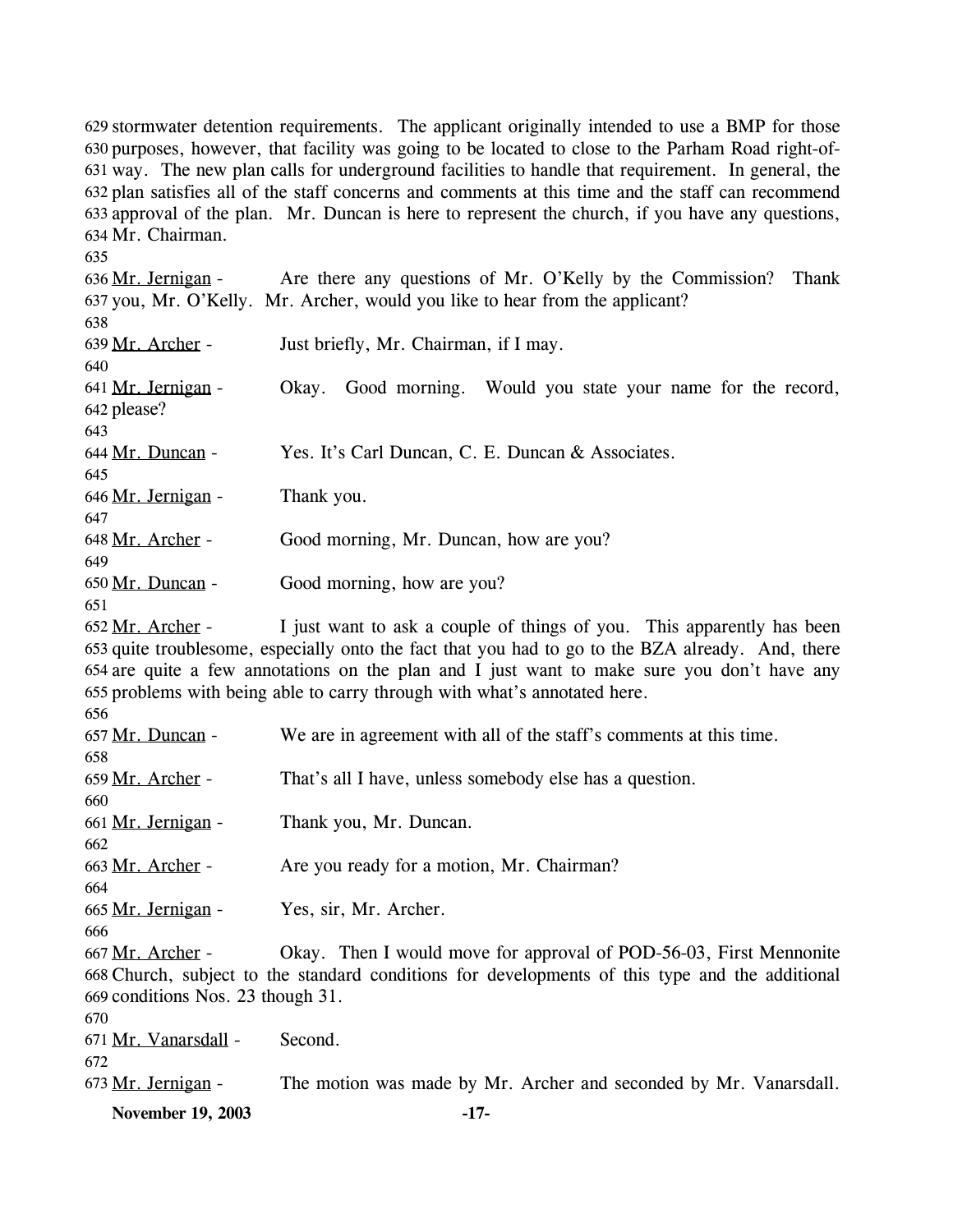stormwater detention requirements. The applicant originally intended to use a BMP for those purposes, however, that facility was going to be located to close to the Parham Road right-of-way. The new plan calls for underground facilities to handle that requirement. In general, the plan satisfies all of the staff concerns and comments at this time and the staff can recommend approval of the plan. Mr. Duncan is here to represent the church, if you have any questions, Mr. Chairman.

Mr. Jernigan - Are there any questions of Mr. O'Kelly by the Commission? Thank you, Mr. O'Kelly. Mr. Archer, would you like to hear from the applicant?

Mr. Archer - Just briefly, Mr. Chairman, if I may.

Mr. Jernigan - Okay. Good morning. Would you state your name for the record, please?

Mr. Duncan - Yes. It's Carl Duncan, C. E. Duncan & Associates.

Mr. Jernigan - Thank you.

Mr. Archer - Good morning, Mr. Duncan, how are you?

Mr. Duncan - Good morning, how are you?

Mr. Archer - I just want to ask a couple of things of you. This apparently has been quite troublesome, especially onto the fact that you had to go to the BZA already. And, there are quite a few annotations on the plan and I just want to make sure you don't have any problems with being able to carry through with what's annotated here.

Mr. Duncan - We are in agreement with all of the staff's comments at this time.

Mr. Archer - That's all I have, unless somebody else has a question.

Mr. Jernigan - Thank you, Mr. Duncan.

Mr. Archer - Are you ready for a motion, Mr. Chairman?

Mr. Jernigan - Yes, sir, Mr. Archer.

Mr. Archer - Okay. Then I would move for approval of POD-56-03, First Mennonite Church, subject to the standard conditions for developments of this type and the additional conditions Nos. 23 though 31.

Mr. Vanarsdall - Second.

Mr. Jernigan - The motion was made by Mr. Archer and seconded by Mr. Vanarsdall.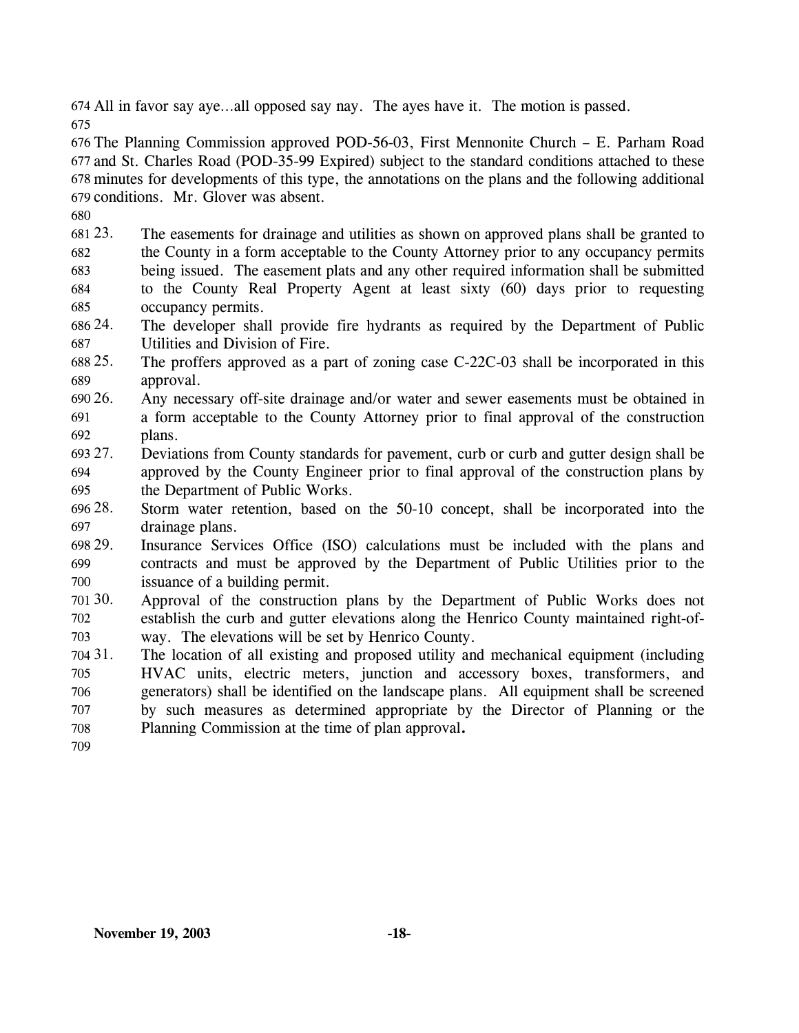All in favor say aye…all opposed say nay. The ayes have it. The motion is passed.

The Planning Commission approved POD-56-03, First Mennonite Church – E. Parham Road and St. Charles Road (POD-35-99 Expired) subject to the standard conditions attached to these minutes for developments of this type, the annotations on the plans and the following additional conditions. Mr. Glover was absent.

23. The easements for drainage and utilities as shown on approved plans shall be granted to the County in a form acceptable to the County Attorney prior to any occupancy permits being issued. The easement plats and any other required information shall be submitted to the County Real Property Agent at least sixty (60) days prior to requesting occupancy permits.
24. The developer shall provide fire hydrants as required by the Department of Public Utilities and Division of Fire.
25. The proffers approved as a part of zoning case C-22C-03 shall be incorporated in this approval.
26. Any necessary off-site drainage and/or water and sewer easements must be obtained in a form acceptable to the County Attorney prior to final approval of the construction plans.
27. Deviations from County standards for pavement, curb or curb and gutter design shall be approved by the County Engineer prior to final approval of the construction plans by the Department of Public Works.
28. Storm water retention, based on the 50-10 concept, shall be incorporated into the drainage plans.
29. Insurance Services Office (ISO) calculations must be included with the plans and contracts and must be approved by the Department of Public Utilities prior to the issuance of a building permit.
30. Approval of the construction plans by the Department of Public Works does not establish the curb and gutter elevations along the Henrico County maintained right-of-way. The elevations will be set by Henrico County.
31. The location of all existing and proposed utility and mechanical equipment (including HVAC units, electric meters, junction and accessory boxes, transformers, and generators) shall be identified on the landscape plans. All equipment shall be screened by such measures as determined appropriate by the Director of Planning or the Planning Commission at the time of plan approval.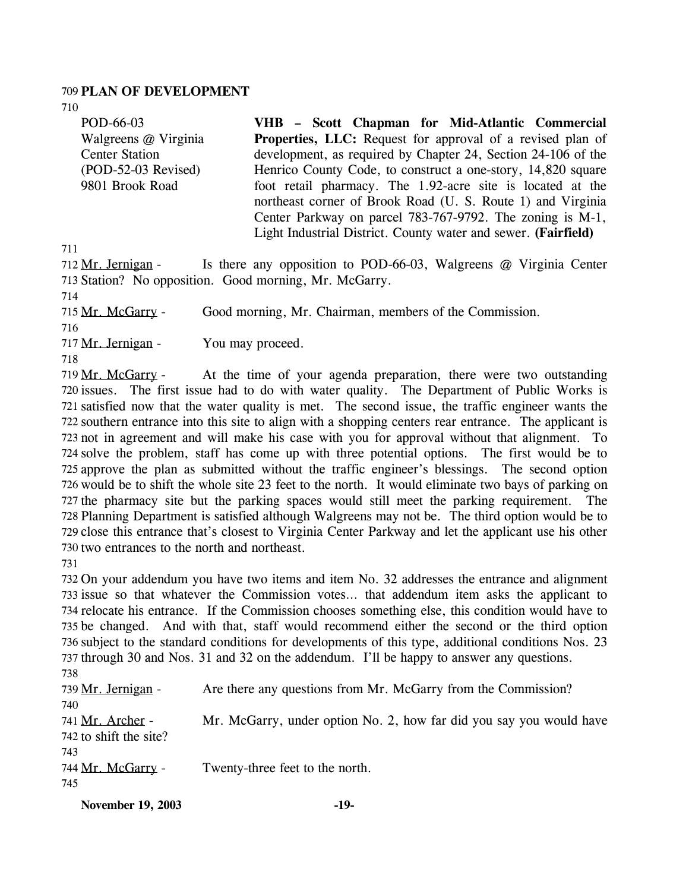**PLAN OF DEVELOPMENT**

POD-66-03
Walgreens @ Virginia Center Station
(POD-52-03 Revised)
9801 Brook Road

**VHB – Scott Chapman for Mid-Atlantic Commercial Properties, LLC:** Request for approval of a revised plan of development, as required by Chapter 24, Section 24-106 of the Henrico County Code, to construct a one-story, 14,820 square foot retail pharmacy. The 1.92-acre site is located at the northeast corner of Brook Road (U. S. Route 1) and Virginia Center Parkway on parcel 783-767-9792. The zoning is M-1, Light Industrial District. County water and sewer. **(Fairfield)**

Mr. Jernigan - Is there any opposition to POD-66-03, Walgreens @ Virginia Center Station? No opposition. Good morning, Mr. McGarry.

Mr. McGarry - Good morning, Mr. Chairman, members of the Commission.

Mr. Jernigan - You may proceed.

Mr. McGarry - At the time of your agenda preparation, there were two outstanding issues. The first issue had to do with water quality. The Department of Public Works is satisfied now that the water quality is met. The second issue, the traffic engineer wants the southern entrance into this site to align with a shopping centers rear entrance. The applicant is not in agreement and will make his case with you for approval without that alignment. To solve the problem, staff has come up with three potential options. The first would be to approve the plan as submitted without the traffic engineer's blessings. The second option would be to shift the whole site 23 feet to the north. It would eliminate two bays of parking on the pharmacy site but the parking spaces would still meet the parking requirement. The Planning Department is satisfied although Walgreens may not be. The third option would be to close this entrance that's closest to Virginia Center Parkway and let the applicant use his other two entrances to the north and northeast.

On your addendum you have two items and item No. 32 addresses the entrance and alignment issue so that whatever the Commission votes... that addendum item asks the applicant to relocate his entrance. If the Commission chooses something else, this condition would have to be changed. And with that, staff would recommend either the second or the third option subject to the standard conditions for developments of this type, additional conditions Nos. 23 through 30 and Nos. 31 and 32 on the addendum. I'll be happy to answer any questions.

Mr. Jernigan - Are there any questions from Mr. McGarry from the Commission?

Mr. Archer - Mr. McGarry, under option No. 2, how far did you say you would have to shift the site?

Mr. McGarry - Twenty-three feet to the north.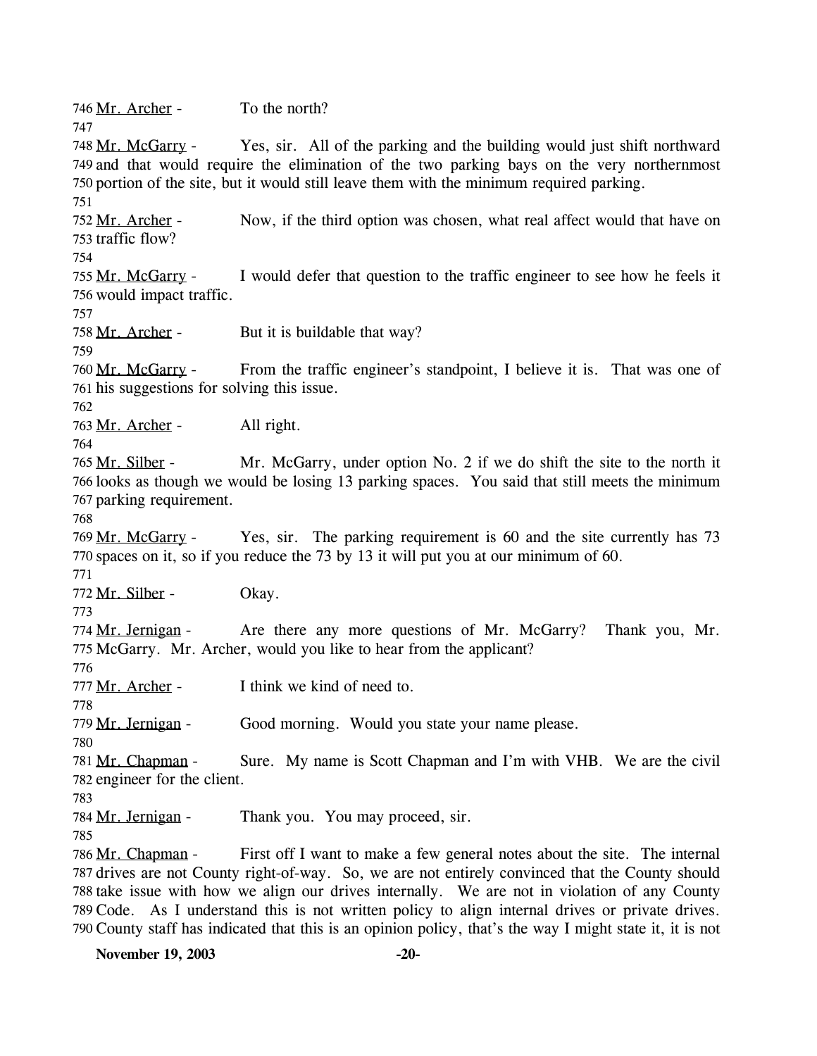746 Mr. Archer - To the north?

747

748 Mr. McGarry - Yes, sir. All of the parking and the building would just shift northward 749 and that would require the elimination of the two parking bays on the very northernmost 750 portion of the site, but it would still leave them with the minimum required parking.

751

752 Mr. Archer - Now, if the third option was chosen, what real affect would that have on 753 traffic flow?

754

755 Mr. McGarry - I would defer that question to the traffic engineer to see how he feels it 756 would impact traffic.

757

758 Mr. Archer - But it is buildable that way?

759

760 Mr. McGarry - From the traffic engineer's standpoint, I believe it is. That was one of 761 his suggestions for solving this issue.

762

763 Mr. Archer - All right.

764

765 Mr. Silber - Mr. McGarry, under option No. 2 if we do shift the site to the north it 766 looks as though we would be losing 13 parking spaces. You said that still meets the minimum 767 parking requirement.

768

769 Mr. McGarry - Yes, sir. The parking requirement is 60 and the site currently has 73 770 spaces on it, so if you reduce the 73 by 13 it will put you at our minimum of 60.

771

772 Mr. Silber - Okay.

773

774 Mr. Jernigan - Are there any more questions of Mr. McGarry? Thank you, Mr. 775 McGarry. Mr. Archer, would you like to hear from the applicant?

776

777 Mr. Archer - I think we kind of need to.

778

779 Mr. Jernigan - Good morning. Would you state your name please.

780

781 Mr. Chapman - Sure. My name is Scott Chapman and I'm with VHB. We are the civil 782 engineer for the client.

783

784 Mr. Jernigan - Thank you. You may proceed, sir.

785

786 Mr. Chapman - First off I want to make a few general notes about the site. The internal 787 drives are not County right-of-way. So, we are not entirely convinced that the County should 788 take issue with how we align our drives internally. We are not in violation of any County 789 Code. As I understand this is not written policy to align internal drives or private drives. 790 County staff has indicated that this is an opinion policy, that's the way I might state it, it is not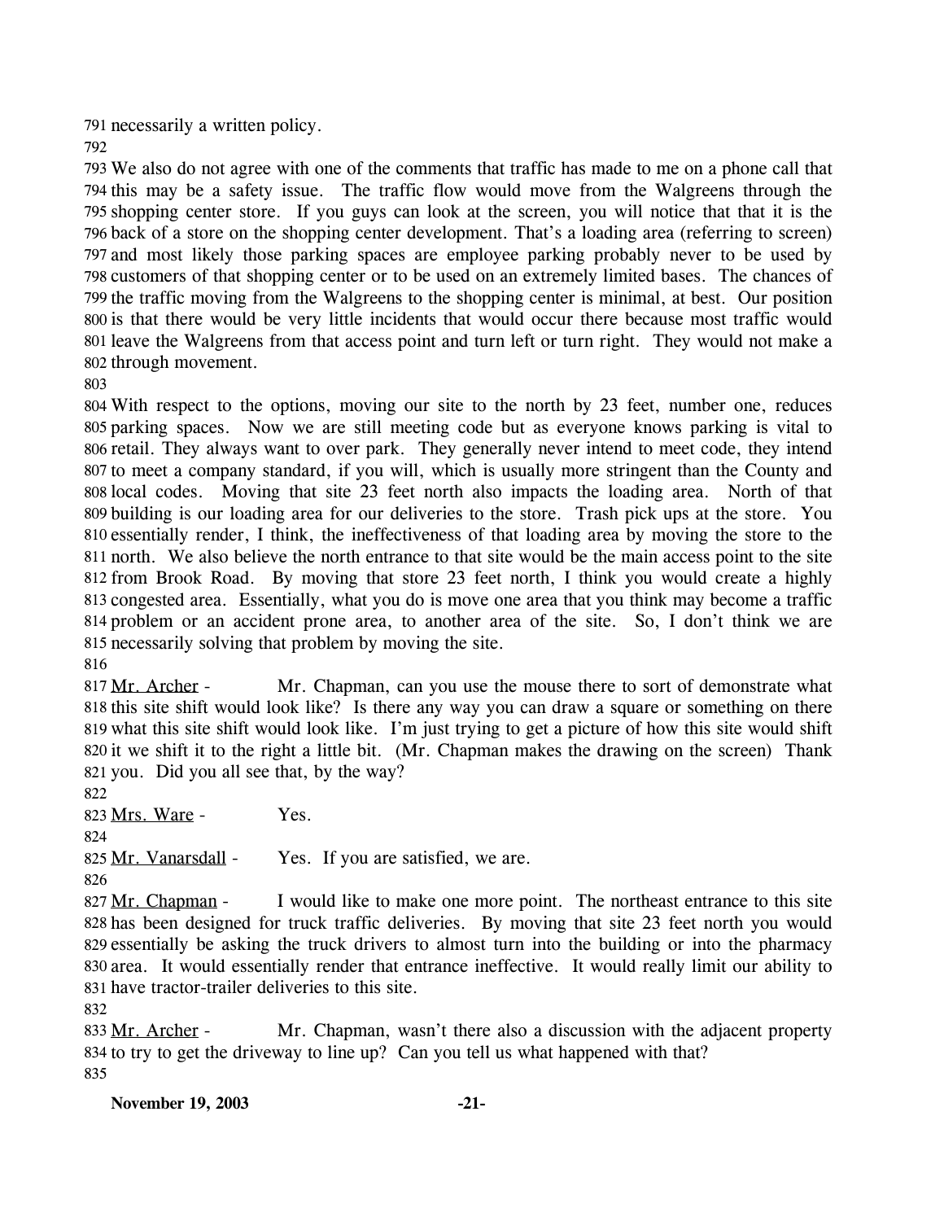necessarily a written policy.

We also do not agree with one of the comments that traffic has made to me on a phone call that this may be a safety issue. The traffic flow would move from the Walgreens through the shopping center store. If you guys can look at the screen, you will notice that that it is the back of a store on the shopping center development. That's a loading area (referring to screen) and most likely those parking spaces are employee parking probably never to be used by customers of that shopping center or to be used on an extremely limited bases. The chances of the traffic moving from the Walgreens to the shopping center is minimal, at best. Our position is that there would be very little incidents that would occur there because most traffic would leave the Walgreens from that access point and turn left or turn right. They would not make a through movement.

With respect to the options, moving our site to the north by 23 feet, number one, reduces parking spaces. Now we are still meeting code but as everyone knows parking is vital to retail. They always want to over park. They generally never intend to meet code, they intend to meet a company standard, if you will, which is usually more stringent than the County and local codes. Moving that site 23 feet north also impacts the loading area. North of that building is our loading area for our deliveries to the store. Trash pick ups at the store. You essentially render, I think, the ineffectiveness of that loading area by moving the store to the north. We also believe the north entrance to that site would be the main access point to the site from Brook Road. By moving that store 23 feet north, I think you would create a highly congested area. Essentially, what you do is move one area that you think may become a traffic problem or an accident prone area, to another area of the site. So, I don't think we are necessarily solving that problem by moving the site.

Mr. Archer - Mr. Chapman, can you use the mouse there to sort of demonstrate what this site shift would look like? Is there any way you can draw a square or something on there what this site shift would look like. I'm just trying to get a picture of how this site would shift it we shift it to the right a little bit. (Mr. Chapman makes the drawing on the screen) Thank you. Did you all see that, by the way?

Mrs. Ware - Yes.

Mr. Vanarsdall - Yes. If you are satisfied, we are.

Mr. Chapman - I would like to make one more point. The northeast entrance to this site has been designed for truck traffic deliveries. By moving that site 23 feet north you would essentially be asking the truck drivers to almost turn into the building or into the pharmacy area. It would essentially render that entrance ineffective. It would really limit our ability to have tractor-trailer deliveries to this site.

Mr. Archer - Mr. Chapman, wasn't there also a discussion with the adjacent property to try to get the driveway to line up? Can you tell us what happened with that?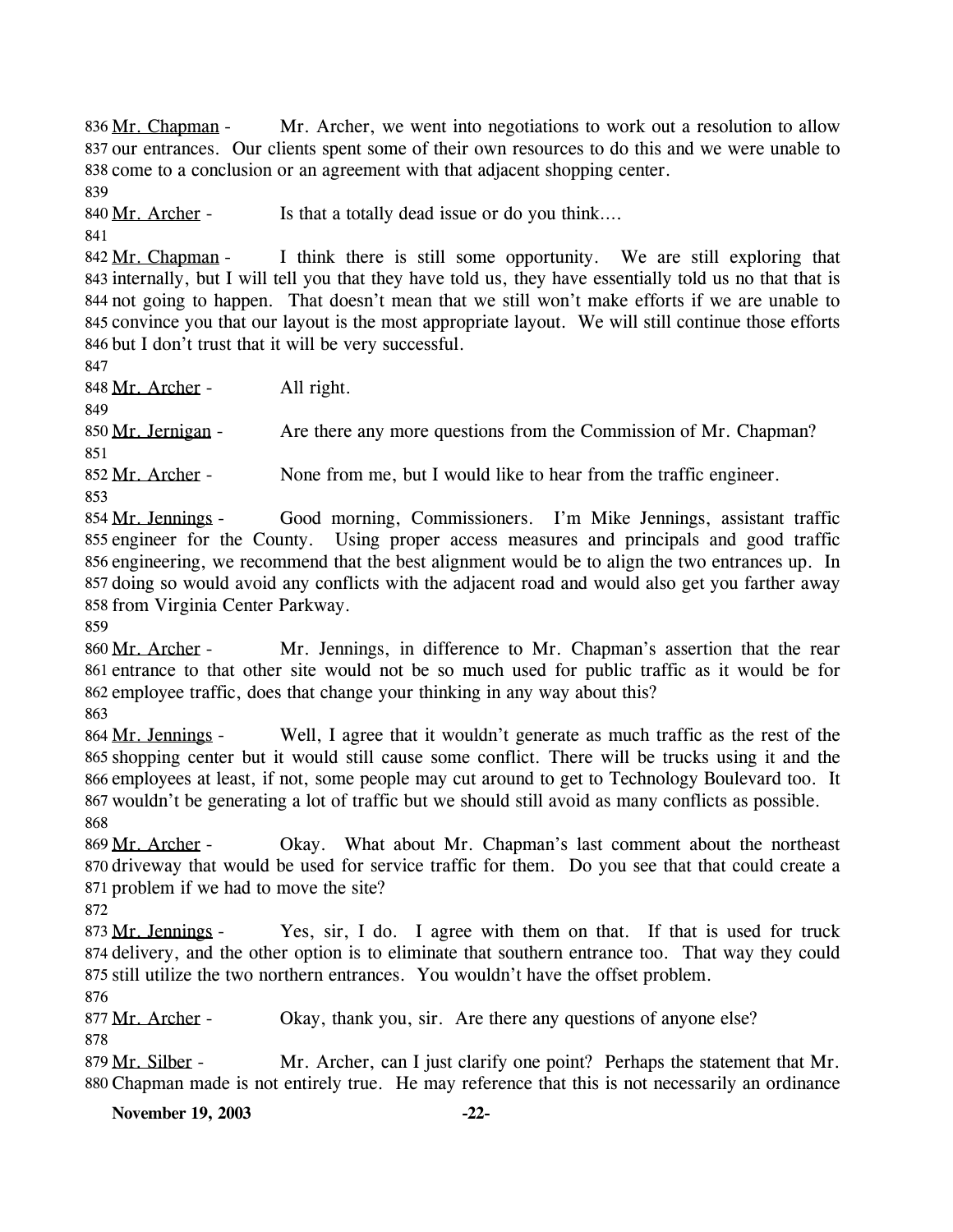836 Mr. Chapman - Mr. Archer, we went into negotiations to work out a resolution to allow 837 our entrances. Our clients spent some of their own resources to do this and we were unable to 838 come to a conclusion or an agreement with that adjacent shopping center.

839

840 Mr. Archer - Is that a totally dead issue or do you think….

841

842 Mr. Chapman - I think there is still some opportunity. We are still exploring that 843 internally, but I will tell you that they have told us, they have essentially told us no that that is 844 not going to happen. That doesn't mean that we still won't make efforts if we are unable to 845 convince you that our layout is the most appropriate layout. We will still continue those efforts 846 but I don't trust that it will be very successful.

847

848 Mr. Archer - All right.

849

850 Mr. Jernigan - Are there any more questions from the Commission of Mr. Chapman?

851

852 Mr. Archer - None from me, but I would like to hear from the traffic engineer.

853

854 Mr. Jennings - Good morning, Commissioners. I'm Mike Jennings, assistant traffic 855 engineer for the County. Using proper access measures and principals and good traffic 856 engineering, we recommend that the best alignment would be to align the two entrances up. In 857 doing so would avoid any conflicts with the adjacent road and would also get you farther away 858 from Virginia Center Parkway.

859

860 Mr. Archer - Mr. Jennings, in difference to Mr. Chapman's assertion that the rear 861 entrance to that other site would not be so much used for public traffic as it would be for 862 employee traffic, does that change your thinking in any way about this?

863

864 Mr. Jennings - Well, I agree that it wouldn't generate as much traffic as the rest of the 865 shopping center but it would still cause some conflict. There will be trucks using it and the 866 employees at least, if not, some people may cut around to get to Technology Boulevard too. It 867 wouldn't be generating a lot of traffic but we should still avoid as many conflicts as possible.

868

869 Mr. Archer - Okay. What about Mr. Chapman's last comment about the northeast 870 driveway that would be used for service traffic for them. Do you see that that could create a 871 problem if we had to move the site?

872

873 Mr. Jennings - Yes, sir, I do. I agree with them on that. If that is used for truck 874 delivery, and the other option is to eliminate that southern entrance too. That way they could 875 still utilize the two northern entrances. You wouldn't have the offset problem.

876

877 Mr. Archer - Okay, thank you, sir. Are there any questions of anyone else?

878

879 Mr. Silber - Mr. Archer, can I just clarify one point? Perhaps the statement that Mr. 880 Chapman made is not entirely true. He may reference that this is not necessarily an ordinance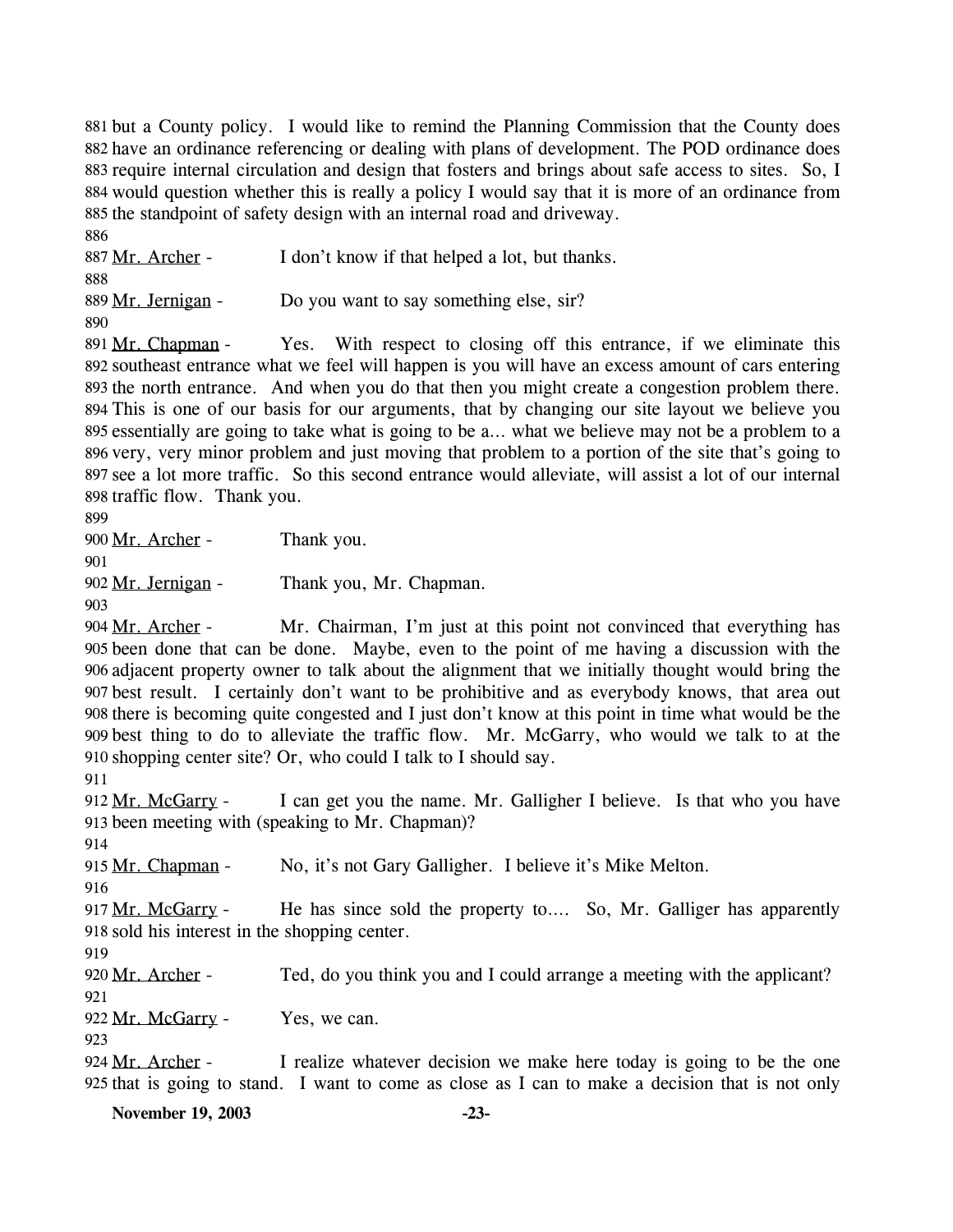881 but a County policy. I would like to remind the Planning Commission that the County does 882 have an ordinance referencing or dealing with plans of development. The POD ordinance does 883 require internal circulation and design that fosters and brings about safe access to sites. So, I 884 would question whether this is really a policy I would say that it is more of an ordinance from 885 the standpoint of safety design with an internal road and driveway.

886

887 Mr. Archer - I don't know if that helped a lot, but thanks.

888

889 Mr. Jernigan - Do you want to say something else, sir?

890

891 Mr. Chapman - Yes. With respect to closing off this entrance, if we eliminate this 892 southeast entrance what we feel will happen is you will have an excess amount of cars entering 893 the north entrance. And when you do that then you might create a congestion problem there. 894 This is one of our basis for our arguments, that by changing our site layout we believe you 895 essentially are going to take what is going to be a… what we believe may not be a problem to a 896 very, very minor problem and just moving that problem to a portion of the site that's going to 897 see a lot more traffic. So this second entrance would alleviate, will assist a lot of our internal 898 traffic flow. Thank you.

899

900 Mr. Archer - Thank you.

901

902 Mr. Jernigan - Thank you, Mr. Chapman.

903

904 Mr. Archer - Mr. Chairman, I'm just at this point not convinced that everything has 905 been done that can be done. Maybe, even to the point of me having a discussion with the 906 adjacent property owner to talk about the alignment that we initially thought would bring the 907 best result. I certainly don't want to be prohibitive and as everybody knows, that area out 908 there is becoming quite congested and I just don't know at this point in time what would be the 909 best thing to do to alleviate the traffic flow. Mr. McGarry, who would we talk to at the 910 shopping center site? Or, who could I talk to I should say.

911

912 Mr. McGarry - I can get you the name. Mr. Galligher I believe. Is that who you have 913 been meeting with (speaking to Mr. Chapman)?

914

915 Mr. Chapman - No, it's not Gary Galligher. I believe it's Mike Melton.

916

917 Mr. McGarry - He has since sold the property to…. So, Mr. Galliger has apparently 918 sold his interest in the shopping center.

919

920 Mr. Archer - Ted, do you think you and I could arrange a meeting with the applicant?

921

922 Mr. McGarry - Yes, we can.

923

924 Mr. Archer - I realize whatever decision we make here today is going to be the one 925 that is going to stand. I want to come as close as I can to make a decision that is not only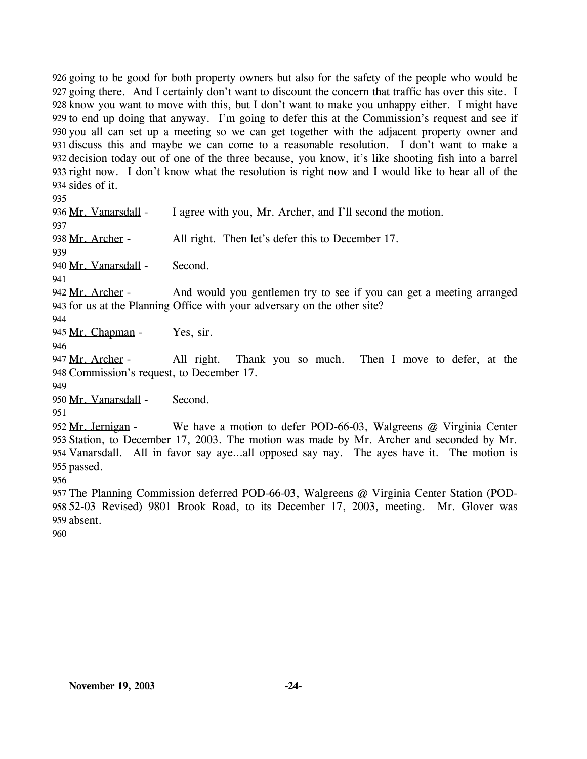going to be good for both property owners but also for the safety of the people who would be going there. And I certainly don't want to discount the concern that traffic has over this site. I know you want to move with this, but I don't want to make you unhappy either. I might have to end up doing that anyway. I'm going to defer this at the Commission's request and see if you all can set up a meeting so we can get together with the adjacent property owner and discuss this and maybe we can come to a reasonable resolution. I don't want to make a decision today out of one of the three because, you know, it's like shooting fish into a barrel right now. I don't know what the resolution is right now and I would like to hear all of the sides of it.

Mr. Vanarsdall - I agree with you, Mr. Archer, and I'll second the motion.

Mr. Archer - All right. Then let's defer this to December 17.

Mr. Vanarsdall - Second.

Mr. Archer - And would you gentlemen try to see if you can get a meeting arranged for us at the Planning Office with your adversary on the other site?

Mr. Chapman - Yes, sir.

Mr. Archer - All right. Thank you so much. Then I move to defer, at the Commission's request, to December 17.

Mr. Vanarsdall - Second.

Mr. Jernigan - We have a motion to defer POD-66-03, Walgreens @ Virginia Center Station, to December 17, 2003. The motion was made by Mr. Archer and seconded by Mr. Vanarsdall. All in favor say aye…all opposed say nay. The ayes have it. The motion is passed.

The Planning Commission deferred POD-66-03, Walgreens @ Virginia Center Station (POD-52-03 Revised) 9801 Brook Road, to its December 17, 2003, meeting. Mr. Glover was absent.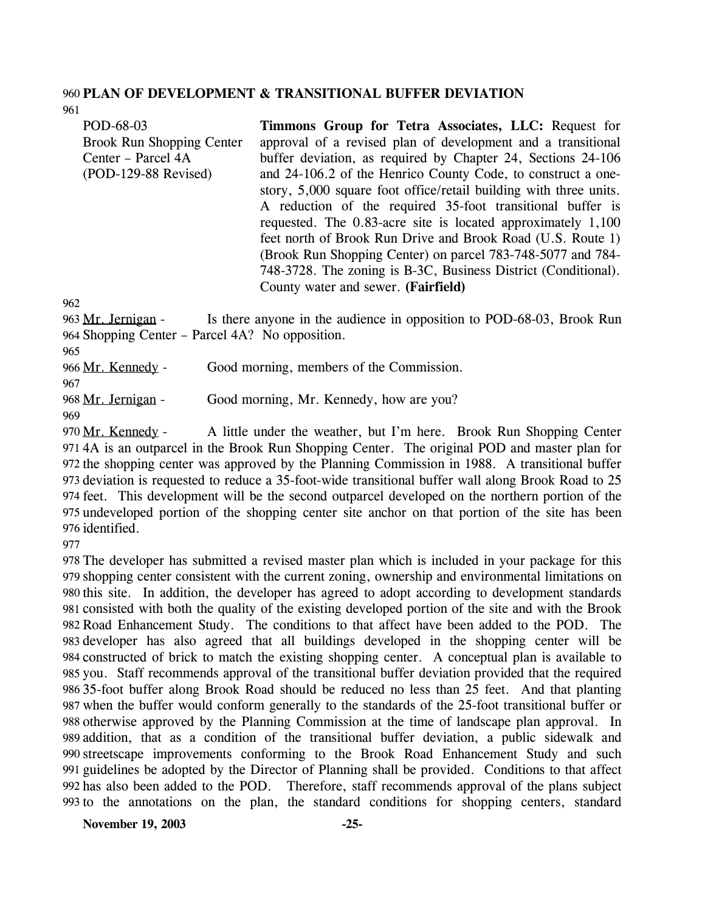**PLAN OF DEVELOPMENT & TRANSITIONAL BUFFER DEVIATION**

POD-68-03
Brook Run Shopping Center
Center – Parcel 4A
(POD-129-88 Revised)

**Timmons Group for Tetra Associates, LLC:** Request for approval of a revised plan of development and a transitional buffer deviation, as required by Chapter 24, Sections 24-106 and 24-106.2 of the Henrico County Code, to construct a one-story, 5,000 square foot office/retail building with three units. A reduction of the required 35-foot transitional buffer is requested. The 0.83-acre site is located approximately 1,100 feet north of Brook Run Drive and Brook Road (U.S. Route 1) (Brook Run Shopping Center) on parcel 783-748-5077 and 784-748-3728. The zoning is B-3C, Business District (Conditional). County water and sewer. **(Fairfield)**

Mr. Jernigan - Is there anyone in the audience in opposition to POD-68-03, Brook Run Shopping Center – Parcel 4A? No opposition.

Mr. Kennedy - Good morning, members of the Commission.

Mr. Jernigan - Good morning, Mr. Kennedy, how are you?

Mr. Kennedy - A little under the weather, but I'm here. Brook Run Shopping Center 4A is an outparcel in the Brook Run Shopping Center. The original POD and master plan for the shopping center was approved by the Planning Commission in 1988. A transitional buffer deviation is requested to reduce a 35-foot-wide transitional buffer wall along Brook Road to 25 feet. This development will be the second outparcel developed on the northern portion of the undeveloped portion of the shopping center site anchor on that portion of the site has been identified.

The developer has submitted a revised master plan which is included in your package for this shopping center consistent with the current zoning, ownership and environmental limitations on this site. In addition, the developer has agreed to adopt according to development standards consisted with both the quality of the existing developed portion of the site and with the Brook Road Enhancement Study. The conditions to that affect have been added to the POD. The developer has also agreed that all buildings developed in the shopping center will be constructed of brick to match the existing shopping center. A conceptual plan is available to you. Staff recommends approval of the transitional buffer deviation provided that the required 35-foot buffer along Brook Road should be reduced no less than 25 feet. And that planting when the buffer would conform generally to the standards of the 25-foot transitional buffer or otherwise approved by the Planning Commission at the time of landscape plan approval. In addition, that as a condition of the transitional buffer deviation, a public sidewalk and streetscape improvements conforming to the Brook Road Enhancement Study and such guidelines be adopted by the Director of Planning shall be provided. Conditions to that affect has also been added to the POD. Therefore, staff recommends approval of the plans subject to the annotations on the plan, the standard conditions for shopping centers, standard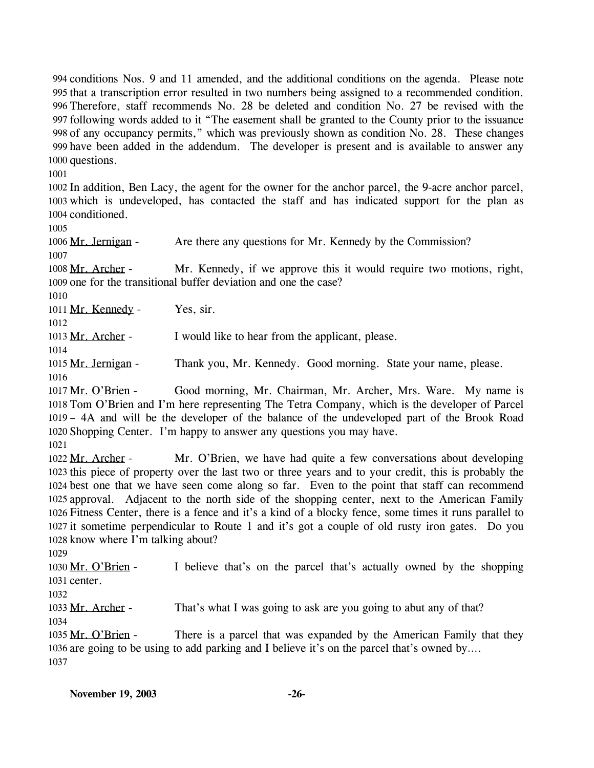conditions Nos. 9 and 11 amended, and the additional conditions on the agenda. Please note that a transcription error resulted in two numbers being assigned to a recommended condition. Therefore, staff recommends No. 28 be deleted and condition No. 27 be revised with the following words added to it "The easement shall be granted to the County prior to the issuance of any occupancy permits," which was previously shown as condition No. 28. These changes have been added in the addendum. The developer is present and is available to answer any questions.

In addition, Ben Lacy, the agent for the owner for the anchor parcel, the 9-acre anchor parcel, which is undeveloped, has contacted the staff and has indicated support for the plan as conditioned.

Mr. Jernigan - Are there any questions for Mr. Kennedy by the Commission?

Mr. Archer - Mr. Kennedy, if we approve this it would require two motions, right, one for the transitional buffer deviation and one the case?

Mr. Kennedy - Yes, sir.

Mr. Archer - I would like to hear from the applicant, please.

Mr. Jernigan - Thank you, Mr. Kennedy. Good morning. State your name, please.

Mr. O'Brien - Good morning, Mr. Chairman, Mr. Archer, Mrs. Ware. My name is Tom O'Brien and I'm here representing The Tetra Company, which is the developer of Parcel – 4A and will be the developer of the balance of the undeveloped part of the Brook Road Shopping Center. I'm happy to answer any questions you may have.

Mr. Archer - Mr. O'Brien, we have had quite a few conversations about developing this piece of property over the last two or three years and to your credit, this is probably the best one that we have seen come along so far. Even to the point that staff can recommend approval. Adjacent to the north side of the shopping center, next to the American Family Fitness Center, there is a fence and it's a kind of a blocky fence, some times it runs parallel to it sometime perpendicular to Route 1 and it's got a couple of old rusty iron gates. Do you know where I'm talking about?

Mr. O'Brien - I believe that's on the parcel that's actually owned by the shopping center.

Mr. Archer - That's what I was going to ask are you going to abut any of that?

Mr. O'Brien - There is a parcel that was expanded by the American Family that they are going to be using to add parking and I believe it's on the parcel that's owned by….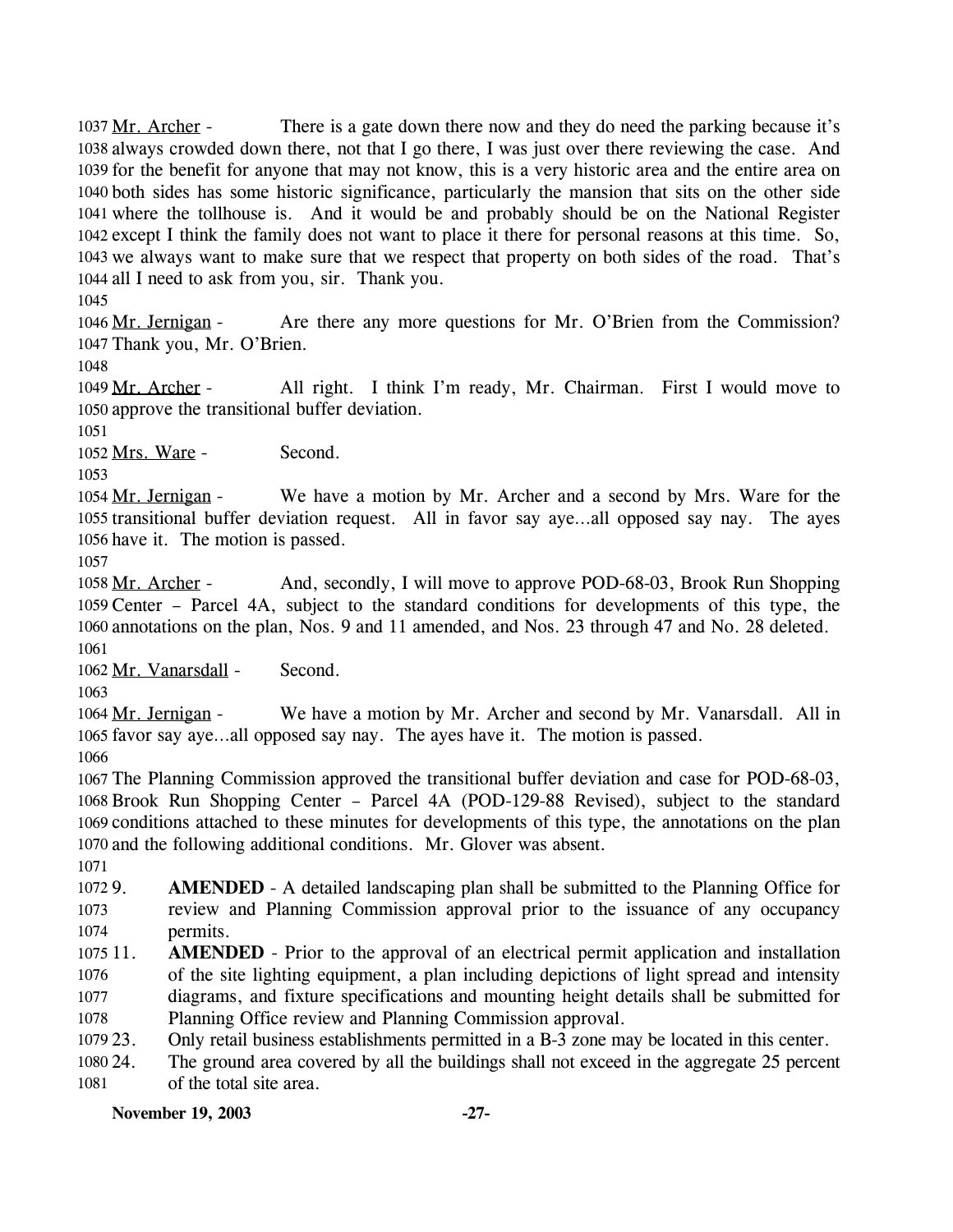Mr. Archer - There is a gate down there now and they do need the parking because it's always crowded down there, not that I go there, I was just over there reviewing the case. And for the benefit for anyone that may not know, this is a very historic area and the entire area on both sides has some historic significance, particularly the mansion that sits on the other side where the tollhouse is. And it would be and probably should be on the National Register except I think the family does not want to place it there for personal reasons at this time. So, we always want to make sure that we respect that property on both sides of the road. That's all I need to ask from you, sir. Thank you.

Mr. Jernigan - Are there any more questions for Mr. O'Brien from the Commission? Thank you, Mr. O'Brien.

Mr. Archer - All right. I think I'm ready, Mr. Chairman. First I would move to approve the transitional buffer deviation.

Mrs. Ware - Second.

Mr. Jernigan - We have a motion by Mr. Archer and a second by Mrs. Ware for the transitional buffer deviation request. All in favor say aye…all opposed say nay. The ayes have it. The motion is passed.

Mr. Archer - And, secondly, I will move to approve POD-68-03, Brook Run Shopping Center – Parcel 4A, subject to the standard conditions for developments of this type, the annotations on the plan, Nos. 9 and 11 amended, and Nos. 23 through 47 and No. 28 deleted.

Mr. Vanarsdall - Second.

Mr. Jernigan - We have a motion by Mr. Archer and second by Mr. Vanarsdall. All in favor say aye…all opposed say nay. The ayes have it. The motion is passed.

The Planning Commission approved the transitional buffer deviation and case for POD-68-03, Brook Run Shopping Center – Parcel 4A (POD-129-88 Revised), subject to the standard conditions attached to these minutes for developments of this type, the annotations on the plan and the following additional conditions. Mr. Glover was absent.

9. **AMENDED** - A detailed landscaping plan shall be submitted to the Planning Office for review and Planning Commission approval prior to the issuance of any occupancy permits.
11. **AMENDED** - Prior to the approval of an electrical permit application and installation of the site lighting equipment, a plan including depictions of light spread and intensity diagrams, and fixture specifications and mounting height details shall be submitted for Planning Office review and Planning Commission approval.
23. Only retail business establishments permitted in a B-3 zone may be located in this center.
24. The ground area covered by all the buildings shall not exceed in the aggregate 25 percent of the total site area.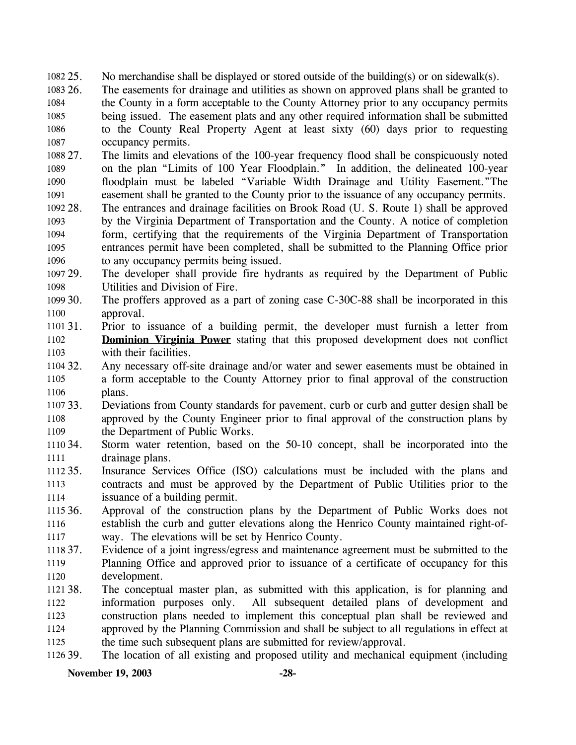25. No merchandise shall be displayed or stored outside of the building(s) or on sidewalk(s).
26. The easements for drainage and utilities as shown on approved plans shall be granted to the County in a form acceptable to the County Attorney prior to any occupancy permits being issued. The easement plats and any other required information shall be submitted to the County Real Property Agent at least sixty (60) days prior to requesting occupancy permits.
27. The limits and elevations of the 100-year frequency flood shall be conspicuously noted on the plan "Limits of 100 Year Floodplain." In addition, the delineated 100-year floodplain must be labeled "Variable Width Drainage and Utility Easement."The easement shall be granted to the County prior to the issuance of any occupancy permits.
28. The entrances and drainage facilities on Brook Road (U. S. Route 1) shall be approved by the Virginia Department of Transportation and the County. A notice of completion form, certifying that the requirements of the Virginia Department of Transportation entrances permit have been completed, shall be submitted to the Planning Office prior to any occupancy permits being issued.
29. The developer shall provide fire hydrants as required by the Department of Public Utilities and Division of Fire.
30. The proffers approved as a part of zoning case C-30C-88 shall be incorporated in this approval.
31. Prior to issuance of a building permit, the developer must furnish a letter from **Dominion Virginia Power** stating that this proposed development does not conflict with their facilities.
32. Any necessary off-site drainage and/or water and sewer easements must be obtained in a form acceptable to the County Attorney prior to final approval of the construction plans.
33. Deviations from County standards for pavement, curb or curb and gutter design shall be approved by the County Engineer prior to final approval of the construction plans by the Department of Public Works.
34. Storm water retention, based on the 50-10 concept, shall be incorporated into the drainage plans.
35. Insurance Services Office (ISO) calculations must be included with the plans and contracts and must be approved by the Department of Public Utilities prior to the issuance of a building permit.
36. Approval of the construction plans by the Department of Public Works does not establish the curb and gutter elevations along the Henrico County maintained right-of-way. The elevations will be set by Henrico County.
37. Evidence of a joint ingress/egress and maintenance agreement must be submitted to the Planning Office and approved prior to issuance of a certificate of occupancy for this development.
38. The conceptual master plan, as submitted with this application, is for planning and information purposes only. All subsequent detailed plans of development and construction plans needed to implement this conceptual plan shall be reviewed and approved by the Planning Commission and shall be subject to all regulations in effect at the time such subsequent plans are submitted for review/approval.
39. The location of all existing and proposed utility and mechanical equipment (including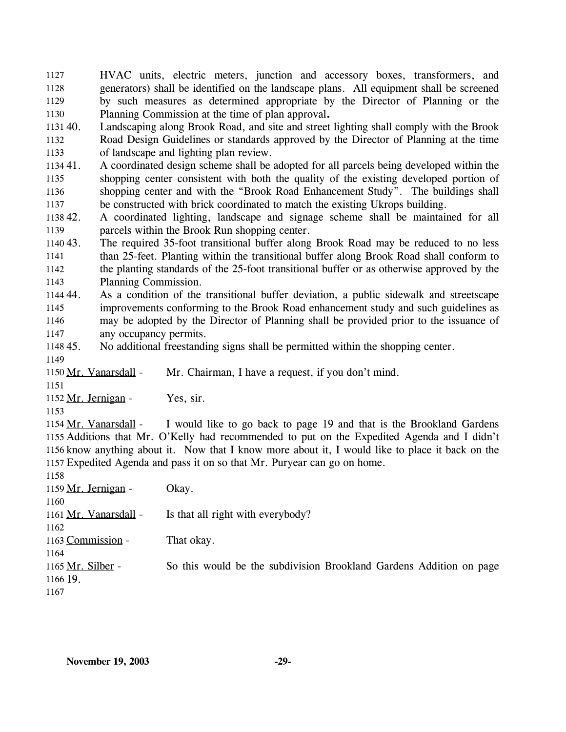HVAC units, electric meters, junction and accessory boxes, transformers, and generators) shall be identified on the landscape plans. All equipment shall be screened by such measures as determined appropriate by the Director of Planning or the Planning Commission at the time of plan approval**.**

40. Landscaping along Brook Road, and site and street lighting shall comply with the Brook Road Design Guidelines or standards approved by the Director of Planning at the time of landscape and lighting plan review.
41. A coordinated design scheme shall be adopted for all parcels being developed within the shopping center consistent with both the quality of the existing developed portion of shopping center and with the "Brook Road Enhancement Study". The buildings shall be constructed with brick coordinated to match the existing Ukrops building.
42. A coordinated lighting, landscape and signage scheme shall be maintained for all parcels within the Brook Run shopping center.
43. The required 35-foot transitional buffer along Brook Road may be reduced to no less than 25-feet. Planting within the transitional buffer along Brook Road shall conform to the planting standards of the 25-foot transitional buffer or as otherwise approved by the Planning Commission.
44. As a condition of the transitional buffer deviation, a public sidewalk and streetscape improvements conforming to the Brook Road enhancement study and such guidelines as may be adopted by the Director of Planning shall be provided prior to the issuance of any occupancy permits.
45. No additional freestanding signs shall be permitted within the shopping center.

<u>Mr. Vanarsdall</u> - Mr. Chairman, I have a request, if you don't mind.

<u>Mr. Jernigan</u> - Yes, sir.

<u>Mr. Vanarsdall</u> - I would like to go back to page 19 and that is the Brookland Gardens Additions that Mr. O'Kelly had recommended to put on the Expedited Agenda and I didn't know anything about it. Now that I know more about it, I would like to place it back on the Expedited Agenda and pass it on so that Mr. Puryear can go on home.

<u>Mr. Jernigan</u> - Okay.

<u>Mr. Vanarsdall</u> - Is that all right with everybody?

<u>Commission</u> - That okay.

<u>Mr. Silber</u> - So this would be the subdivision Brookland Gardens Addition on page 19.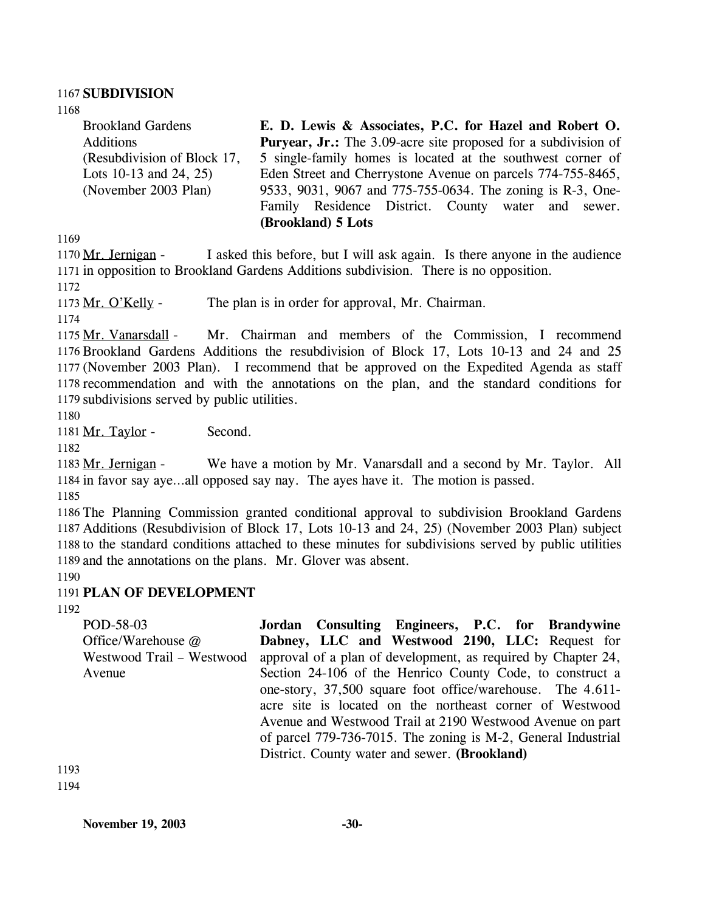## SUBDIVISION

| | |
|---|---|
| Brookland Gardens Additions (Resubdivision of Block 17, Lots 10-13 and 24, 25) (November 2003 Plan) | **E. D. Lewis & Associates, P.C. for Hazel and Robert O. Puryear, Jr.:** The 3.09-acre site proposed for a subdivision of 5 single-family homes is located at the southwest corner of Eden Street and Cherrystone Avenue on parcels 774-755-8465, 9533, 9031, 9067 and 775-755-0634. The zoning is R-3, One-Family Residence District. County water and sewer. **(Brookland) 5 Lots** |

Mr. Jernigan - I asked this before, but I will ask again. Is there anyone in the audience in opposition to Brookland Gardens Additions subdivision. There is no opposition.

Mr. O'Kelly - The plan is in order for approval, Mr. Chairman.

Mr. Vanarsdall - Mr. Chairman and members of the Commission, I recommend Brookland Gardens Additions the resubdivision of Block 17, Lots 10-13 and 24 and 25 (November 2003 Plan). I recommend that be approved on the Expedited Agenda as staff recommendation and with the annotations on the plan, and the standard conditions for subdivisions served by public utilities.

Mr. Taylor - Second.

Mr. Jernigan - We have a motion by Mr. Vanarsdall and a second by Mr. Taylor. All in favor say aye…all opposed say nay. The ayes have it. The motion is passed.

The Planning Commission granted conditional approval to subdivision Brookland Gardens Additions (Resubdivision of Block 17, Lots 10-13 and 24, 25) (November 2003 Plan) subject to the standard conditions attached to these minutes for subdivisions served by public utilities and the annotations on the plans. Mr. Glover was absent.

## PLAN OF DEVELOPMENT

| | |
|---|---|
| POD-58-03 Office/Warehouse @ Westwood Trail – Westwood Avenue | **Jordan Consulting Engineers, P.C. for Brandywine Dabney, LLC and Westwood 2190, LLC:** Request for approval of a plan of development, as required by Chapter 24, Section 24-106 of the Henrico County Code, to construct a one-story, 37,500 square foot office/warehouse. The 4.611-acre site is located on the northeast corner of Westwood Avenue and Westwood Trail at 2190 Westwood Avenue on part of parcel 779-736-7015. The zoning is M-2, General Industrial District. County water and sewer. **(Brookland)** |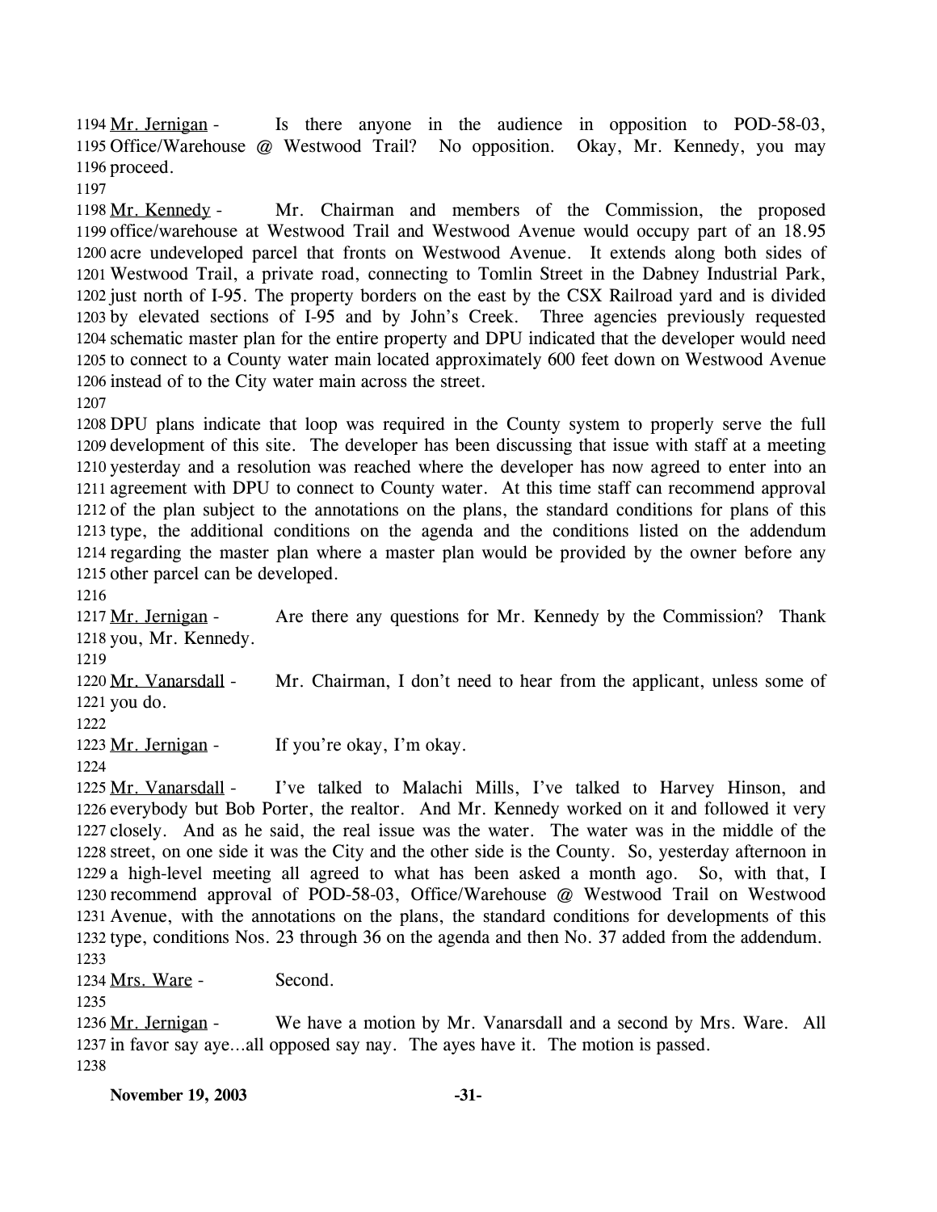Mr. Jernigan - Is there anyone in the audience in opposition to POD-58-03, Office/Warehouse @ Westwood Trail? No opposition. Okay, Mr. Kennedy, you may proceed.

Mr. Kennedy - Mr. Chairman and members of the Commission, the proposed office/warehouse at Westwood Trail and Westwood Avenue would occupy part of an 18.95 acre undeveloped parcel that fronts on Westwood Avenue. It extends along both sides of Westwood Trail, a private road, connecting to Tomlin Street in the Dabney Industrial Park, just north of I-95. The property borders on the east by the CSX Railroad yard and is divided by elevated sections of I-95 and by John's Creek. Three agencies previously requested schematic master plan for the entire property and DPU indicated that the developer would need to connect to a County water main located approximately 600 feet down on Westwood Avenue instead of to the City water main across the street.

DPU plans indicate that loop was required in the County system to properly serve the full development of this site. The developer has been discussing that issue with staff at a meeting yesterday and a resolution was reached where the developer has now agreed to enter into an agreement with DPU to connect to County water. At this time staff can recommend approval of the plan subject to the annotations on the plans, the standard conditions for plans of this type, the additional conditions on the agenda and the conditions listed on the addendum regarding the master plan where a master plan would be provided by the owner before any other parcel can be developed.

Mr. Jernigan - Are there any questions for Mr. Kennedy by the Commission? Thank you, Mr. Kennedy.

Mr. Vanarsdall - Mr. Chairman, I don't need to hear from the applicant, unless some of you do.

Mr. Jernigan - If you're okay, I'm okay.

Mr. Vanarsdall - I've talked to Malachi Mills, I've talked to Harvey Hinson, and everybody but Bob Porter, the realtor. And Mr. Kennedy worked on it and followed it very closely. And as he said, the real issue was the water. The water was in the middle of the street, on one side it was the City and the other side is the County. So, yesterday afternoon in a high-level meeting all agreed to what has been asked a month ago. So, with that, I recommend approval of POD-58-03, Office/Warehouse @ Westwood Trail on Westwood Avenue, with the annotations on the plans, the standard conditions for developments of this type, conditions Nos. 23 through 36 on the agenda and then No. 37 added from the addendum.

Mrs. Ware - Second.

Mr. Jernigan - We have a motion by Mr. Vanarsdall and a second by Mrs. Ware. All in favor say aye…all opposed say nay. The ayes have it. The motion is passed.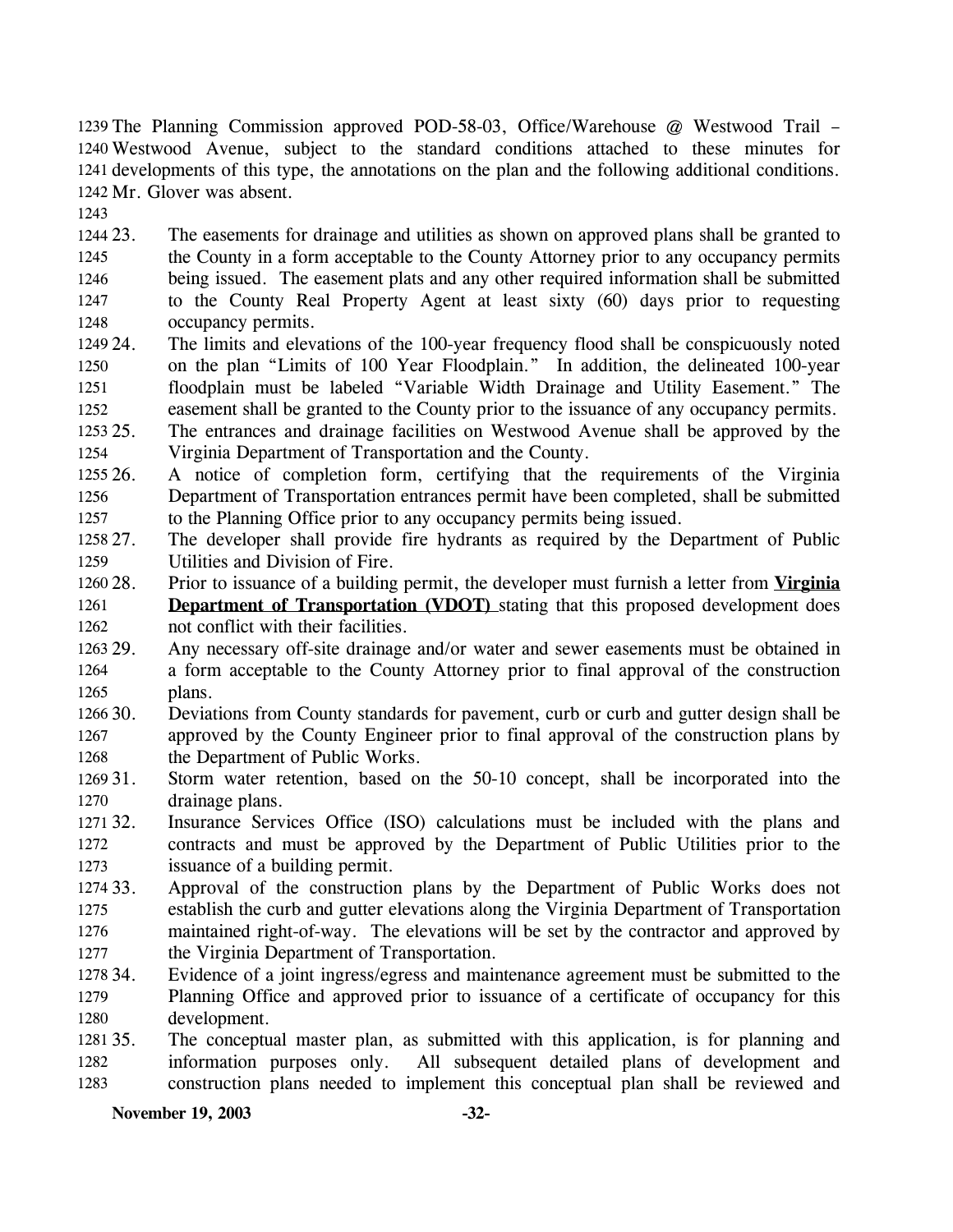The Planning Commission approved POD-58-03, Office/Warehouse @ Westwood Trail – Westwood Avenue, subject to the standard conditions attached to these minutes for developments of this type, the annotations on the plan and the following additional conditions. Mr. Glover was absent.

23. The easements for drainage and utilities as shown on approved plans shall be granted to the County in a form acceptable to the County Attorney prior to any occupancy permits being issued. The easement plats and any other required information shall be submitted to the County Real Property Agent at least sixty (60) days prior to requesting occupancy permits.
24. The limits and elevations of the 100-year frequency flood shall be conspicuously noted on the plan "Limits of 100 Year Floodplain." In addition, the delineated 100-year floodplain must be labeled "Variable Width Drainage and Utility Easement." The easement shall be granted to the County prior to the issuance of any occupancy permits.
25. The entrances and drainage facilities on Westwood Avenue shall be approved by the Virginia Department of Transportation and the County.
26. A notice of completion form, certifying that the requirements of the Virginia Department of Transportation entrances permit have been completed, shall be submitted to the Planning Office prior to any occupancy permits being issued.
27. The developer shall provide fire hydrants as required by the Department of Public Utilities and Division of Fire.
28. Prior to issuance of a building permit, the developer must furnish a letter from **Virginia Department of Transportation (VDOT)** stating that this proposed development does not conflict with their facilities.
29. Any necessary off-site drainage and/or water and sewer easements must be obtained in a form acceptable to the County Attorney prior to final approval of the construction plans.
30. Deviations from County standards for pavement, curb or curb and gutter design shall be approved by the County Engineer prior to final approval of the construction plans by the Department of Public Works.
31. Storm water retention, based on the 50-10 concept, shall be incorporated into the drainage plans.
32. Insurance Services Office (ISO) calculations must be included with the plans and contracts and must be approved by the Department of Public Utilities prior to the issuance of a building permit.
33. Approval of the construction plans by the Department of Public Works does not establish the curb and gutter elevations along the Virginia Department of Transportation maintained right-of-way. The elevations will be set by the contractor and approved by the Virginia Department of Transportation.
34. Evidence of a joint ingress/egress and maintenance agreement must be submitted to the Planning Office and approved prior to issuance of a certificate of occupancy for this development.
35. The conceptual master plan, as submitted with this application, is for planning and information purposes only. All subsequent detailed plans of development and construction plans needed to implement this conceptual plan shall be reviewed and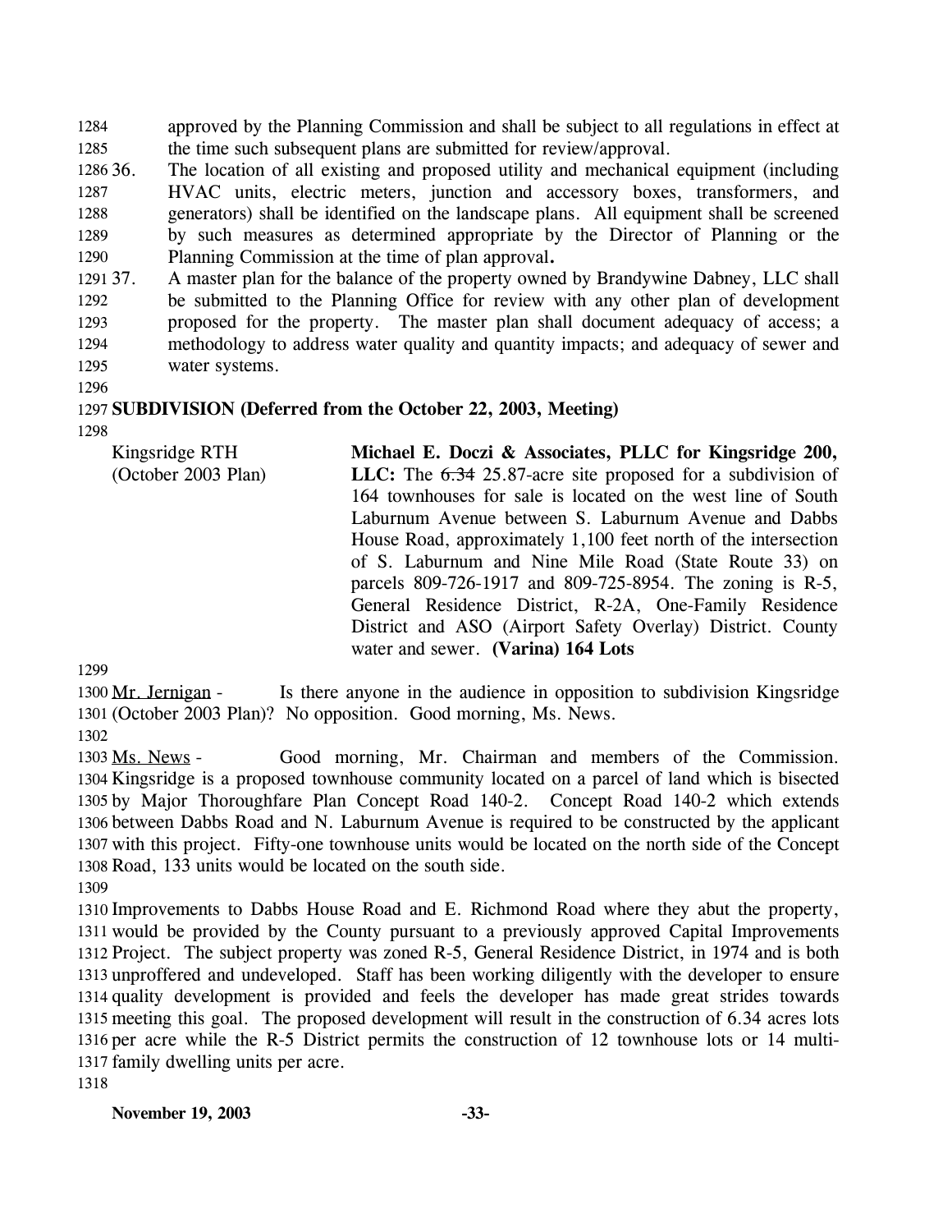approved by the Planning Commission and shall be subject to all regulations in effect at the time such subsequent plans are submitted for review/approval.

36. The location of all existing and proposed utility and mechanical equipment (including HVAC units, electric meters, junction and accessory boxes, transformers, and generators) shall be identified on the landscape plans. All equipment shall be screened by such measures as determined appropriate by the Director of Planning or the Planning Commission at the time of plan approval**.**

37. A master plan for the balance of the property owned by Brandywine Dabney, LLC shall be submitted to the Planning Office for review with any other plan of development proposed for the property. The master plan shall document adequacy of access; a methodology to address water quality and quantity impacts; and adequacy of sewer and water systems.

**SUBDIVISION (Deferred from the October 22, 2003, Meeting)**

Kingsridge RTH (October 2003 Plan)

**Michael E. Doczi & Associates, PLLC for Kingsridge 200, LLC:** The ~~6.34~~ 25.87-acre site proposed for a subdivision of 164 townhouses for sale is located on the west line of South Laburnum Avenue between S. Laburnum Avenue and Dabbs House Road, approximately 1,100 feet north of the intersection of S. Laburnum and Nine Mile Road (State Route 33) on parcels 809-726-1917 and 809-725-8954. The zoning is R-5, General Residence District, R-2A, One-Family Residence District and ASO (Airport Safety Overlay) District. County water and sewer. **(Varina) 164 Lots**

Mr. Jernigan - Is there anyone in the audience in opposition to subdivision Kingsridge (October 2003 Plan)? No opposition. Good morning, Ms. News.

Ms. News - Good morning, Mr. Chairman and members of the Commission. Kingsridge is a proposed townhouse community located on a parcel of land which is bisected by Major Thoroughfare Plan Concept Road 140-2. Concept Road 140-2 which extends between Dabbs Road and N. Laburnum Avenue is required to be constructed by the applicant with this project. Fifty-one townhouse units would be located on the north side of the Concept Road, 133 units would be located on the south side.

Improvements to Dabbs House Road and E. Richmond Road where they abut the property, would be provided by the County pursuant to a previously approved Capital Improvements Project. The subject property was zoned R-5, General Residence District, in 1974 and is both unproffered and undeveloped. Staff has been working diligently with the developer to ensure quality development is provided and feels the developer has made great strides towards meeting this goal. The proposed development will result in the construction of 6.34 acres lots per acre while the R-5 District permits the construction of 12 townhouse lots or 14 multi-family dwelling units per acre.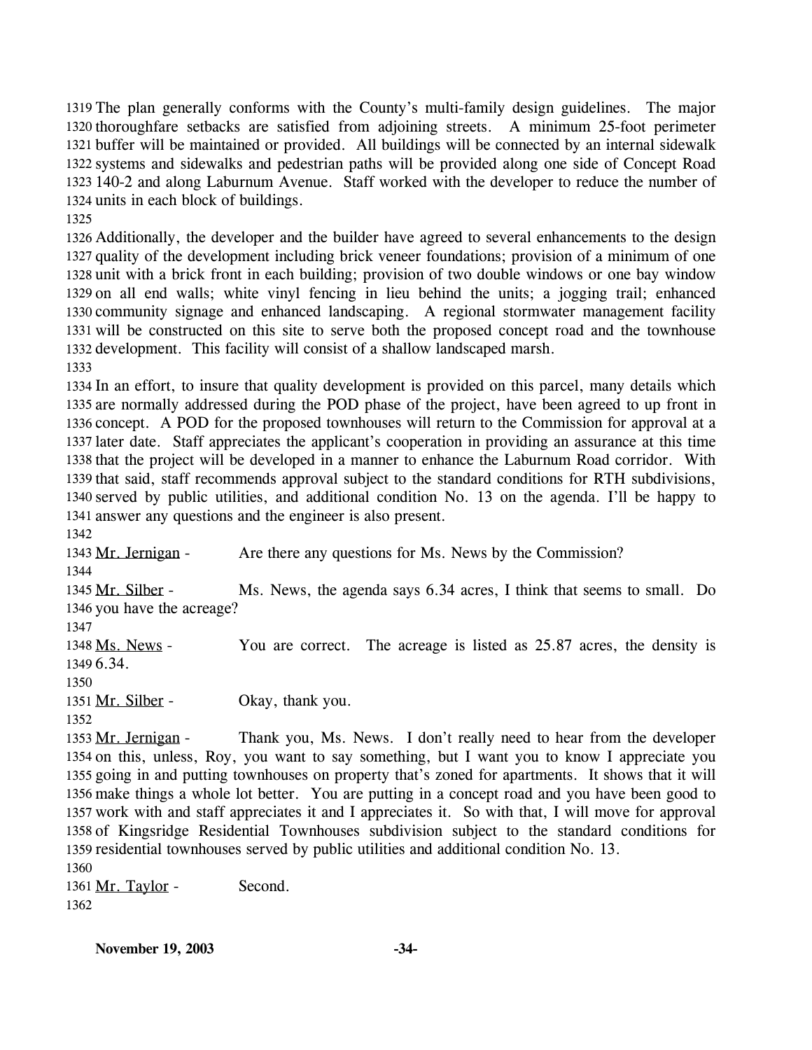The plan generally conforms with the County's multi-family design guidelines. The major thoroughfare setbacks are satisfied from adjoining streets. A minimum 25-foot perimeter buffer will be maintained or provided. All buildings will be connected by an internal sidewalk systems and sidewalks and pedestrian paths will be provided along one side of Concept Road 140-2 and along Laburnum Avenue. Staff worked with the developer to reduce the number of units in each block of buildings.

Additionally, the developer and the builder have agreed to several enhancements to the design quality of the development including brick veneer foundations; provision of a minimum of one unit with a brick front in each building; provision of two double windows or one bay window on all end walls; white vinyl fencing in lieu behind the units; a jogging trail; enhanced community signage and enhanced landscaping. A regional stormwater management facility will be constructed on this site to serve both the proposed concept road and the townhouse development. This facility will consist of a shallow landscaped marsh.

In an effort, to insure that quality development is provided on this parcel, many details which are normally addressed during the POD phase of the project, have been agreed to up front in concept. A POD for the proposed townhouses will return to the Commission for approval at a later date. Staff appreciates the applicant's cooperation in providing an assurance at this time that the project will be developed in a manner to enhance the Laburnum Road corridor. With that said, staff recommends approval subject to the standard conditions for RTH subdivisions, served by public utilities, and additional condition No. 13 on the agenda. I'll be happy to answer any questions and the engineer is also present.

Mr. Jernigan - Are there any questions for Ms. News by the Commission?

Mr. Silber - Ms. News, the agenda says 6.34 acres, I think that seems to small. Do you have the acreage?

Ms. News - You are correct. The acreage is listed as 25.87 acres, the density is 6.34.

Mr. Silber - Okay, thank you.

Mr. Jernigan - Thank you, Ms. News. I don't really need to hear from the developer on this, unless, Roy, you want to say something, but I want you to know I appreciate you going in and putting townhouses on property that's zoned for apartments. It shows that it will make things a whole lot better. You are putting in a concept road and you have been good to work with and staff appreciates it and I appreciates it. So with that, I will move for approval of Kingsridge Residential Townhouses subdivision subject to the standard conditions for residential townhouses served by public utilities and additional condition No. 13.

Mr. Taylor - Second.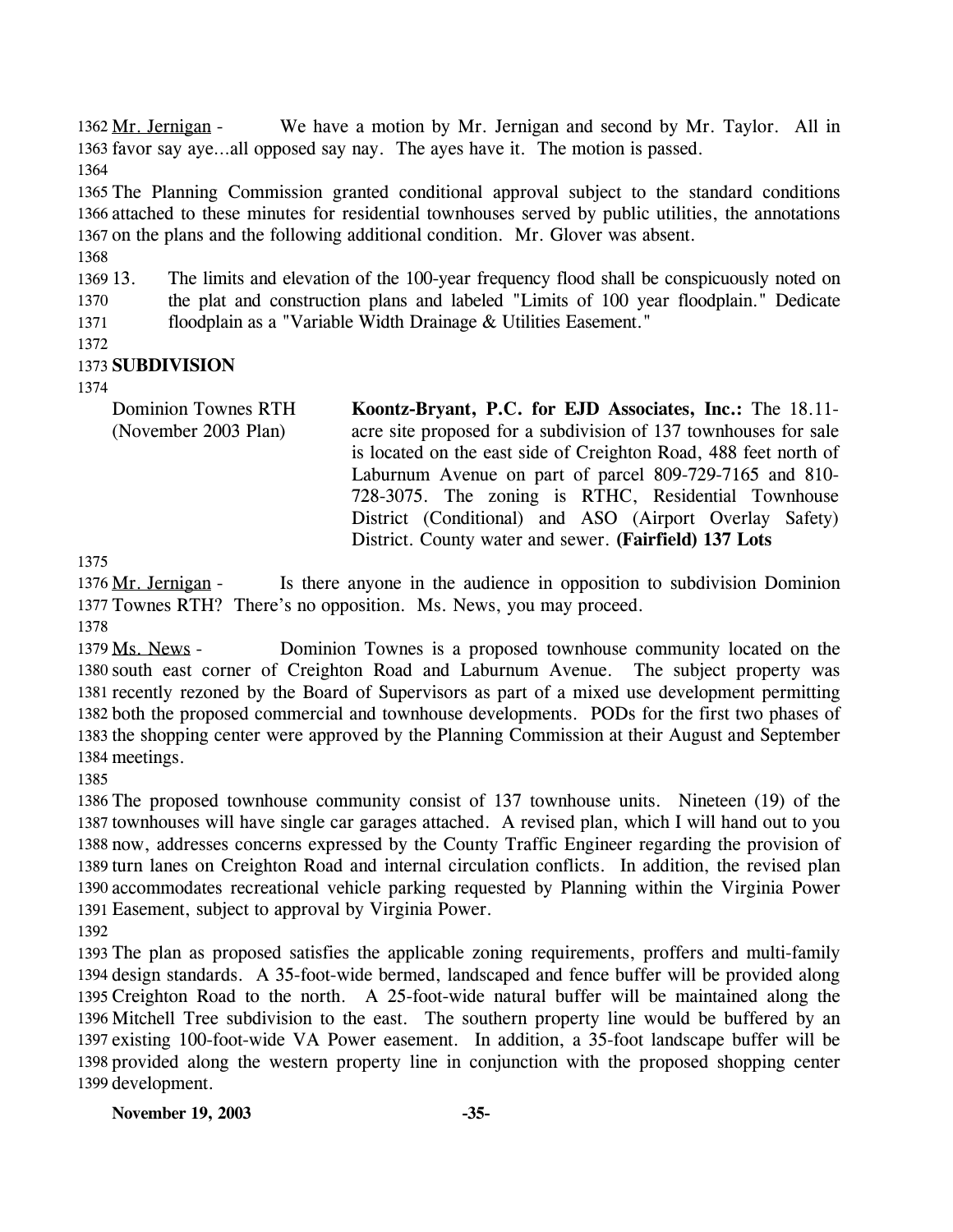Mr. Jernigan - We have a motion by Mr. Jernigan and second by Mr. Taylor. All in favor say aye…all opposed say nay. The ayes have it. The motion is passed.

The Planning Commission granted conditional approval subject to the standard conditions attached to these minutes for residential townhouses served by public utilities, the annotations on the plans and the following additional condition. Mr. Glover was absent.

13. The limits and elevation of the 100-year frequency flood shall be conspicuously noted on the plat and construction plans and labeled "Limits of 100 year floodplain." Dedicate floodplain as a "Variable Width Drainage & Utilities Easement."

## SUBDIVISION

Dominion Townes RTH (November 2003 Plan)

**Koontz-Bryant, P.C. for EJD Associates, Inc.:** The 18.11-acre site proposed for a subdivision of 137 townhouses for sale is located on the east side of Creighton Road, 488 feet north of Laburnum Avenue on part of parcel 809-729-7165 and 810-728-3075. The zoning is RTHC, Residential Townhouse District (Conditional) and ASO (Airport Overlay Safety) District. County water and sewer. **(Fairfield) 137 Lots**

Mr. Jernigan - Is there anyone in the audience in opposition to subdivision Dominion Townes RTH? There's no opposition. Ms. News, you may proceed.

Ms. News - Dominion Townes is a proposed townhouse community located on the south east corner of Creighton Road and Laburnum Avenue. The subject property was recently rezoned by the Board of Supervisors as part of a mixed use development permitting both the proposed commercial and townhouse developments. PODs for the first two phases of the shopping center were approved by the Planning Commission at their August and September meetings.

The proposed townhouse community consist of 137 townhouse units. Nineteen (19) of the townhouses will have single car garages attached. A revised plan, which I will hand out to you now, addresses concerns expressed by the County Traffic Engineer regarding the provision of turn lanes on Creighton Road and internal circulation conflicts. In addition, the revised plan accommodates recreational vehicle parking requested by Planning within the Virginia Power Easement, subject to approval by Virginia Power.

The plan as proposed satisfies the applicable zoning requirements, proffers and multi-family design standards. A 35-foot-wide bermed, landscaped and fence buffer will be provided along Creighton Road to the north. A 25-foot-wide natural buffer will be maintained along the Mitchell Tree subdivision to the east. The southern property line would be buffered by an existing 100-foot-wide VA Power easement. In addition, a 35-foot landscape buffer will be provided along the western property line in conjunction with the proposed shopping center development.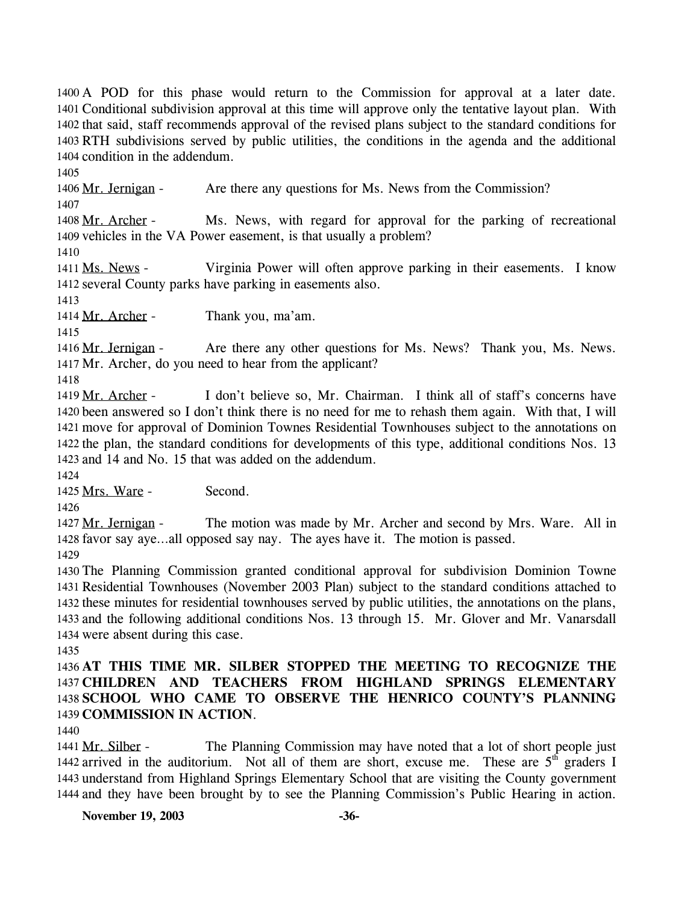A POD for this phase would return to the Commission for approval at a later date. Conditional subdivision approval at this time will approve only the tentative layout plan. With that said, staff recommends approval of the revised plans subject to the standard conditions for RTH subdivisions served by public utilities, the conditions in the agenda and the additional condition in the addendum.

Mr. Jernigan - Are there any questions for Ms. News from the Commission?

Mr. Archer - Ms. News, with regard for approval for the parking of recreational vehicles in the VA Power easement, is that usually a problem?

Ms. News - Virginia Power will often approve parking in their easements. I know several County parks have parking in easements also.

Mr. Archer - Thank you, ma'am.

Mr. Jernigan - Are there any other questions for Ms. News? Thank you, Ms. News. Mr. Archer, do you need to hear from the applicant?

Mr. Archer - I don't believe so, Mr. Chairman. I think all of staff's concerns have been answered so I don't think there is no need for me to rehash them again. With that, I will move for approval of Dominion Townes Residential Townhouses subject to the annotations on the plan, the standard conditions for developments of this type, additional conditions Nos. 13 and 14 and No. 15 that was added on the addendum.

Mrs. Ware - Second.

Mr. Jernigan - The motion was made by Mr. Archer and second by Mrs. Ware. All in favor say aye…all opposed say nay. The ayes have it. The motion is passed.

The Planning Commission granted conditional approval for subdivision Dominion Towne Residential Townhouses (November 2003 Plan) subject to the standard conditions attached to these minutes for residential townhouses served by public utilities, the annotations on the plans, and the following additional conditions Nos. 13 through 15. Mr. Glover and Mr. Vanarsdall were absent during this case.

**AT THIS TIME MR. SILBER STOPPED THE MEETING TO RECOGNIZE THE CHILDREN AND TEACHERS FROM HIGHLAND SPRINGS ELEMENTARY SCHOOL WHO CAME TO OBSERVE THE HENRICO COUNTY'S PLANNING COMMISSION IN ACTION**.

Mr. Silber - The Planning Commission may have noted that a lot of short people just arrived in the auditorium. Not all of them are short, excuse me. These are 5th graders I understand from Highland Springs Elementary School that are visiting the County government and they have been brought by to see the Planning Commission's Public Hearing in action.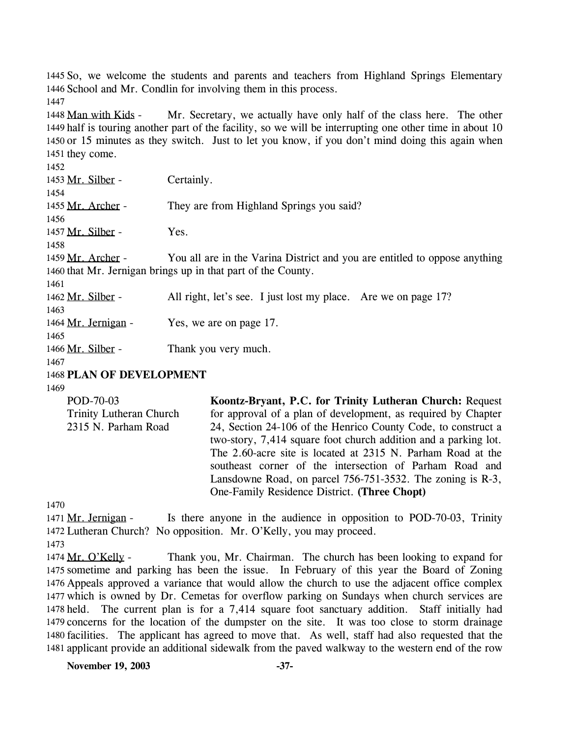So, we welcome the students and parents and teachers from Highland Springs Elementary School and Mr. Condlin for involving them in this process.

Man with Kids - Mr. Secretary, we actually have only half of the class here. The other half is touring another part of the facility, so we will be interrupting one other time in about 10 or 15 minutes as they switch. Just to let you know, if you don't mind doing this again when they come.

Mr. Silber - Certainly.

Mr. Archer - They are from Highland Springs you said?

Mr. Silber - Yes.

Mr. Archer - You all are in the Varina District and you are entitled to oppose anything that Mr. Jernigan brings up in that part of the County.

Mr. Silber - All right, let's see. I just lost my place. Are we on page 17?

Mr. Jernigan - Yes, we are on page 17.

Mr. Silber - Thank you very much.

**PLAN OF DEVELOPMENT**

POD-70-03
Trinity Lutheran Church
2315 N. Parham Road

**Koontz-Bryant, P.C. for Trinity Lutheran Church:** Request for approval of a plan of development, as required by Chapter 24, Section 24-106 of the Henrico County Code, to construct a two-story, 7,414 square foot church addition and a parking lot. The 2.60-acre site is located at 2315 N. Parham Road at the southeast corner of the intersection of Parham Road and Lansdowne Road, on parcel 756-751-3532. The zoning is R-3, One-Family Residence District. **(Three Chopt)**

Mr. Jernigan - Is there anyone in the audience in opposition to POD-70-03, Trinity Lutheran Church? No opposition. Mr. O'Kelly, you may proceed.

Mr. O'Kelly - Thank you, Mr. Chairman. The church has been looking to expand for sometime and parking has been the issue. In February of this year the Board of Zoning Appeals approved a variance that would allow the church to use the adjacent office complex which is owned by Dr. Cemetas for overflow parking on Sundays when church services are held. The current plan is for a 7,414 square foot sanctuary addition. Staff initially had concerns for the location of the dumpster on the site. It was too close to storm drainage facilities. The applicant has agreed to move that. As well, staff had also requested that the applicant provide an additional sidewalk from the paved walkway to the western end of the row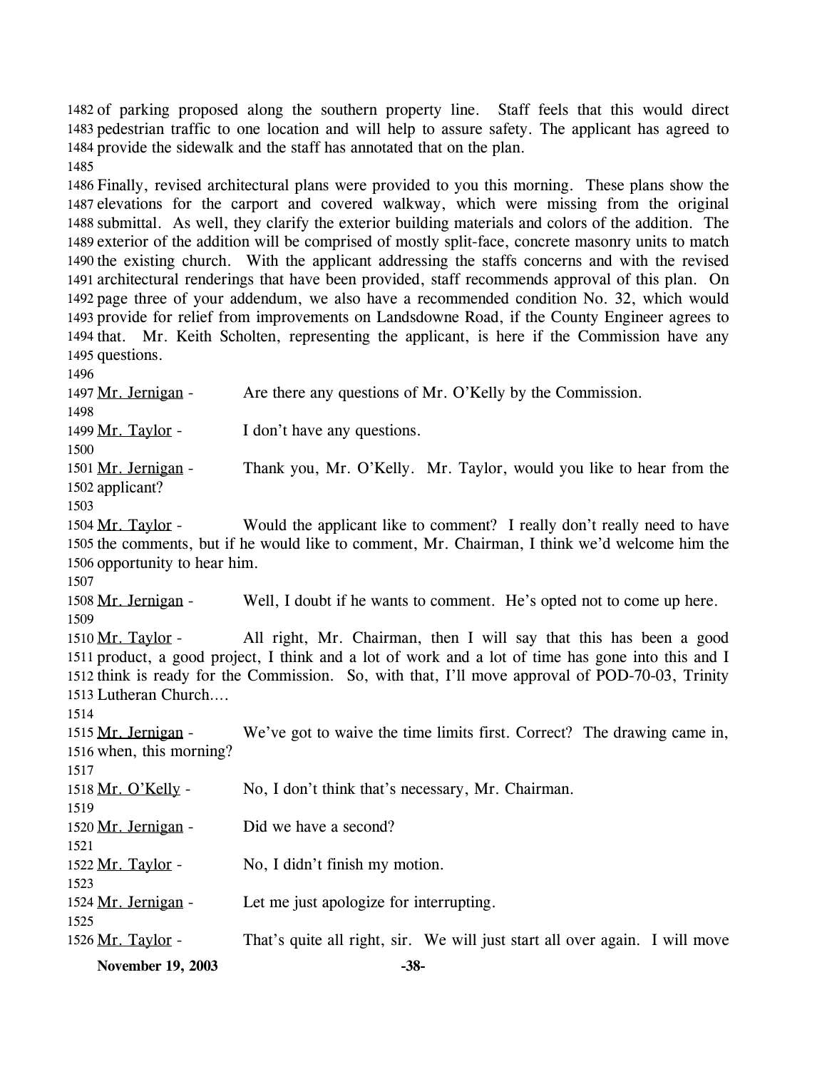of parking proposed along the southern property line. Staff feels that this would direct pedestrian traffic to one location and will help to assure safety. The applicant has agreed to provide the sidewalk and the staff has annotated that on the plan.

Finally, revised architectural plans were provided to you this morning. These plans show the elevations for the carport and covered walkway, which were missing from the original submittal. As well, they clarify the exterior building materials and colors of the addition. The exterior of the addition will be comprised of mostly split-face, concrete masonry units to match the existing church. With the applicant addressing the staffs concerns and with the revised architectural renderings that have been provided, staff recommends approval of this plan. On page three of your addendum, we also have a recommended condition No. 32, which would provide for relief from improvements on Landsdowne Road, if the County Engineer agrees to that. Mr. Keith Scholten, representing the applicant, is here if the Commission have any questions.

Mr. Jernigan - Are there any questions of Mr. O'Kelly by the Commission.

Mr. Taylor - I don't have any questions.

Mr. Jernigan - Thank you, Mr. O'Kelly. Mr. Taylor, would you like to hear from the applicant?

Mr. Taylor - Would the applicant like to comment? I really don't really need to have the comments, but if he would like to comment, Mr. Chairman, I think we'd welcome him the opportunity to hear him.

Mr. Jernigan - Well, I doubt if he wants to comment. He's opted not to come up here.

Mr. Taylor - All right, Mr. Chairman, then I will say that this has been a good product, a good project, I think and a lot of work and a lot of time has gone into this and I think is ready for the Commission. So, with that, I'll move approval of POD-70-03, Trinity Lutheran Church….

Mr. Jernigan - We've got to waive the time limits first. Correct? The drawing came in, when, this morning?

Mr. O'Kelly - No, I don't think that's necessary, Mr. Chairman.

Mr. Jernigan - Did we have a second?

Mr. Taylor - No, I didn't finish my motion.

Mr. Jernigan - Let me just apologize for interrupting.

Mr. Taylor - That's quite all right, sir. We will just start all over again. I will move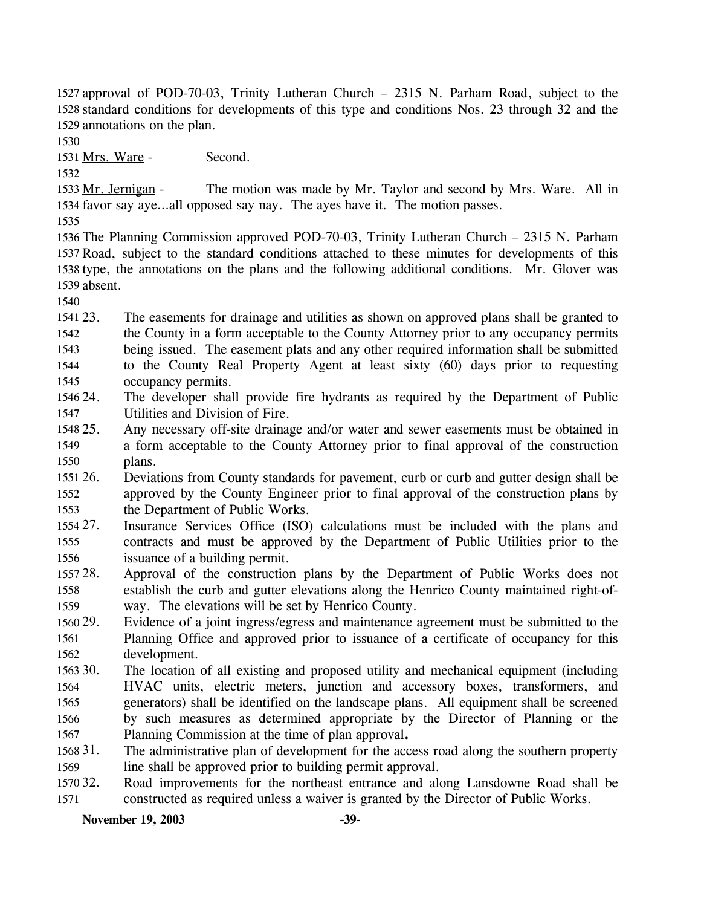approval of POD-70-03, Trinity Lutheran Church – 2315 N. Parham Road, subject to the standard conditions for developments of this type and conditions Nos. 23 through 32 and the annotations on the plan.

Mrs. Ware - Second.

Mr. Jernigan - The motion was made by Mr. Taylor and second by Mrs. Ware. All in favor say aye…all opposed say nay. The ayes have it. The motion passes.

The Planning Commission approved POD-70-03, Trinity Lutheran Church – 2315 N. Parham Road, subject to the standard conditions attached to these minutes for developments of this type, the annotations on the plans and the following additional conditions. Mr. Glover was absent.

23. The easements for drainage and utilities as shown on approved plans shall be granted to the County in a form acceptable to the County Attorney prior to any occupancy permits being issued. The easement plats and any other required information shall be submitted to the County Real Property Agent at least sixty (60) days prior to requesting occupancy permits.
24. The developer shall provide fire hydrants as required by the Department of Public Utilities and Division of Fire.
25. Any necessary off-site drainage and/or water and sewer easements must be obtained in a form acceptable to the County Attorney prior to final approval of the construction plans.
26. Deviations from County standards for pavement, curb or curb and gutter design shall be approved by the County Engineer prior to final approval of the construction plans by the Department of Public Works.
27. Insurance Services Office (ISO) calculations must be included with the plans and contracts and must be approved by the Department of Public Utilities prior to the issuance of a building permit.
28. Approval of the construction plans by the Department of Public Works does not establish the curb and gutter elevations along the Henrico County maintained right-of-way. The elevations will be set by Henrico County.
29. Evidence of a joint ingress/egress and maintenance agreement must be submitted to the Planning Office and approved prior to issuance of a certificate of occupancy for this development.
30. The location of all existing and proposed utility and mechanical equipment (including HVAC units, electric meters, junction and accessory boxes, transformers, and generators) shall be identified on the landscape plans. All equipment shall be screened by such measures as determined appropriate by the Director of Planning or the Planning Commission at the time of plan approval**.**
31. The administrative plan of development for the access road along the southern property line shall be approved prior to building permit approval.
32. Road improvements for the northeast entrance and along Lansdowne Road shall be constructed as required unless a waiver is granted by the Director of Public Works.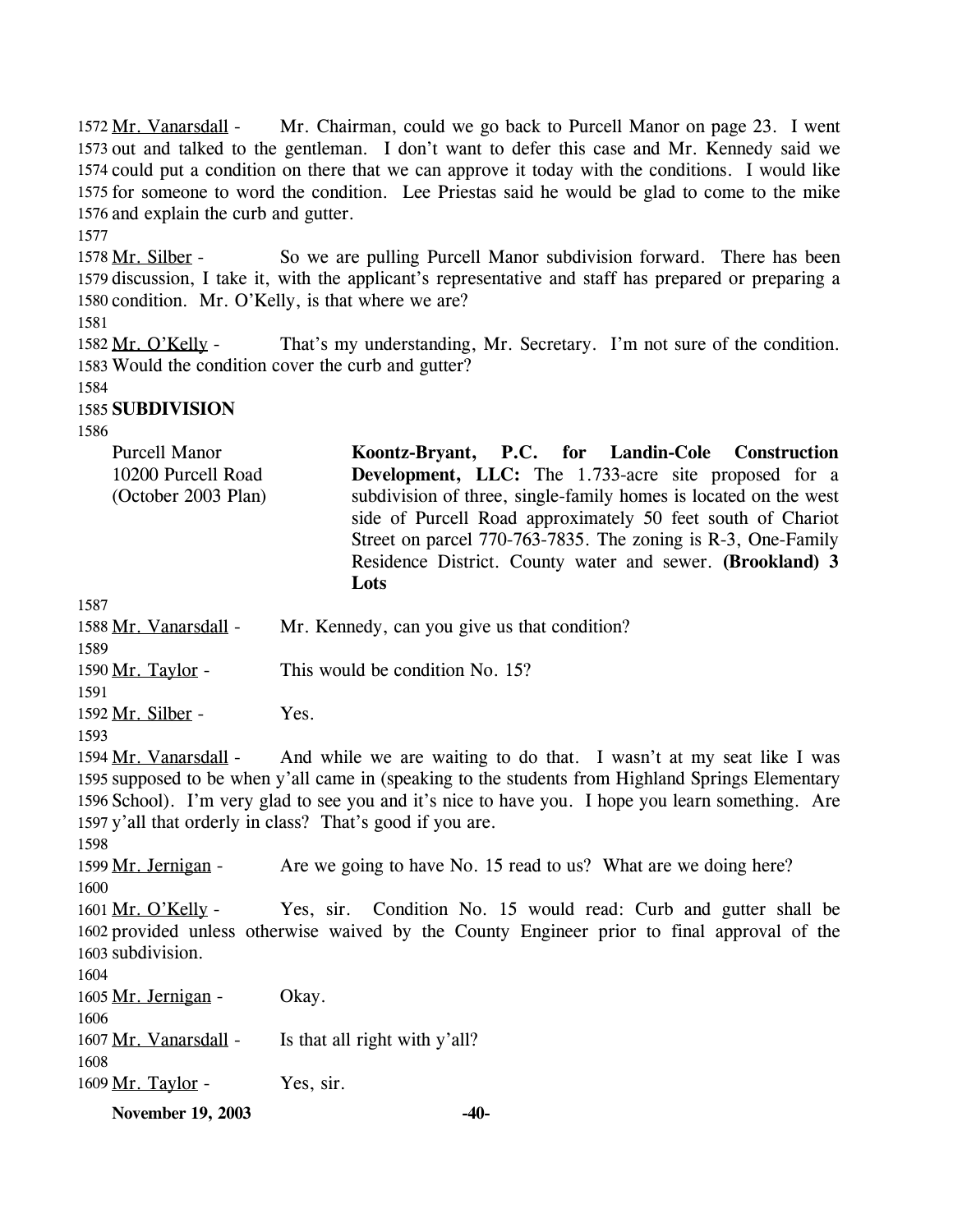1572 Mr. Vanarsdall - Mr. Chairman, could we go back to Purcell Manor on page 23. I went 1573 out and talked to the gentleman. I don't want to defer this case and Mr. Kennedy said we 1574 could put a condition on there that we can approve it today with the conditions. I would like 1575 for someone to word the condition. Lee Priestas said he would be glad to come to the mike 1576 and explain the curb and gutter.

1577

1578 Mr. Silber - So we are pulling Purcell Manor subdivision forward. There has been 1579 discussion, I take it, with the applicant's representative and staff has prepared or preparing a 1580 condition. Mr. O'Kelly, is that where we are?

1581

1582 Mr. O'Kelly - That's my understanding, Mr. Secretary. I'm not sure of the condition. 1583 Would the condition cover the curb and gutter?

1584

1585 **SUBDIVISION**

1586

| | |
|---|---|
| Purcell Manor<br>10200 Purcell Road<br>(October 2003 Plan) | **Koontz-Bryant, P.C. for Landin-Cole Construction Development, LLC:** The 1.733-acre site proposed for a subdivision of three, single-family homes is located on the west side of Purcell Road approximately 50 feet south of Chariot Street on parcel 770-763-7835. The zoning is R-3, One-Family Residence District. County water and sewer. **(Brookland) 3 Lots** |

1587

1588 Mr. Vanarsdall - Mr. Kennedy, can you give us that condition?

1589

1590 Mr. Taylor - This would be condition No. 15?

1591

1592 Mr. Silber - Yes.

1593

1594 Mr. Vanarsdall - And while we are waiting to do that. I wasn't at my seat like I was 1595 supposed to be when y'all came in (speaking to the students from Highland Springs Elementary 1596 School). I'm very glad to see you and it's nice to have you. I hope you learn something. Are 1597 y'all that orderly in class? That's good if you are.

1598

1599 Mr. Jernigan - Are we going to have No. 15 read to us? What are we doing here?

1600

1601 Mr. O'Kelly - Yes, sir. Condition No. 15 would read: Curb and gutter shall be 1602 provided unless otherwise waived by the County Engineer prior to final approval of the 1603 subdivision.

1604

1605 Mr. Jernigan - Okay.

1606

1607 Mr. Vanarsdall - Is that all right with y'all?

1608

1609 Mr. Taylor - Yes, sir.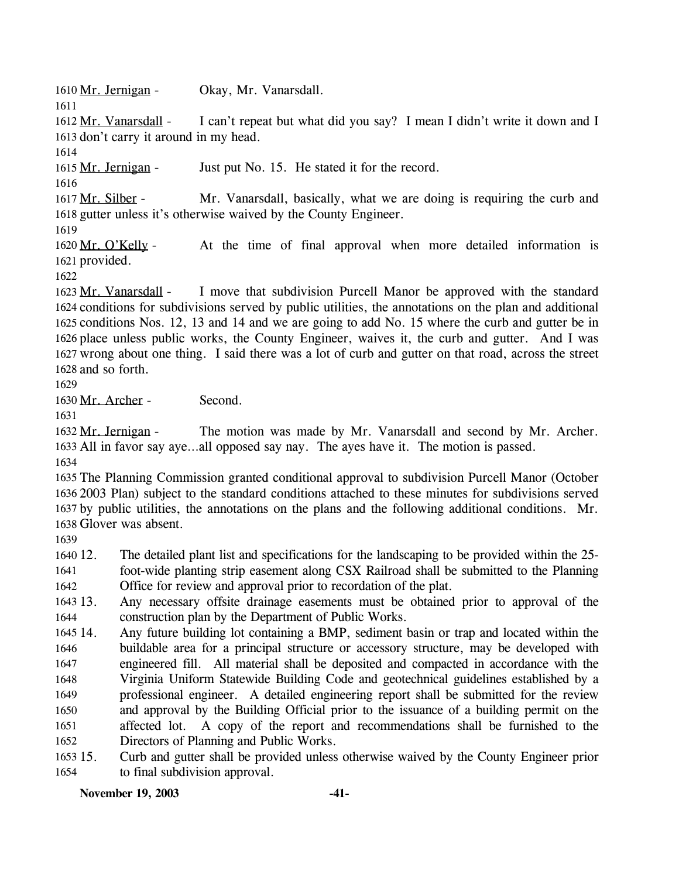Mr. Jernigan - Okay, Mr. Vanarsdall.

Mr. Vanarsdall - I can't repeat but what did you say? I mean I didn't write it down and I don't carry it around in my head.

Mr. Jernigan - Just put No. 15. He stated it for the record.

Mr. Silber - Mr. Vanarsdall, basically, what we are doing is requiring the curb and gutter unless it's otherwise waived by the County Engineer.

Mr. O'Kelly - At the time of final approval when more detailed information is provided.

Mr. Vanarsdall - I move that subdivision Purcell Manor be approved with the standard conditions for subdivisions served by public utilities, the annotations on the plan and additional conditions Nos. 12, 13 and 14 and we are going to add No. 15 where the curb and gutter be in place unless public works, the County Engineer, waives it, the curb and gutter. And I was wrong about one thing. I said there was a lot of curb and gutter on that road, across the street and so forth.

Mr. Archer - Second.

Mr. Jernigan - The motion was made by Mr. Vanarsdall and second by Mr. Archer. All in favor say aye…all opposed say nay. The ayes have it. The motion is passed.

The Planning Commission granted conditional approval to subdivision Purcell Manor (October 2003 Plan) subject to the standard conditions attached to these minutes for subdivisions served by public utilities, the annotations on the plans and the following additional conditions. Mr. Glover was absent.

12. The detailed plant list and specifications for the landscaping to be provided within the 25-foot-wide planting strip easement along CSX Railroad shall be submitted to the Planning Office for review and approval prior to recordation of the plat.
13. Any necessary offsite drainage easements must be obtained prior to approval of the construction plan by the Department of Public Works.
14. Any future building lot containing a BMP, sediment basin or trap and located within the buildable area for a principal structure or accessory structure, may be developed with engineered fill. All material shall be deposited and compacted in accordance with the Virginia Uniform Statewide Building Code and geotechnical guidelines established by a professional engineer. A detailed engineering report shall be submitted for the review and approval by the Building Official prior to the issuance of a building permit on the affected lot. A copy of the report and recommendations shall be furnished to the Directors of Planning and Public Works.
15. Curb and gutter shall be provided unless otherwise waived by the County Engineer prior to final subdivision approval.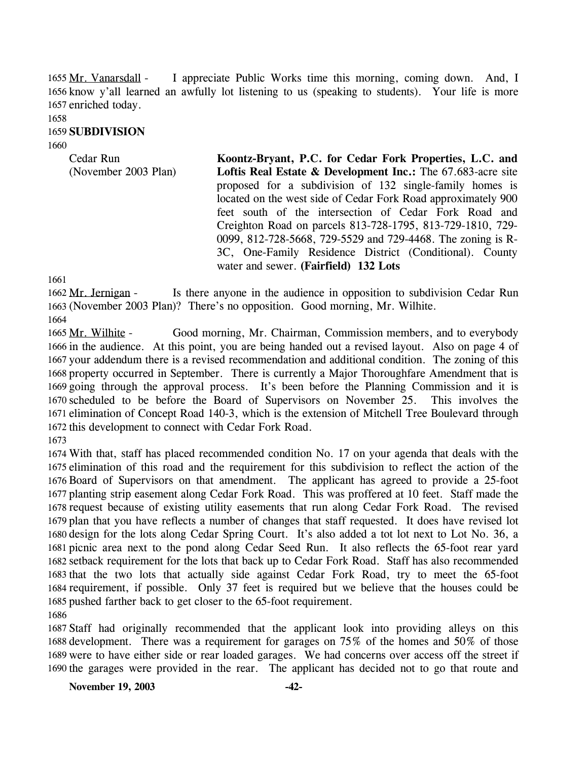Mr. Vanarsdall - I appreciate Public Works time this morning, coming down. And, I know y'all learned an awfully lot listening to us (speaking to students). Your life is more enriched today.

**SUBDIVISION**

Cedar Run (November 2003 Plan)

**Koontz-Bryant, P.C. for Cedar Fork Properties, L.C. and Loftis Real Estate & Development Inc.:** The 67.683-acre site proposed for a subdivision of 132 single-family homes is located on the west side of Cedar Fork Road approximately 900 feet south of the intersection of Cedar Fork Road and Creighton Road on parcels 813-728-1795, 813-729-1810, 729-0099, 812-728-5668, 729-5529 and 729-4468. The zoning is R-3C, One-Family Residence District (Conditional). County water and sewer. **(Fairfield) 132 Lots**

Mr. Jernigan - Is there anyone in the audience in opposition to subdivision Cedar Run (November 2003 Plan)? There's no opposition. Good morning, Mr. Wilhite.

Mr. Wilhite - Good morning, Mr. Chairman, Commission members, and to everybody in the audience. At this point, you are being handed out a revised layout. Also on page 4 of your addendum there is a revised recommendation and additional condition. The zoning of this property occurred in September. There is currently a Major Thoroughfare Amendment that is going through the approval process. It's been before the Planning Commission and it is scheduled to be before the Board of Supervisors on November 25. This involves the elimination of Concept Road 140-3, which is the extension of Mitchell Tree Boulevard through this development to connect with Cedar Fork Road.

With that, staff has placed recommended condition No. 17 on your agenda that deals with the elimination of this road and the requirement for this subdivision to reflect the action of the Board of Supervisors on that amendment. The applicant has agreed to provide a 25-foot planting strip easement along Cedar Fork Road. This was proffered at 10 feet. Staff made the request because of existing utility easements that run along Cedar Fork Road. The revised plan that you have reflects a number of changes that staff requested. It does have revised lot design for the lots along Cedar Spring Court. It's also added a tot lot next to Lot No. 36, a picnic area next to the pond along Cedar Seed Run. It also reflects the 65-foot rear yard setback requirement for the lots that back up to Cedar Fork Road. Staff has also recommended that the two lots that actually side against Cedar Fork Road, try to meet the 65-foot requirement, if possible. Only 37 feet is required but we believe that the houses could be pushed farther back to get closer to the 65-foot requirement.

Staff had originally recommended that the applicant look into providing alleys on this development. There was a requirement for garages on 75% of the homes and 50% of those were to have either side or rear loaded garages. We had concerns over access off the street if the garages were provided in the rear. The applicant has decided not to go that route and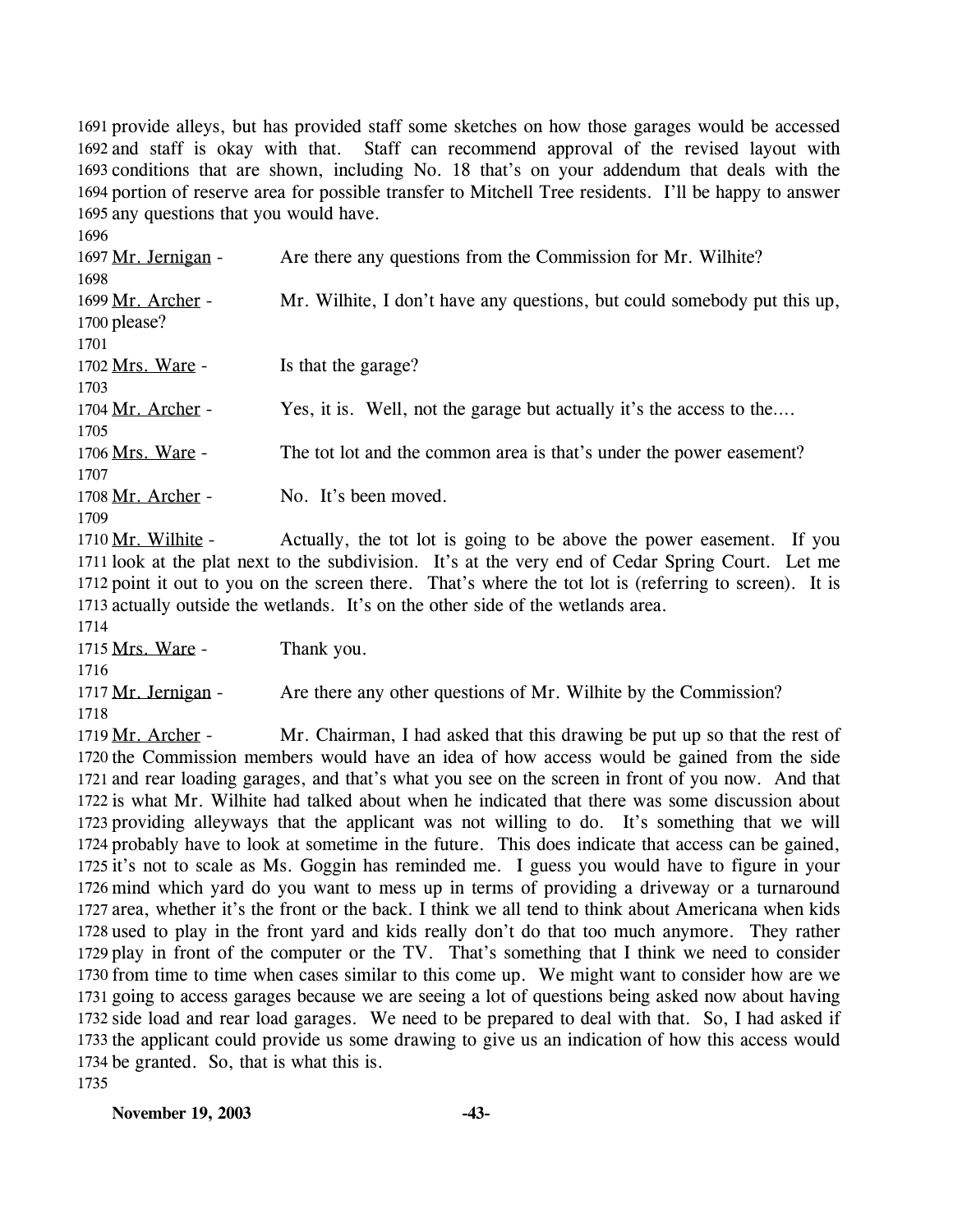provide alleys, but has provided staff some sketches on how those garages would be accessed and staff is okay with that. Staff can recommend approval of the revised layout with conditions that are shown, including No. 18 that's on your addendum that deals with the portion of reserve area for possible transfer to Mitchell Tree residents. I'll be happy to answer any questions that you would have.

Mr. Jernigan - Are there any questions from the Commission for Mr. Wilhite?

Mr. Archer - Mr. Wilhite, I don't have any questions, but could somebody put this up, please?

Mrs. Ware - Is that the garage?

Mr. Archer - Yes, it is. Well, not the garage but actually it's the access to the....

Mrs. Ware - The tot lot and the common area is that's under the power easement?

Mr. Archer - No. It's been moved.

Mr. Wilhite - Actually, the tot lot is going to be above the power easement. If you look at the plat next to the subdivision. It's at the very end of Cedar Spring Court. Let me point it out to you on the screen there. That's where the tot lot is (referring to screen). It is actually outside the wetlands. It's on the other side of the wetlands area.

Mrs. Ware - Thank you.

Mr. Jernigan - Are there any other questions of Mr. Wilhite by the Commission?

Mr. Archer - Mr. Chairman, I had asked that this drawing be put up so that the rest of the Commission members would have an idea of how access would be gained from the side and rear loading garages, and that's what you see on the screen in front of you now. And that is what Mr. Wilhite had talked about when he indicated that there was some discussion about providing alleyways that the applicant was not willing to do. It's something that we will probably have to look at sometime in the future. This does indicate that access can be gained, it's not to scale as Ms. Goggin has reminded me. I guess you would have to figure in your mind which yard do you want to mess up in terms of providing a driveway or a turnaround area, whether it's the front or the back. I think we all tend to think about Americana when kids used to play in the front yard and kids really don't do that too much anymore. They rather play in front of the computer or the TV. That's something that I think we need to consider from time to time when cases similar to this come up. We might want to consider how are we going to access garages because we are seeing a lot of questions being asked now about having side load and rear load garages. We need to be prepared to deal with that. So, I had asked if the applicant could provide us some drawing to give us an indication of how this access would be granted. So, that is what this is.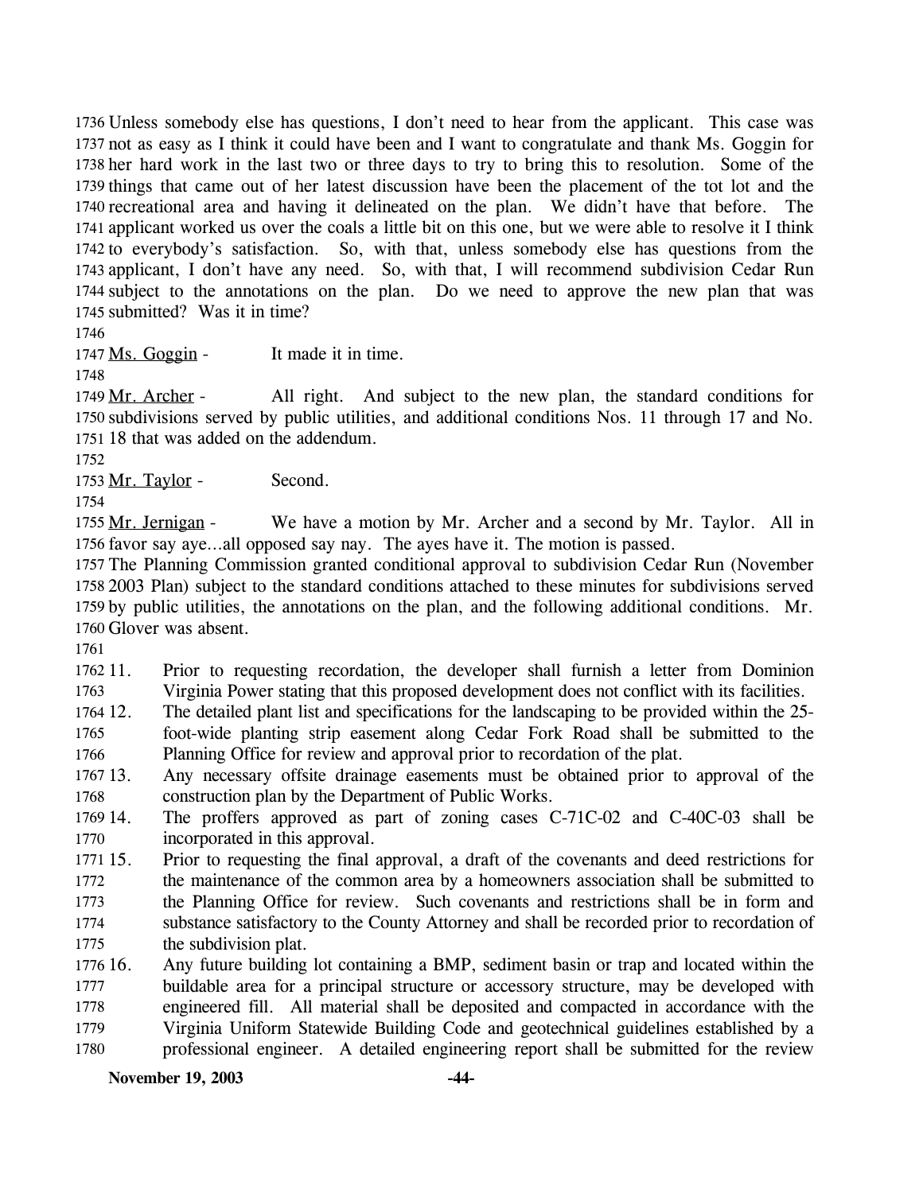Unless somebody else has questions, I don't need to hear from the applicant. This case was not as easy as I think it could have been and I want to congratulate and thank Ms. Goggin for her hard work in the last two or three days to try to bring this to resolution. Some of the things that came out of her latest discussion have been the placement of the tot lot and the recreational area and having it delineated on the plan. We didn't have that before. The applicant worked us over the coals a little bit on this one, but we were able to resolve it I think to everybody's satisfaction. So, with that, unless somebody else has questions from the applicant, I don't have any need. So, with that, I will recommend subdivision Cedar Run subject to the annotations on the plan. Do we need to approve the new plan that was submitted? Was it in time?

Ms. Goggin - It made it in time.

Mr. Archer - All right. And subject to the new plan, the standard conditions for subdivisions served by public utilities, and additional conditions Nos. 11 through 17 and No. 18 that was added on the addendum.

Mr. Taylor - Second.

Mr. Jernigan - We have a motion by Mr. Archer and a second by Mr. Taylor. All in favor say aye…all opposed say nay. The ayes have it. The motion is passed.

The Planning Commission granted conditional approval to subdivision Cedar Run (November 2003 Plan) subject to the standard conditions attached to these minutes for subdivisions served by public utilities, the annotations on the plan, and the following additional conditions. Mr. Glover was absent.

11. Prior to requesting recordation, the developer shall furnish a letter from Dominion Virginia Power stating that this proposed development does not conflict with its facilities.
12. The detailed plant list and specifications for the landscaping to be provided within the 25-foot-wide planting strip easement along Cedar Fork Road shall be submitted to the Planning Office for review and approval prior to recordation of the plat.
13. Any necessary offsite drainage easements must be obtained prior to approval of the construction plan by the Department of Public Works.
14. The proffers approved as part of zoning cases C-71C-02 and C-40C-03 shall be incorporated in this approval.
15. Prior to requesting the final approval, a draft of the covenants and deed restrictions for the maintenance of the common area by a homeowners association shall be submitted to the Planning Office for review. Such covenants and restrictions shall be in form and substance satisfactory to the County Attorney and shall be recorded prior to recordation of the subdivision plat.
16. Any future building lot containing a BMP, sediment basin or trap and located within the buildable area for a principal structure or accessory structure, may be developed with engineered fill. All material shall be deposited and compacted in accordance with the Virginia Uniform Statewide Building Code and geotechnical guidelines established by a professional engineer. A detailed engineering report shall be submitted for the review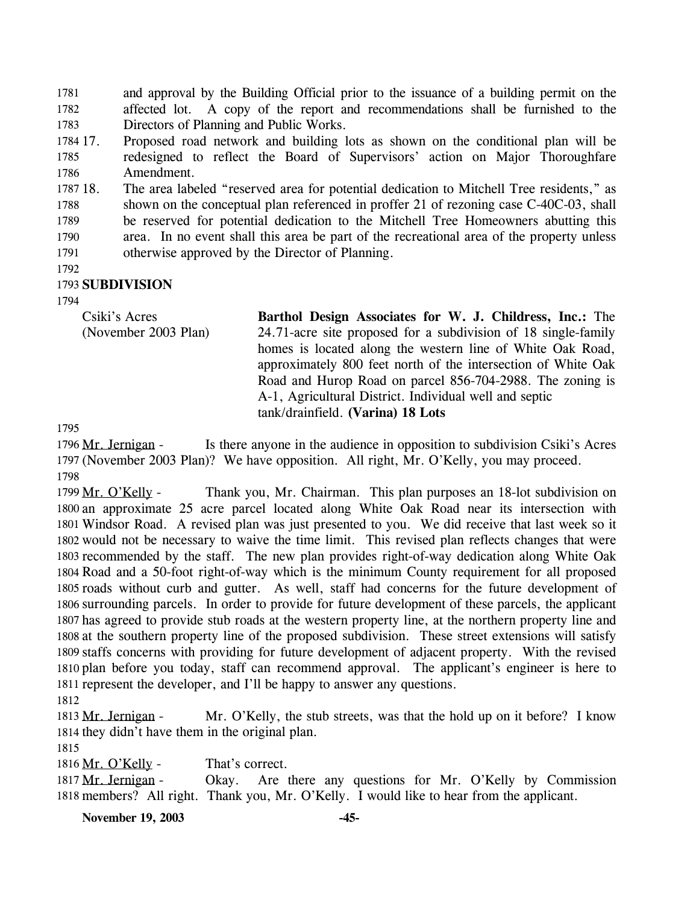and approval by the Building Official prior to the issuance of a building permit on the affected lot. A copy of the report and recommendations shall be furnished to the Directors of Planning and Public Works.

17. Proposed road network and building lots as shown on the conditional plan will be redesigned to reflect the Board of Supervisors' action on Major Thoroughfare Amendment.

18. The area labeled "reserved area for potential dedication to Mitchell Tree residents," as shown on the conceptual plan referenced in proffer 21 of rezoning case C-40C-03, shall be reserved for potential dedication to the Mitchell Tree Homeowners abutting this area. In no event shall this area be part of the recreational area of the property unless otherwise approved by the Director of Planning.

**SUBDIVISION**

Csiki's Acres (November 2003 Plan)

**Barthol Design Associates for W. J. Childress, Inc.:** The 24.71-acre site proposed for a subdivision of 18 single-family homes is located along the western line of White Oak Road, approximately 800 feet north of the intersection of White Oak Road and Hurop Road on parcel 856-704-2988. The zoning is A-1, Agricultural District. Individual well and septic tank/drainfield. **(Varina) 18 Lots**

Mr. Jernigan - Is there anyone in the audience in opposition to subdivision Csiki's Acres (November 2003 Plan)? We have opposition. All right, Mr. O'Kelly, you may proceed.

Mr. O'Kelly - Thank you, Mr. Chairman. This plan purposes an 18-lot subdivision on an approximate 25 acre parcel located along White Oak Road near its intersection with Windsor Road. A revised plan was just presented to you. We did receive that last week so it would not be necessary to waive the time limit. This revised plan reflects changes that were recommended by the staff. The new plan provides right-of-way dedication along White Oak Road and a 50-foot right-of-way which is the minimum County requirement for all proposed roads without curb and gutter. As well, staff had concerns for the future development of surrounding parcels. In order to provide for future development of these parcels, the applicant has agreed to provide stub roads at the western property line, at the northern property line and at the southern property line of the proposed subdivision. These street extensions will satisfy staffs concerns with providing for future development of adjacent property. With the revised plan before you today, staff can recommend approval. The applicant's engineer is here to represent the developer, and I'll be happy to answer any questions.

Mr. Jernigan - Mr. O'Kelly, the stub streets, was that the hold up on it before? I know they didn't have them in the original plan.

Mr. O'Kelly - That's correct.

Mr. Jernigan - Okay. Are there any questions for Mr. O'Kelly by Commission members? All right. Thank you, Mr. O'Kelly. I would like to hear from the applicant.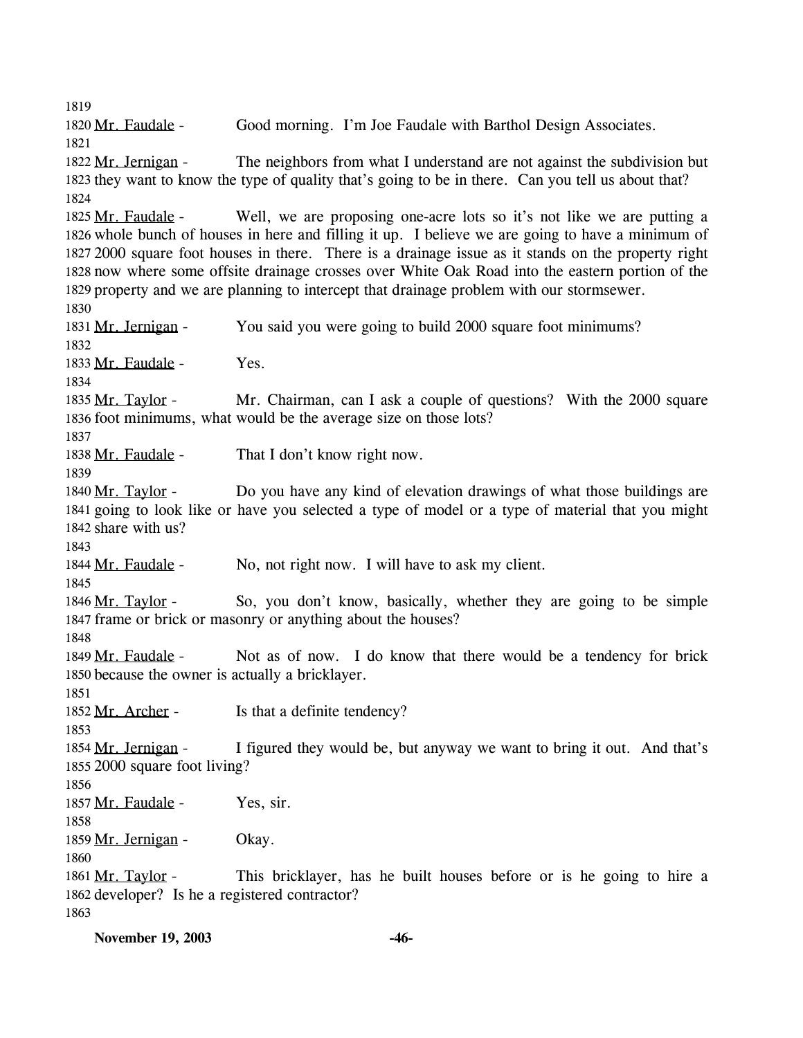1819

1820 Mr. Faudale - Good morning. I'm Joe Faudale with Barthol Design Associates.

1821

1822 Mr. Jernigan - The neighbors from what I understand are not against the subdivision but
1823 they want to know the type of quality that's going to be in there. Can you tell us about that?

1824

1825 Mr. Faudale - Well, we are proposing one-acre lots so it's not like we are putting a
1826 whole bunch of houses in here and filling it up. I believe we are going to have a minimum of
1827 2000 square foot houses in there. There is a drainage issue as it stands on the property right
1828 now where some offsite drainage crosses over White Oak Road into the eastern portion of the
1829 property and we are planning to intercept that drainage problem with our stormsewer.

1830

1831 Mr. Jernigan - You said you were going to build 2000 square foot minimums?

1832

1833 Mr. Faudale - Yes.

1834

1835 Mr. Taylor - Mr. Chairman, can I ask a couple of questions? With the 2000 square
1836 foot minimums, what would be the average size on those lots?

1837

1838 Mr. Faudale - That I don't know right now.

1839

1840 Mr. Taylor - Do you have any kind of elevation drawings of what those buildings are
1841 going to look like or have you selected a type of model or a type of material that you might
1842 share with us?

1843

1844 Mr. Faudale - No, not right now. I will have to ask my client.

1845

1846 Mr. Taylor - So, you don't know, basically, whether they are going to be simple
1847 frame or brick or masonry or anything about the houses?

1848

1849 Mr. Faudale - Not as of now. I do know that there would be a tendency for brick
1850 because the owner is actually a bricklayer.

1851

1852 Mr. Archer - Is that a definite tendency?

1853

1854 Mr. Jernigan - I figured they would be, but anyway we want to bring it out. And that's
1855 2000 square foot living?

1856

1857 Mr. Faudale - Yes, sir.

1858

1859 Mr. Jernigan - Okay.

1860

1861 Mr. Taylor - This bricklayer, has he built houses before or is he going to hire a
1862 developer? Is he a registered contractor?

1863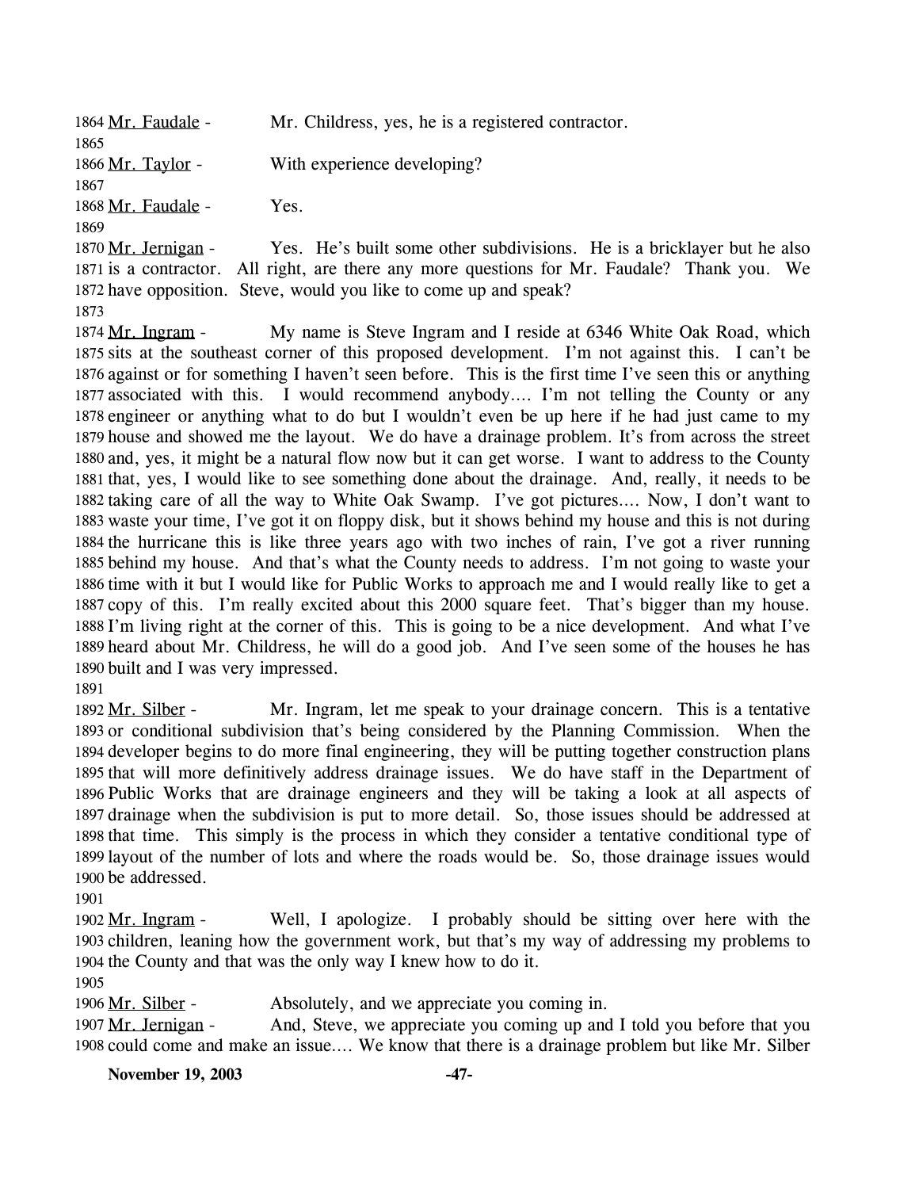1864 Mr. Faudale - Mr. Childress, yes, he is a registered contractor.
1865
1866 Mr. Taylor - With experience developing?
1867
1868 Mr. Faudale - Yes.
1869
1870 Mr. Jernigan - Yes. He's built some other subdivisions. He is a bricklayer but he also
1871 is a contractor. All right, are there any more questions for Mr. Faudale? Thank you. We
1872 have opposition. Steve, would you like to come up and speak?
1873
1874 Mr. Ingram - My name is Steve Ingram and I reside at 6346 White Oak Road, which
1875 sits at the southeast corner of this proposed development. I'm not against this. I can't be
1876 against or for something I haven't seen before. This is the first time I've seen this or anything
1877 associated with this. I would recommend anybody…. I'm not telling the County or any
1878 engineer or anything what to do but I wouldn't even be up here if he had just came to my
1879 house and showed me the layout. We do have a drainage problem. It's from across the street
1880 and, yes, it might be a natural flow now but it can get worse. I want to address to the County
1881 that, yes, I would like to see something done about the drainage. And, really, it needs to be
1882 taking care of all the way to White Oak Swamp. I've got pictures…. Now, I don't want to
1883 waste your time, I've got it on floppy disk, but it shows behind my house and this is not during
1884 the hurricane this is like three years ago with two inches of rain, I've got a river running
1885 behind my house. And that's what the County needs to address. I'm not going to waste your
1886 time with it but I would like for Public Works to approach me and I would really like to get a
1887 copy of this. I'm really excited about this 2000 square feet. That's bigger than my house.
1888 I'm living right at the corner of this. This is going to be a nice development. And what I've
1889 heard about Mr. Childress, he will do a good job. And I've seen some of the houses he has
1890 built and I was very impressed.
1891
1892 Mr. Silber - Mr. Ingram, let me speak to your drainage concern. This is a tentative
1893 or conditional subdivision that's being considered by the Planning Commission. When the
1894 developer begins to do more final engineering, they will be putting together construction plans
1895 that will more definitively address drainage issues. We do have staff in the Department of
1896 Public Works that are drainage engineers and they will be taking a look at all aspects of
1897 drainage when the subdivision is put to more detail. So, those issues should be addressed at
1898 that time. This simply is the process in which they consider a tentative conditional type of
1899 layout of the number of lots and where the roads would be. So, those drainage issues would
1900 be addressed.
1901
1902 Mr. Ingram - Well, I apologize. I probably should be sitting over here with the
1903 children, leaning how the government work, but that's my way of addressing my problems to
1904 the County and that was the only way I knew how to do it.
1905
1906 Mr. Silber - Absolutely, and we appreciate you coming in.
1907 Mr. Jernigan - And, Steve, we appreciate you coming up and I told you before that you
1908 could come and make an issue…. We know that there is a drainage problem but like Mr. Silber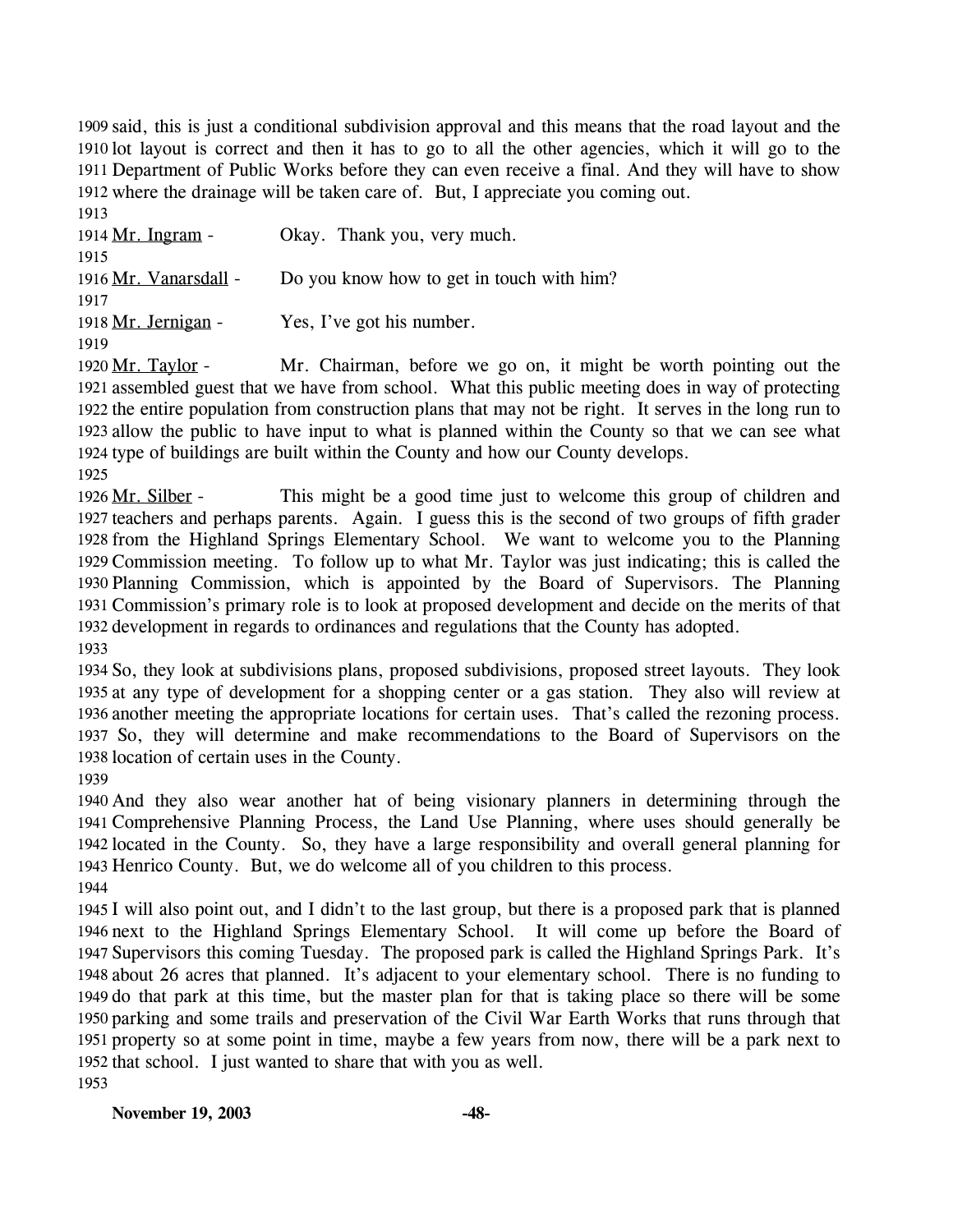said, this is just a conditional subdivision approval and this means that the road layout and the lot layout is correct and then it has to go to all the other agencies, which it will go to the Department of Public Works before they can even receive a final. And they will have to show where the drainage will be taken care of. But, I appreciate you coming out.

Mr. Ingram - Okay. Thank you, very much.

Mr. Vanarsdall - Do you know how to get in touch with him?

Mr. Jernigan - Yes, I've got his number.

Mr. Taylor - Mr. Chairman, before we go on, it might be worth pointing out the assembled guest that we have from school. What this public meeting does in way of protecting the entire population from construction plans that may not be right. It serves in the long run to allow the public to have input to what is planned within the County so that we can see what type of buildings are built within the County and how our County develops.

Mr. Silber - This might be a good time just to welcome this group of children and teachers and perhaps parents. Again. I guess this is the second of two groups of fifth grader from the Highland Springs Elementary School. We want to welcome you to the Planning Commission meeting. To follow up to what Mr. Taylor was just indicating; this is called the Planning Commission, which is appointed by the Board of Supervisors. The Planning Commission's primary role is to look at proposed development and decide on the merits of that development in regards to ordinances and regulations that the County has adopted.

So, they look at subdivisions plans, proposed subdivisions, proposed street layouts. They look at any type of development for a shopping center or a gas station. They also will review at another meeting the appropriate locations for certain uses. That's called the rezoning process. So, they will determine and make recommendations to the Board of Supervisors on the location of certain uses in the County.

And they also wear another hat of being visionary planners in determining through the Comprehensive Planning Process, the Land Use Planning, where uses should generally be located in the County. So, they have a large responsibility and overall general planning for Henrico County. But, we do welcome all of you children to this process.

I will also point out, and I didn't to the last group, but there is a proposed park that is planned next to the Highland Springs Elementary School. It will come up before the Board of Supervisors this coming Tuesday. The proposed park is called the Highland Springs Park. It's about 26 acres that planned. It's adjacent to your elementary school. There is no funding to do that park at this time, but the master plan for that is taking place so there will be some parking and some trails and preservation of the Civil War Earth Works that runs through that property so at some point in time, maybe a few years from now, there will be a park next to that school. I just wanted to share that with you as well.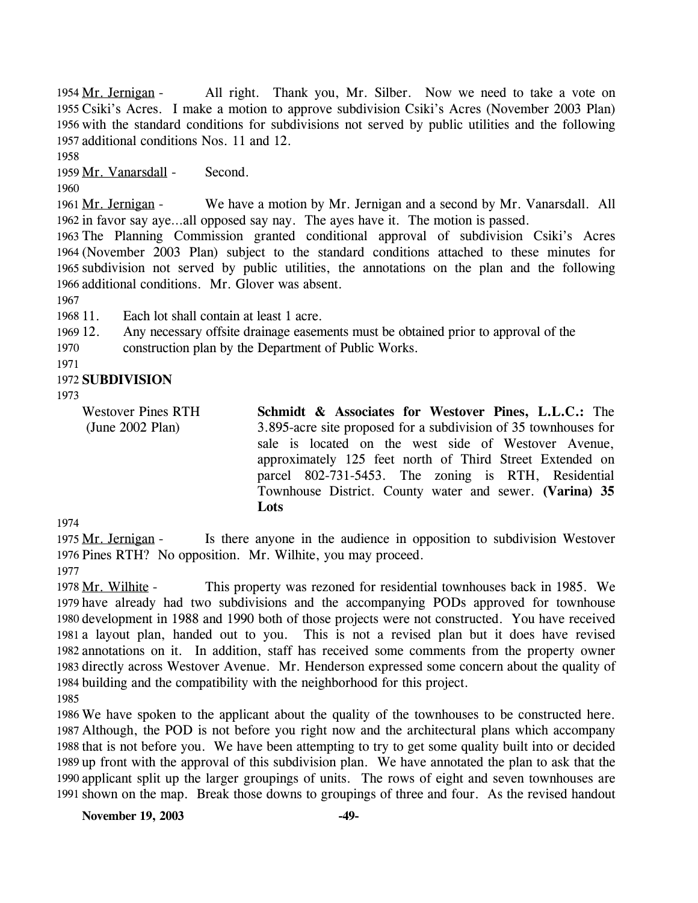Mr. Jernigan - All right. Thank you, Mr. Silber. Now we need to take a vote on Csiki's Acres. I make a motion to approve subdivision Csiki's Acres (November 2003 Plan) with the standard conditions for subdivisions not served by public utilities and the following additional conditions Nos. 11 and 12.

Mr. Vanarsdall - Second.

Mr. Jernigan - We have a motion by Mr. Jernigan and a second by Mr. Vanarsdall. All in favor say aye…all opposed say nay. The ayes have it. The motion is passed.

The Planning Commission granted conditional approval of subdivision Csiki's Acres (November 2003 Plan) subject to the standard conditions attached to these minutes for subdivision not served by public utilities, the annotations on the plan and the following additional conditions. Mr. Glover was absent.

11. Each lot shall contain at least 1 acre.
12. Any necessary offsite drainage easements must be obtained prior to approval of the construction plan by the Department of Public Works.

**SUBDIVISION**

Westover Pines RTH (June 2002 Plan)

**Schmidt & Associates for Westover Pines, L.L.C.:** The 3.895-acre site proposed for a subdivision of 35 townhouses for sale is located on the west side of Westover Avenue, approximately 125 feet north of Third Street Extended on parcel 802-731-5453. The zoning is RTH, Residential Townhouse District. County water and sewer. **(Varina) 35 Lots**

Mr. Jernigan - Is there anyone in the audience in opposition to subdivision Westover Pines RTH? No opposition. Mr. Wilhite, you may proceed.

Mr. Wilhite - This property was rezoned for residential townhouses back in 1985. We have already had two subdivisions and the accompanying PODs approved for townhouse development in 1988 and 1990 both of those projects were not constructed. You have received a layout plan, handed out to you. This is not a revised plan but it does have revised annotations on it. In addition, staff has received some comments from the property owner directly across Westover Avenue. Mr. Henderson expressed some concern about the quality of building and the compatibility with the neighborhood for this project.

We have spoken to the applicant about the quality of the townhouses to be constructed here. Although, the POD is not before you right now and the architectural plans which accompany that is not before you. We have been attempting to try to get some quality built into or decided up front with the approval of this subdivision plan. We have annotated the plan to ask that the applicant split up the larger groupings of units. The rows of eight and seven townhouses are shown on the map. Break those downs to groupings of three and four. As the revised handout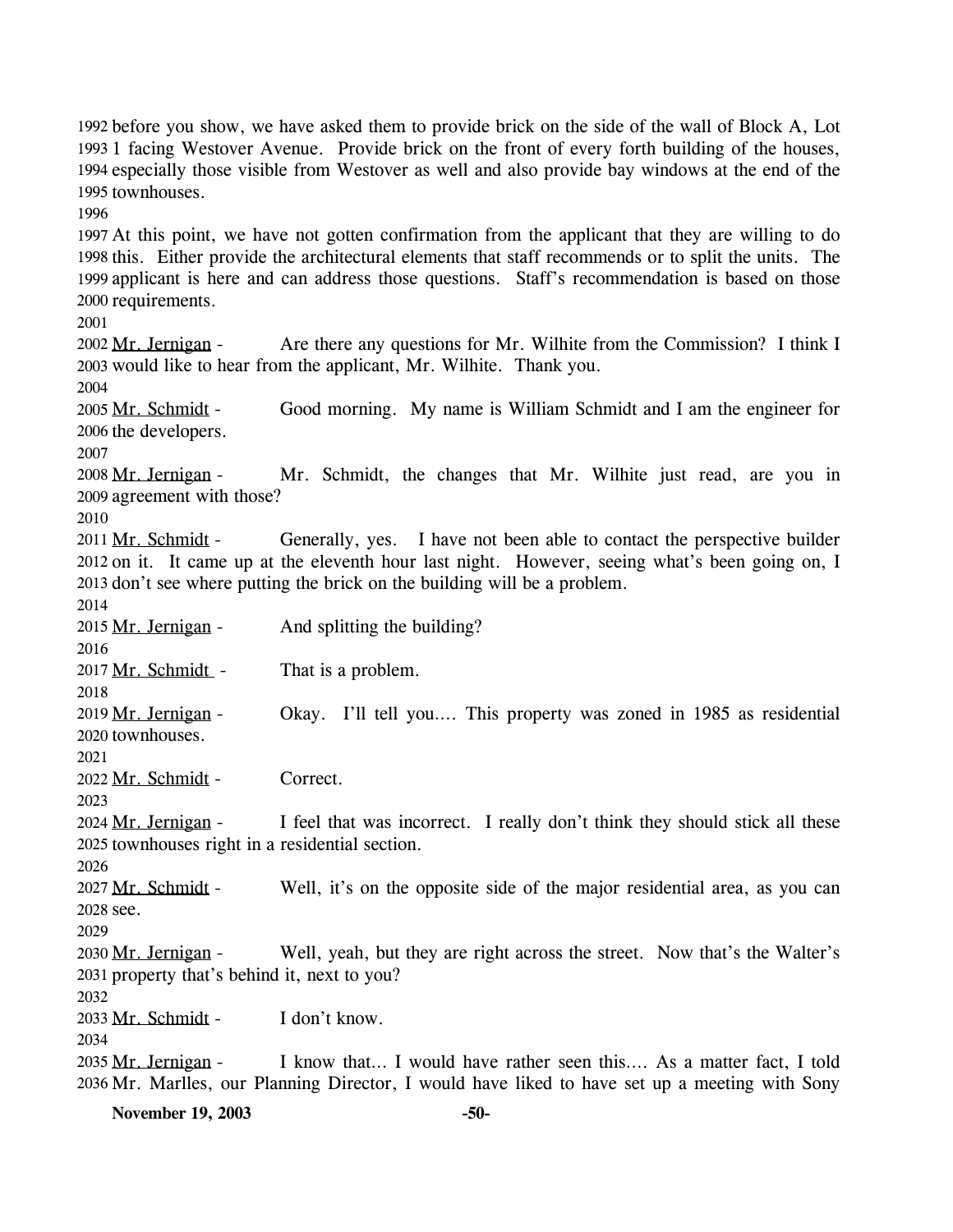before you show, we have asked them to provide brick on the side of the wall of Block A, Lot 1 facing Westover Avenue. Provide brick on the front of every forth building of the houses, especially those visible from Westover as well and also provide bay windows at the end of the townhouses.

At this point, we have not gotten confirmation from the applicant that they are willing to do this. Either provide the architectural elements that staff recommends or to split the units. The applicant is here and can address those questions. Staff's recommendation is based on those requirements.

Mr. Jernigan - Are there any questions for Mr. Wilhite from the Commission? I think I would like to hear from the applicant, Mr. Wilhite. Thank you.

Mr. Schmidt - Good morning. My name is William Schmidt and I am the engineer for the developers.

Mr. Jernigan - Mr. Schmidt, the changes that Mr. Wilhite just read, are you in agreement with those?

Mr. Schmidt - Generally, yes. I have not been able to contact the perspective builder on it. It came up at the eleventh hour last night. However, seeing what's been going on, I don't see where putting the brick on the building will be a problem.

Mr. Jernigan - And splitting the building?

Mr. Schmidt - That is a problem.

Mr. Jernigan - Okay. I'll tell you.... This property was zoned in 1985 as residential townhouses.

Mr. Schmidt - Correct.

Mr. Jernigan - I feel that was incorrect. I really don't think they should stick all these townhouses right in a residential section.

Mr. Schmidt - Well, it's on the opposite side of the major residential area, as you can see.

Mr. Jernigan - Well, yeah, but they are right across the street. Now that's the Walter's property that's behind it, next to you?

Mr. Schmidt - I don't know.

Mr. Jernigan - I know that... I would have rather seen this.... As a matter fact, I told Mr. Marlles, our Planning Director, I would have liked to have set up a meeting with Sony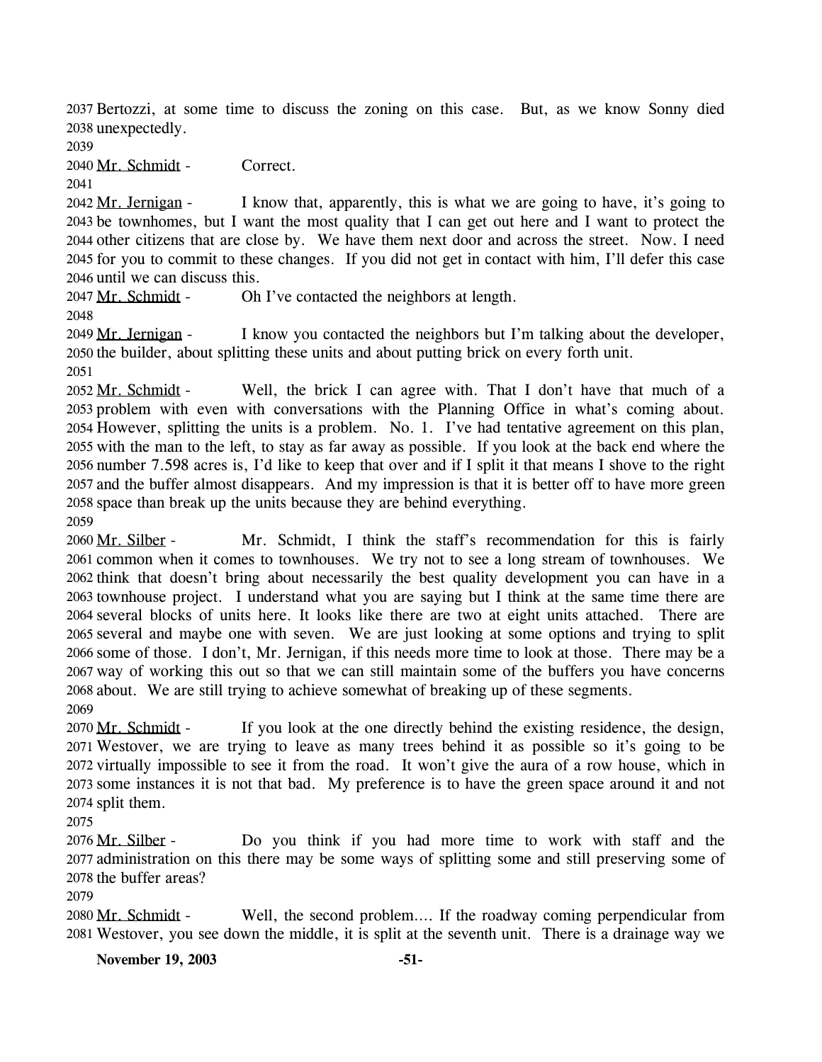Bertozzi, at some time to discuss the zoning on this case. But, as we know Sonny died unexpectedly.

Mr. Schmidt - Correct.

Mr. Jernigan - I know that, apparently, this is what we are going to have, it's going to be townhomes, but I want the most quality that I can get out here and I want to protect the other citizens that are close by. We have them next door and across the street. Now. I need for you to commit to these changes. If you did not get in contact with him, I'll defer this case until we can discuss this.

Mr. Schmidt - Oh I've contacted the neighbors at length.

Mr. Jernigan - I know you contacted the neighbors but I'm talking about the developer, the builder, about splitting these units and about putting brick on every forth unit.

Mr. Schmidt - Well, the brick I can agree with. That I don't have that much of a problem with even with conversations with the Planning Office in what's coming about. However, splitting the units is a problem. No. 1. I've had tentative agreement on this plan, with the man to the left, to stay as far away as possible. If you look at the back end where the number 7.598 acres is, I'd like to keep that over and if I split it that means I shove to the right and the buffer almost disappears. And my impression is that it is better off to have more green space than break up the units because they are behind everything.

Mr. Silber - Mr. Schmidt, I think the staff's recommendation for this is fairly common when it comes to townhouses. We try not to see a long stream of townhouses. We think that doesn't bring about necessarily the best quality development you can have in a townhouse project. I understand what you are saying but I think at the same time there are several blocks of units here. It looks like there are two at eight units attached. There are several and maybe one with seven. We are just looking at some options and trying to split some of those. I don't, Mr. Jernigan, if this needs more time to look at those. There may be a way of working this out so that we can still maintain some of the buffers you have concerns about. We are still trying to achieve somewhat of breaking up of these segments.

Mr. Schmidt - If you look at the one directly behind the existing residence, the design, Westover, we are trying to leave as many trees behind it as possible so it's going to be virtually impossible to see it from the road. It won't give the aura of a row house, which in some instances it is not that bad. My preference is to have the green space around it and not split them.

Mr. Silber - Do you think if you had more time to work with staff and the administration on this there may be some ways of splitting some and still preserving some of the buffer areas?

Mr. Schmidt - Well, the second problem…. If the roadway coming perpendicular from Westover, you see down the middle, it is split at the seventh unit. There is a drainage way we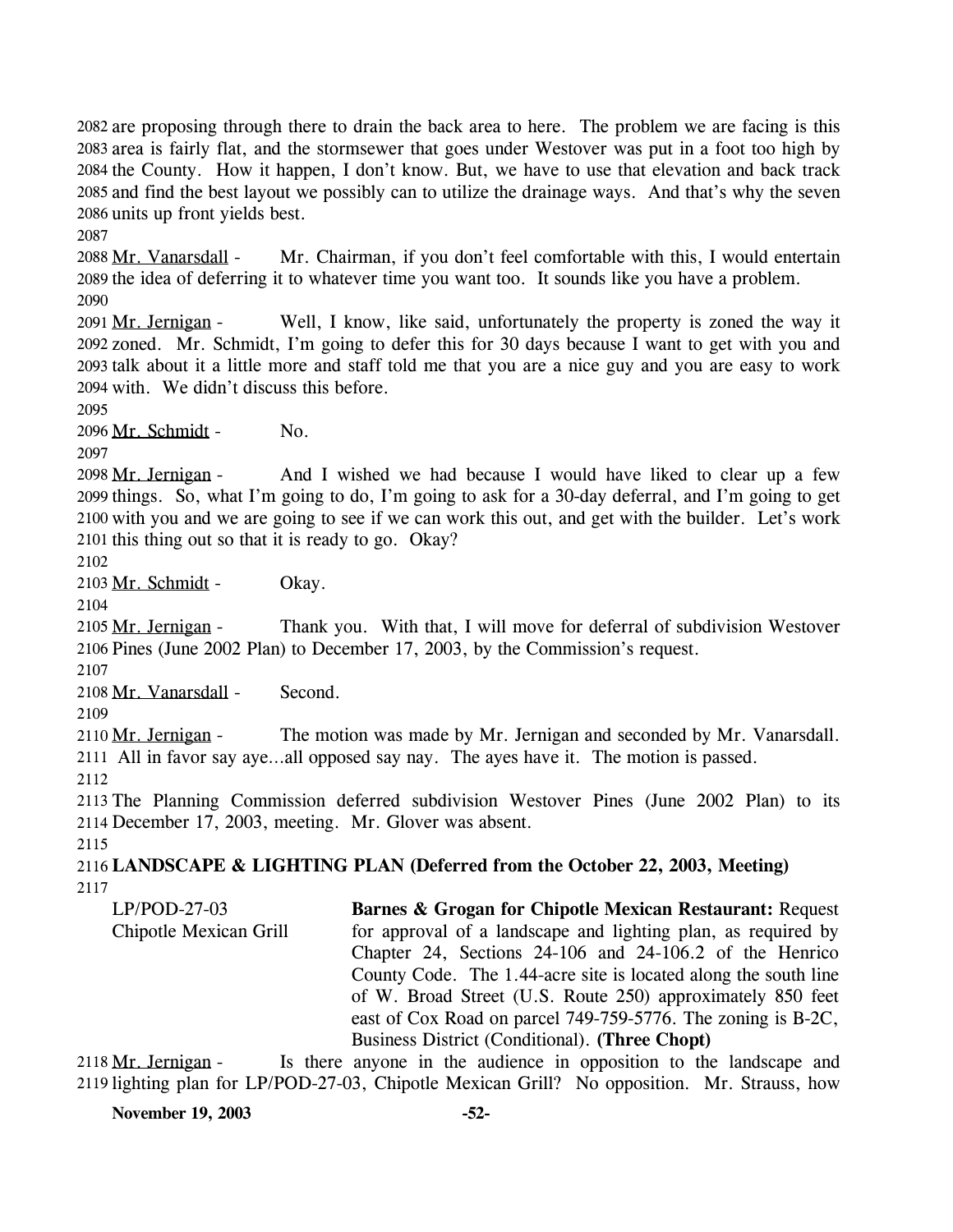are proposing through there to drain the back area to here. The problem we are facing is this area is fairly flat, and the stormsewer that goes under Westover was put in a foot too high by the County. How it happen, I don't know. But, we have to use that elevation and back track and find the best layout we possibly can to utilize the drainage ways. And that's why the seven units up front yields best.

Mr. Vanarsdall - Mr. Chairman, if you don't feel comfortable with this, I would entertain the idea of deferring it to whatever time you want too. It sounds like you have a problem.

Mr. Jernigan - Well, I know, like said, unfortunately the property is zoned the way it zoned. Mr. Schmidt, I'm going to defer this for 30 days because I want to get with you and talk about it a little more and staff told me that you are a nice guy and you are easy to work with. We didn't discuss this before.

Mr. Schmidt - No.

Mr. Jernigan - And I wished we had because I would have liked to clear up a few things. So, what I'm going to do, I'm going to ask for a 30-day deferral, and I'm going to get with you and we are going to see if we can work this out, and get with the builder. Let's work this thing out so that it is ready to go. Okay?

Mr. Schmidt - Okay.

Mr. Jernigan - Thank you. With that, I will move for deferral of subdivision Westover Pines (June 2002 Plan) to December 17, 2003, by the Commission's request.

Mr. Vanarsdall - Second.

Mr. Jernigan - The motion was made by Mr. Jernigan and seconded by Mr. Vanarsdall. All in favor say aye…all opposed say nay. The ayes have it. The motion is passed.

The Planning Commission deferred subdivision Westover Pines (June 2002 Plan) to its December 17, 2003, meeting. Mr. Glover was absent.

**LANDSCAPE & LIGHTING PLAN (Deferred from the October 22, 2003, Meeting)**

LP/POD-27-03
Chipotle Mexican Grill

**Barnes & Grogan for Chipotle Mexican Restaurant:** Request for approval of a landscape and lighting plan, as required by Chapter 24, Sections 24-106 and 24-106.2 of the Henrico County Code. The 1.44-acre site is located along the south line of W. Broad Street (U.S. Route 250) approximately 850 feet east of Cox Road on parcel 749-759-5776. The zoning is B-2C, Business District (Conditional). **(Three Chopt)**

Mr. Jernigan - Is there anyone in the audience in opposition to the landscape and lighting plan for LP/POD-27-03, Chipotle Mexican Grill? No opposition. Mr. Strauss, how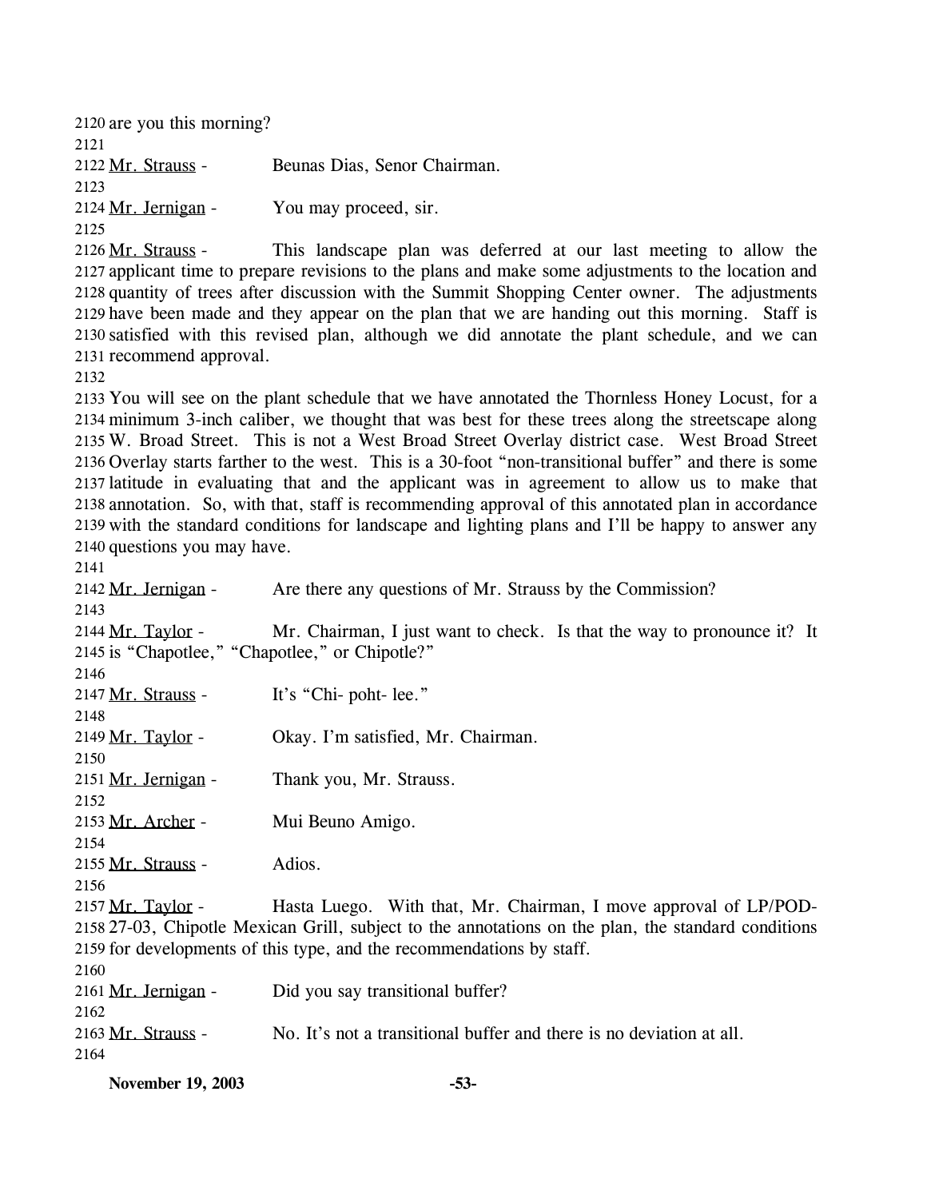2120 are you this morning?

2121

2122 Mr. Strauss - Beunas Dias, Senor Chairman.

2123

2124 Mr. Jernigan - You may proceed, sir.

2125

2126 Mr. Strauss - This landscape plan was deferred at our last meeting to allow the
2127 applicant time to prepare revisions to the plans and make some adjustments to the location and
2128 quantity of trees after discussion with the Summit Shopping Center owner. The adjustments
2129 have been made and they appear on the plan that we are handing out this morning. Staff is
2130 satisfied with this revised plan, although we did annotate the plant schedule, and we can
2131 recommend approval.

2132

2133 You will see on the plant schedule that we have annotated the Thornless Honey Locust, for a
2134 minimum 3-inch caliber, we thought that was best for these trees along the streetscape along
2135 W. Broad Street. This is not a West Broad Street Overlay district case. West Broad Street
2136 Overlay starts farther to the west. This is a 30-foot "non-transitional buffer" and there is some
2137 latitude in evaluating that and the applicant was in agreement to allow us to make that
2138 annotation. So, with that, staff is recommending approval of this annotated plan in accordance
2139 with the standard conditions for landscape and lighting plans and I'll be happy to answer any
2140 questions you may have.

2141

2142 Mr. Jernigan - Are there any questions of Mr. Strauss by the Commission?

2143

2144 Mr. Taylor - Mr. Chairman, I just want to check. Is that the way to pronounce it? It
2145 is "Chapotlee," "Chapotlee," or Chipotle?"

2146

2147 Mr. Strauss - It's "Chi- poht- lee."

2148

2149 Mr. Taylor - Okay. I'm satisfied, Mr. Chairman.

2150

2151 Mr. Jernigan - Thank you, Mr. Strauss.

2152

2153 Mr. Archer - Mui Beuno Amigo.

2154

2155 Mr. Strauss - Adios.

2156

2157 Mr. Taylor - Hasta Luego. With that, Mr. Chairman, I move approval of LP/POD-
2158 27-03, Chipotle Mexican Grill, subject to the annotations on the plan, the standard conditions
2159 for developments of this type, and the recommendations by staff.

2160

2161 Mr. Jernigan - Did you say transitional buffer?

2162

2163 Mr. Strauss - No. It's not a transitional buffer and there is no deviation at all.

2164

**November 19, 2003**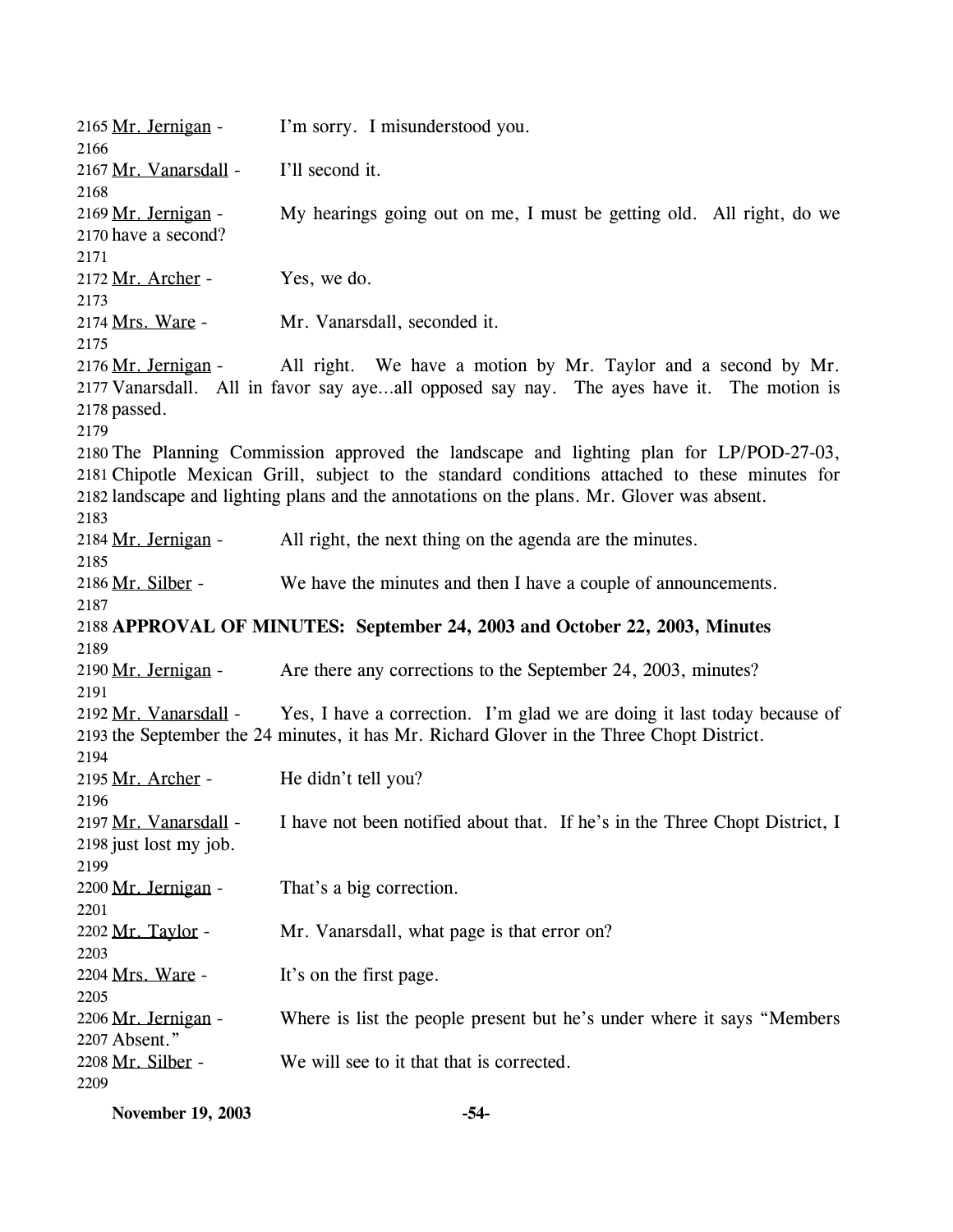Mr. Jernigan - I'm sorry. I misunderstood you.

Mr. Vanarsdall - I'll second it.

Mr. Jernigan - My hearings going out on me, I must be getting old. All right, do we have a second?

Mr. Archer - Yes, we do.

Mrs. Ware - Mr. Vanarsdall, seconded it.

Mr. Jernigan - All right. We have a motion by Mr. Taylor and a second by Mr. Vanarsdall. All in favor say aye...all opposed say nay. The ayes have it. The motion is passed.

The Planning Commission approved the landscape and lighting plan for LP/POD-27-03, Chipotle Mexican Grill, subject to the standard conditions attached to these minutes for landscape and lighting plans and the annotations on the plans. Mr. Glover was absent.

Mr. Jernigan - All right, the next thing on the agenda are the minutes.

Mr. Silber - We have the minutes and then I have a couple of announcements.

**APPROVAL OF MINUTES: September 24, 2003 and October 22, 2003, Minutes**

Mr. Jernigan - Are there any corrections to the September 24, 2003, minutes?

Mr. Vanarsdall - Yes, I have a correction. I'm glad we are doing it last today because of the September the 24 minutes, it has Mr. Richard Glover in the Three Chopt District.

Mr. Archer - He didn't tell you?

Mr. Vanarsdall - I have not been notified about that. If he's in the Three Chopt District, I just lost my job.

Mr. Jernigan - That's a big correction.

Mr. Taylor - Mr. Vanarsdall, what page is that error on?

Mrs. Ware - It's on the first page.

Mr. Jernigan - Where is list the people present but he's under where it says "Members Absent."

Mr. Silber - We will see to it that that is corrected.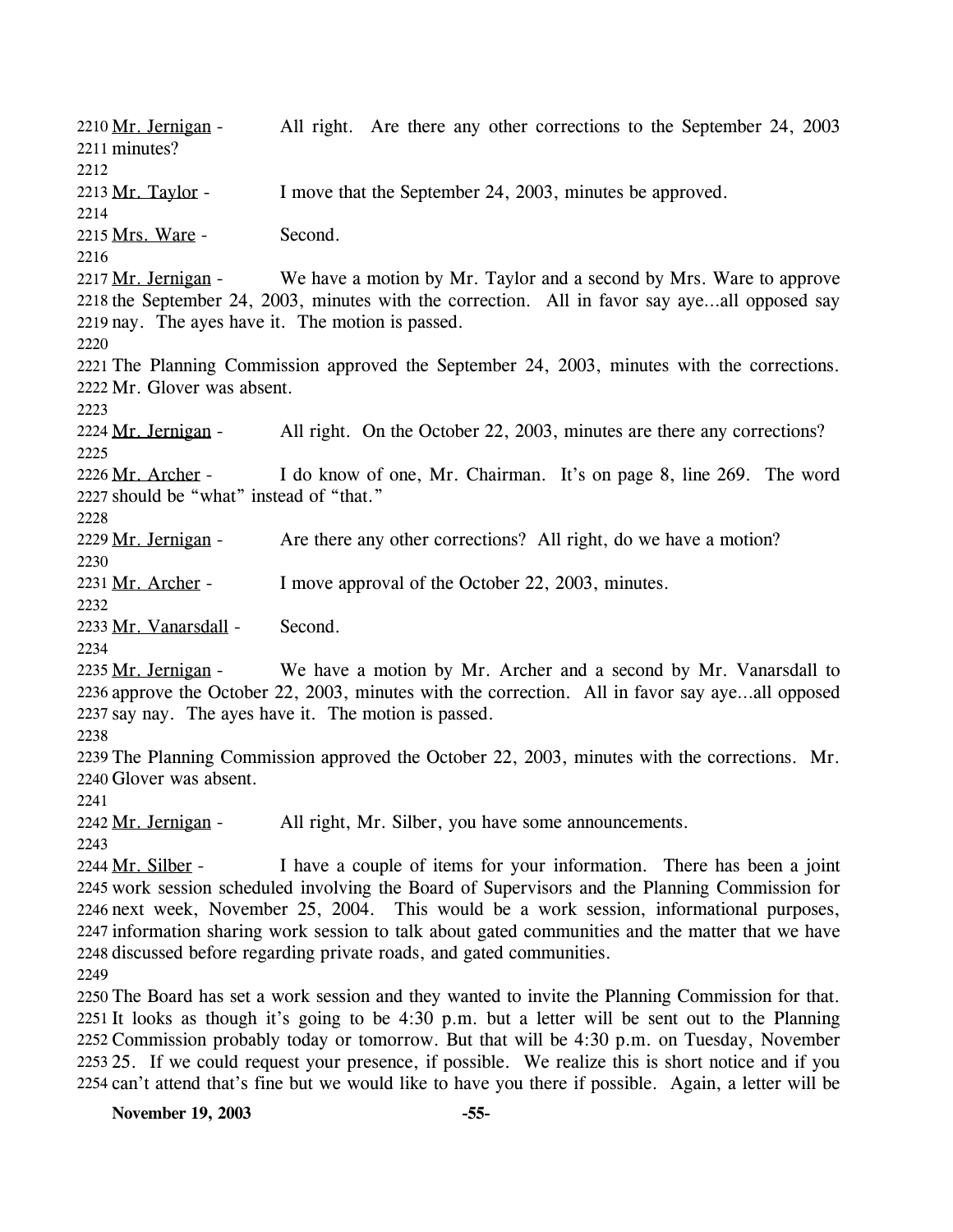2210 Mr. Jernigan - All right. Are there any other corrections to the September 24, 2003
2211 minutes?
2212
2213 Mr. Taylor - I move that the September 24, 2003, minutes be approved.
2214
2215 Mrs. Ware - Second.
2216
2217 Mr. Jernigan - We have a motion by Mr. Taylor and a second by Mrs. Ware to approve
2218 the September 24, 2003, minutes with the correction. All in favor say aye…all opposed say
2219 nay. The ayes have it. The motion is passed.
2220
2221 The Planning Commission approved the September 24, 2003, minutes with the corrections.
2222 Mr. Glover was absent.
2223
2224 Mr. Jernigan - All right. On the October 22, 2003, minutes are there any corrections?
2225
2226 Mr. Archer - I do know of one, Mr. Chairman. It's on page 8, line 269. The word
2227 should be "what" instead of "that."
2228
2229 Mr. Jernigan - Are there any other corrections? All right, do we have a motion?
2230
2231 Mr. Archer - I move approval of the October 22, 2003, minutes.
2232
2233 Mr. Vanarsdall - Second.
2234
2235 Mr. Jernigan - We have a motion by Mr. Archer and a second by Mr. Vanarsdall to
2236 approve the October 22, 2003, minutes with the correction. All in favor say aye…all opposed
2237 say nay. The ayes have it. The motion is passed.
2238
2239 The Planning Commission approved the October 22, 2003, minutes with the corrections. Mr.
2240 Glover was absent.
2241
2242 Mr. Jernigan - All right, Mr. Silber, you have some announcements.
2243
2244 Mr. Silber - I have a couple of items for your information. There has been a joint
2245 work session scheduled involving the Board of Supervisors and the Planning Commission for
2246 next week, November 25, 2004. This would be a work session, informational purposes,
2247 information sharing work session to talk about gated communities and the matter that we have
2248 discussed before regarding private roads, and gated communities.
2249
2250 The Board has set a work session and they wanted to invite the Planning Commission for that.
2251 It looks as though it's going to be 4:30 p.m. but a letter will be sent out to the Planning
2252 Commission probably today or tomorrow. But that will be 4:30 p.m. on Tuesday, November
2253 25. If we could request your presence, if possible. We realize this is short notice and if you
2254 can't attend that's fine but we would like to have you there if possible. Again, a letter will be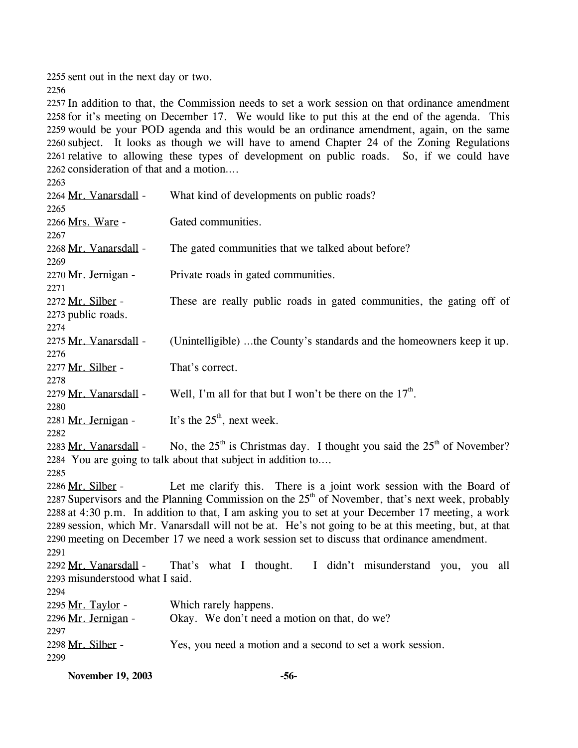2255 sent out in the next day or two.

2256

2257 In addition to that, the Commission needs to set a work session on that ordinance amendment
2258 for it's meeting on December 17. We would like to put this at the end of the agenda. This
2259 would be your POD agenda and this would be an ordinance amendment, again, on the same
2260 subject. It looks as though we will have to amend Chapter 24 of the Zoning Regulations
2261 relative to allowing these types of development on public roads. So, if we could have
2262 consideration of that and a motion....

2263

2264 Mr. Vanarsdall - What kind of developments on public roads?

2265

2266 Mrs. Ware - Gated communities.

2267

2268 Mr. Vanarsdall - The gated communities that we talked about before?

2269

2270 Mr. Jernigan - Private roads in gated communities.

2271

2272 Mr. Silber - These are really public roads in gated communities, the gating off of
2273 public roads.

2274

2275 Mr. Vanarsdall - (Unintelligible) ...the County's standards and the homeowners keep it up.

2276

2277 Mr. Silber - That's correct.

2278

2279 Mr. Vanarsdall - Well, I'm all for that but I won't be there on the 17th.

2280

2281 Mr. Jernigan - It's the 25th, next week.

2282

2283 Mr. Vanarsdall - No, the 25th is Christmas day. I thought you said the 25th of November?
2284 You are going to talk about that subject in addition to....

2285

2286 Mr. Silber - Let me clarify this. There is a joint work session with the Board of
2287 Supervisors and the Planning Commission on the 25th of November, that's next week, probably
2288 at 4:30 p.m. In addition to that, I am asking you to set at your December 17 meeting, a work
2289 session, which Mr. Vanarsdall will not be at. He's not going to be at this meeting, but, at that
2290 meeting on December 17 we need a work session set to discuss that ordinance amendment.

2291

2292 Mr. Vanarsdall - That's what I thought. I didn't misunderstand you, you all
2293 misunderstood what I said.

2294

2295 Mr. Taylor - Which rarely happens.

2296 Mr. Jernigan - Okay. We don't need a motion on that, do we?

2297

2298 Mr. Silber - Yes, you need a motion and a second to set a work session.

2299

**November 19, 2003**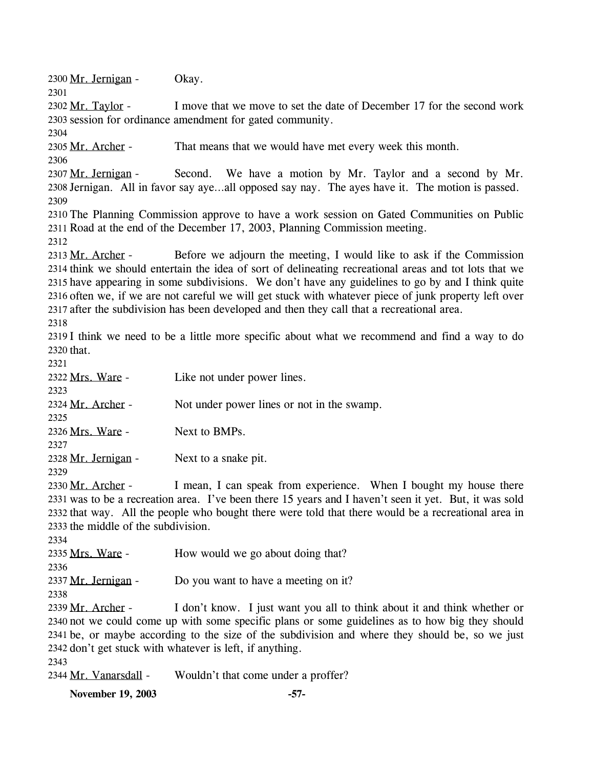2300 Mr. Jernigan - Okay.

2301

2302 Mr. Taylor - I move that we move to set the date of December 17 for the second work 2303 session for ordinance amendment for gated community.

2304

2305 Mr. Archer - That means that we would have met every week this month.

2306

2307 Mr. Jernigan - Second. We have a motion by Mr. Taylor and a second by Mr. 2308 Jernigan. All in favor say aye…all opposed say nay. The ayes have it. The motion is passed.

2309

2310 The Planning Commission approve to have a work session on Gated Communities on Public 2311 Road at the end of the December 17, 2003, Planning Commission meeting.

2312

2313 Mr. Archer - Before we adjourn the meeting, I would like to ask if the Commission 2314 think we should entertain the idea of sort of delineating recreational areas and tot lots that we 2315 have appearing in some subdivisions. We don't have any guidelines to go by and I think quite 2316 often we, if we are not careful we will get stuck with whatever piece of junk property left over 2317 after the subdivision has been developed and then they call that a recreational area.

2318

2319 I think we need to be a little more specific about what we recommend and find a way to do 2320 that.

2321

2322 Mrs. Ware - Like not under power lines.

2323

2324 Mr. Archer - Not under power lines or not in the swamp.

2325

2326 Mrs. Ware - Next to BMPs.

2327

2328 Mr. Jernigan - Next to a snake pit.

2329

2330 Mr. Archer - I mean, I can speak from experience. When I bought my house there 2331 was to be a recreation area. I've been there 15 years and I haven't seen it yet. But, it was sold 2332 that way. All the people who bought there were told that there would be a recreational area in 2333 the middle of the subdivision.

2334

2335 Mrs. Ware - How would we go about doing that?

2336

2337 Mr. Jernigan - Do you want to have a meeting on it?

2338

2339 Mr. Archer - I don't know. I just want you all to think about it and think whether or 2340 not we could come up with some specific plans or some guidelines as to how big they should 2341 be, or maybe according to the size of the subdivision and where they should be, so we just 2342 don't get stuck with whatever is left, if anything.

2343

2344 Mr. Vanarsdall - Wouldn't that come under a proffer?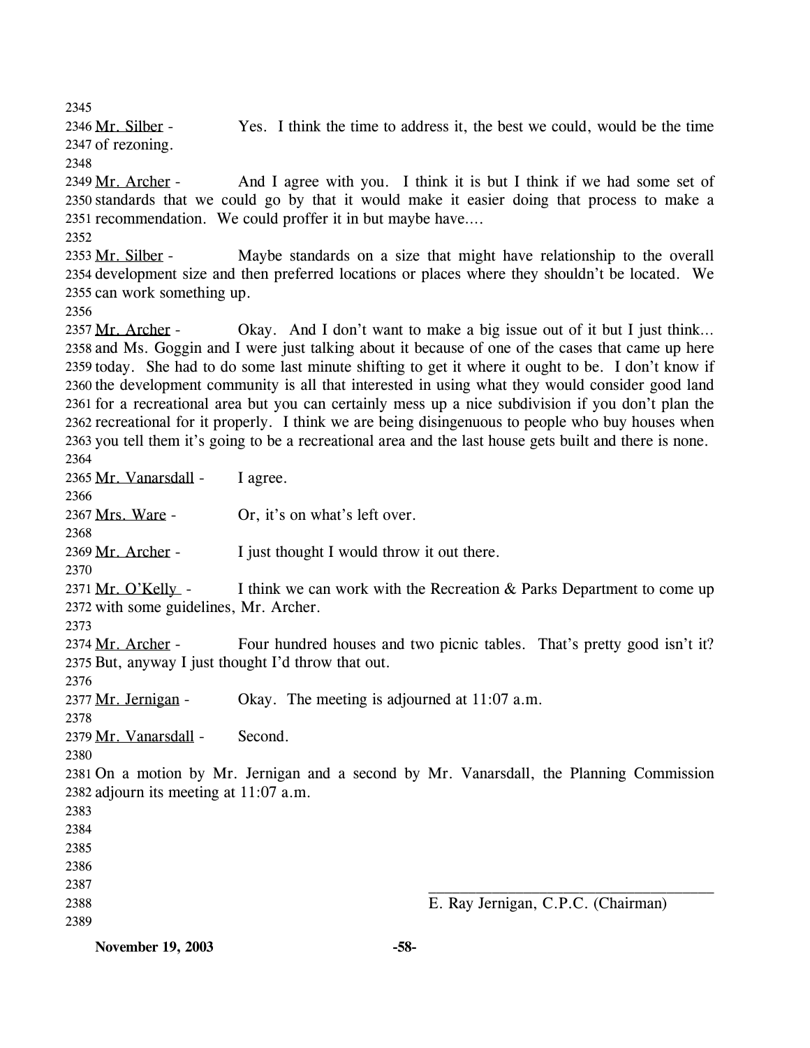Mr. Silber - Yes. I think the time to address it, the best we could, would be the time of rezoning.

Mr. Archer - And I agree with you. I think it is but I think if we had some set of standards that we could go by that it would make it easier doing that process to make a recommendation. We could proffer it in but maybe have….

Mr. Silber - Maybe standards on a size that might have relationship to the overall development size and then preferred locations or places where they shouldn't be located. We can work something up.

Mr. Archer - Okay. And I don't want to make a big issue out of it but I just think… and Ms. Goggin and I were just talking about it because of one of the cases that came up here today. She had to do some last minute shifting to get it where it ought to be. I don't know if the development community is all that interested in using what they would consider good land for a recreational area but you can certainly mess up a nice subdivision if you don't plan the recreational for it properly. I think we are being disingenuous to people who buy houses when you tell them it's going to be a recreational area and the last house gets built and there is none.

Mr. Vanarsdall - I agree.

Mrs. Ware - Or, it's on what's left over.

Mr. Archer - I just thought I would throw it out there.

Mr. O'Kelly - I think we can work with the Recreation & Parks Department to come up with some guidelines, Mr. Archer.

Mr. Archer - Four hundred houses and two picnic tables. That's pretty good isn't it? But, anyway I just thought I'd throw that out.

Mr. Jernigan - Okay. The meeting is adjourned at 11:07 a.m.

Mr. Vanarsdall - Second.

On a motion by Mr. Jernigan and a second by Mr. Vanarsdall, the Planning Commission adjourn its meeting at 11:07 a.m.

\_\_\_\_\_\_\_\_\_\_\_\_\_\_\_\_\_\_\_\_\_\_\_\_\_\_\_\_\_\_\_\_\_\_\_\_\_\_

E. Ray Jernigan, C.P.C. (Chairman)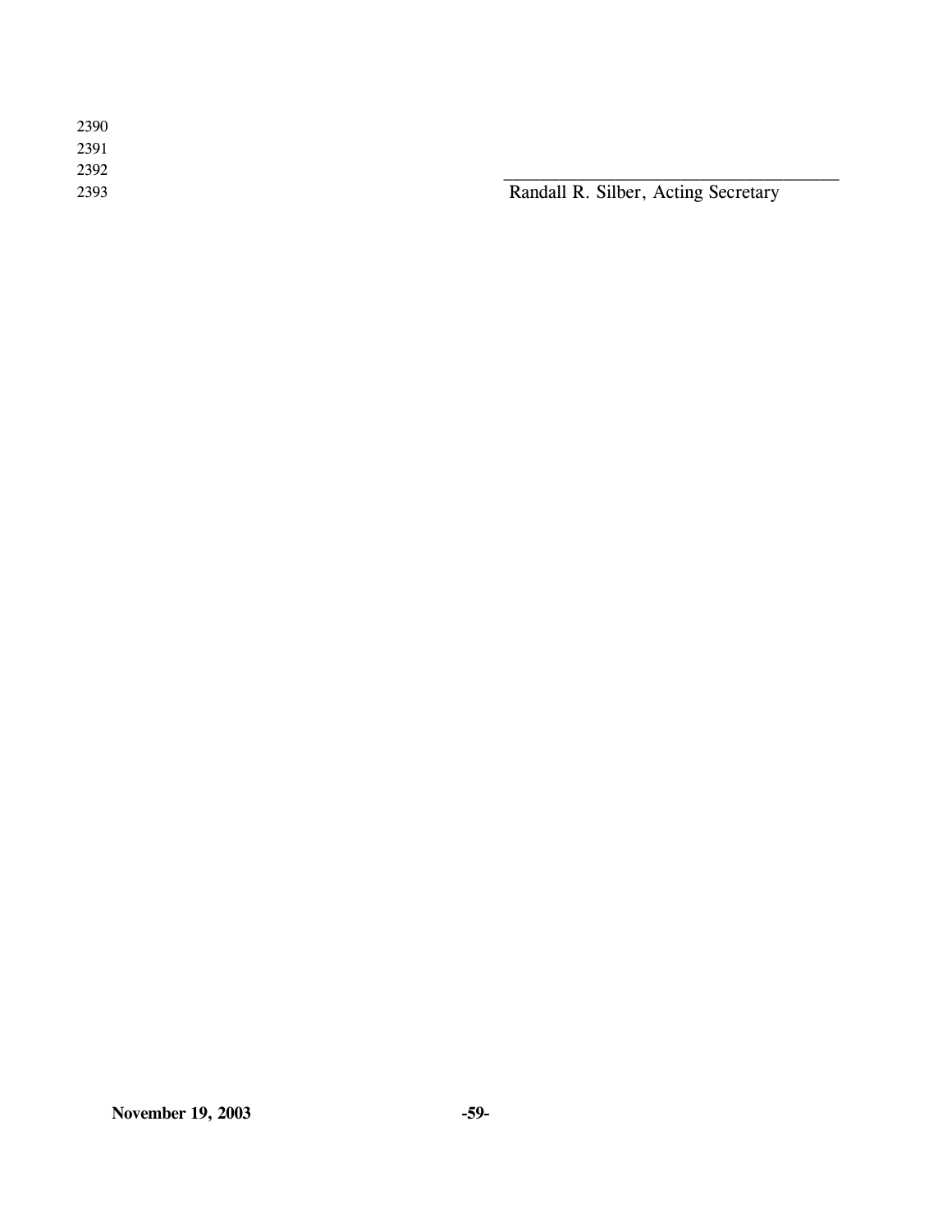\_\_\_\_\_\_\_\_\_\_\_\_\_\_\_\_\_\_\_\_\_\_\_\_\_\_\_\_\_\_\_\_\_\_\_\_\_\_

Randall R. Silber, Acting Secretary